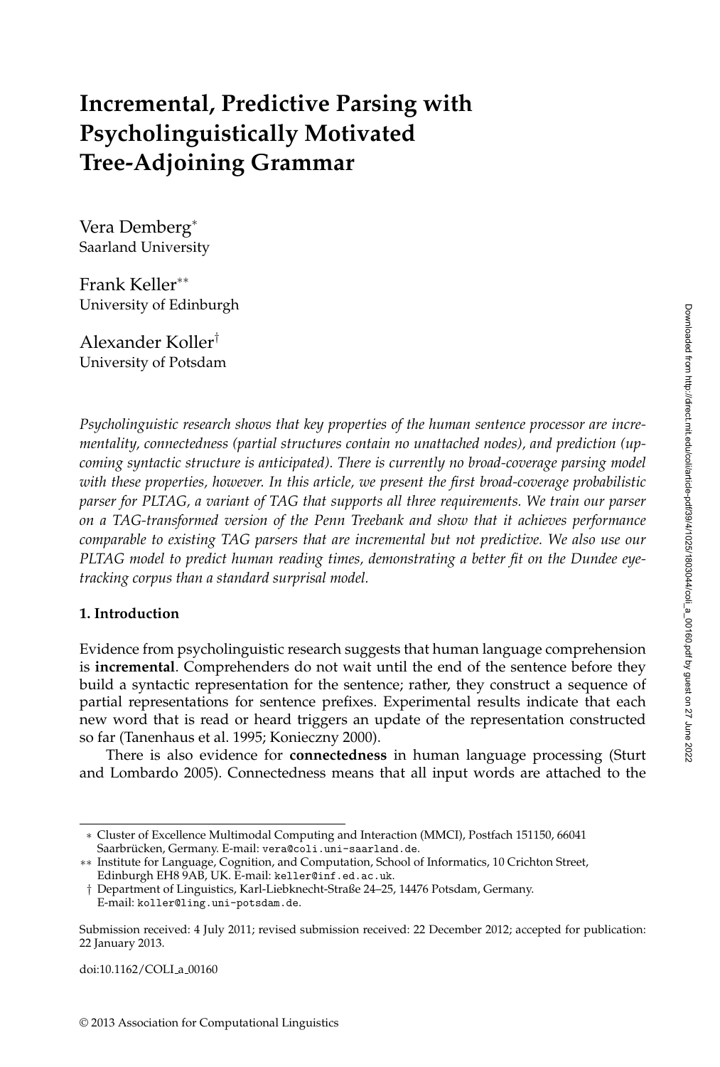# Incremental, Predictive Parsing with Psycholinguistically Motivated Tree-Adjoining Grammar

Vera Demberg[*]
Saarland University

Frank Keller[**]
University of Edinburgh

Alexander Koller[†]
University of Potsdam

*Psycholinguistic research shows that key properties of the human sentence processor are incrementality, connectedness (partial structures contain no unattached nodes), and prediction (upcoming syntactic structure is anticipated). There is currently no broad-coverage parsing model with these properties, however. In this article, we present the first broad-coverage probabilistic parser for PLTAG, a variant of TAG that supports all three requirements. We train our parser on a TAG-transformed version of the Penn Treebank and show that it achieves performance comparable to existing TAG parsers that are incremental but not predictive. We also use our PLTAG model to predict human reading times, demonstrating a better fit on the Dundee eye-tracking corpus than a standard surprisal model.*

## 1. Introduction

Evidence from psycholinguistic research suggests that human language comprehension is **incremental**. Comprehenders do not wait until the end of the sentence before they build a syntactic representation for the sentence; rather, they construct a sequence of partial representations for sentence prefixes. Experimental results indicate that each new word that is read or heard triggers an update of the representation constructed so far (Tanenhaus et al. 1995; Konieczny 2000).

There is also evidence for **connectedness** in human language processing (Sturt and Lombardo 2005). Connectedness means that all input words are attached to the

---

[*] Cluster of Excellence Multimodal Computing and Interaction (MMCI), Postfach 151150, 66041 Saarbrücken, Germany. E-mail: vera@coli.uni-saarland.de.

[**] Institute for Language, Cognition, and Computation, School of Informatics, 10 Crichton Street, Edinburgh EH8 9AB, UK. E-mail: keller@inf.ed.ac.uk.

[†] Department of Linguistics, Karl-Liebknecht-Straße 24–25, 14476 Potsdam, Germany. E-mail: koller@ling.uni-potsdam.de.

Submission received: 4 July 2011; revised submission received: 22 December 2012; accepted for publication: 22 January 2013.

doi:10.1162/COLI_a_00160

© 2013 Association for Computational Linguistics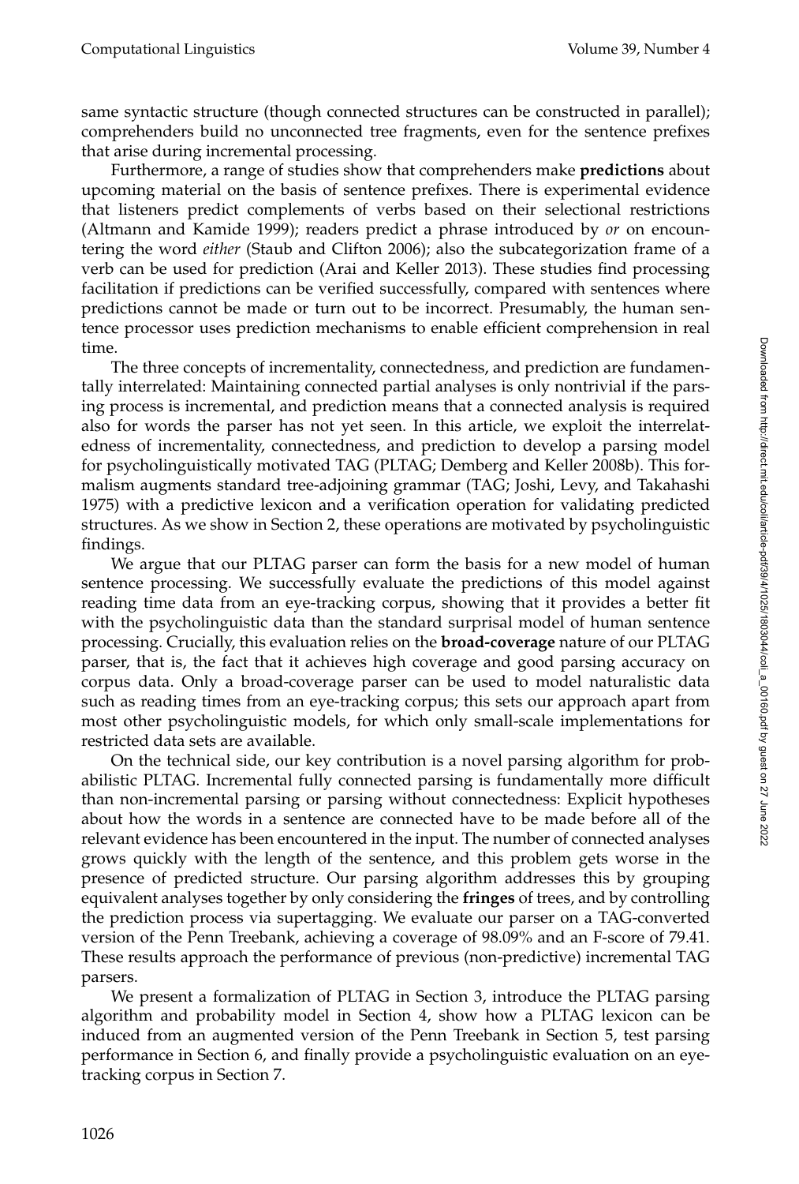same syntactic structure (though connected structures can be constructed in parallel); comprehenders build no unconnected tree fragments, even for the sentence prefixes that arise during incremental processing.

Furthermore, a range of studies show that comprehenders make **predictions** about upcoming material on the basis of sentence prefixes. There is experimental evidence that listeners predict complements of verbs based on their selectional restrictions (Altmann and Kamide 1999); readers predict a phrase introduced by *or* on encountering the word *either* (Staub and Clifton 2006); also the subcategorization frame of a verb can be used for prediction (Arai and Keller 2013). These studies find processing facilitation if predictions can be verified successfully, compared with sentences where predictions cannot be made or turn out to be incorrect. Presumably, the human sentence processor uses prediction mechanisms to enable efficient comprehension in real time.

The three concepts of incrementality, connectedness, and prediction are fundamentally interrelated: Maintaining connected partial analyses is only nontrivial if the parsing process is incremental, and prediction means that a connected analysis is required also for words the parser has not yet seen. In this article, we exploit the interrelatedness of incrementality, connectedness, and prediction to develop a parsing model for psycholinguistically motivated TAG (PLTAG; Demberg and Keller 2008b). This formalism augments standard tree-adjoining grammar (TAG; Joshi, Levy, and Takahashi 1975) with a predictive lexicon and a verification operation for validating predicted structures. As we show in Section 2, these operations are motivated by psycholinguistic findings.

We argue that our PLTAG parser can form the basis for a new model of human sentence processing. We successfully evaluate the predictions of this model against reading time data from an eye-tracking corpus, showing that it provides a better fit with the psycholinguistic data than the standard surprisal model of human sentence processing. Crucially, this evaluation relies on the **broad-coverage** nature of our PLTAG parser, that is, the fact that it achieves high coverage and good parsing accuracy on corpus data. Only a broad-coverage parser can be used to model naturalistic data such as reading times from an eye-tracking corpus; this sets our approach apart from most other psycholinguistic models, for which only small-scale implementations for restricted data sets are available.

On the technical side, our key contribution is a novel parsing algorithm for probabilistic PLTAG. Incremental fully connected parsing is fundamentally more difficult than non-incremental parsing or parsing without connectedness: Explicit hypotheses about how the words in a sentence are connected have to be made before all of the relevant evidence has been encountered in the input. The number of connected analyses grows quickly with the length of the sentence, and this problem gets worse in the presence of predicted structure. Our parsing algorithm addresses this by grouping equivalent analyses together by only considering the **fringes** of trees, and by controlling the prediction process via supertagging. We evaluate our parser on a TAG-converted version of the Penn Treebank, achieving a coverage of 98.09% and an F-score of 79.41. These results approach the performance of previous (non-predictive) incremental TAG parsers.

We present a formalization of PLTAG in Section 3, introduce the PLTAG parsing algorithm and probability model in Section 4, show how a PLTAG lexicon can be induced from an augmented version of the Penn Treebank in Section 5, test parsing performance in Section 6, and finally provide a psycholinguistic evaluation on an eye-tracking corpus in Section 7.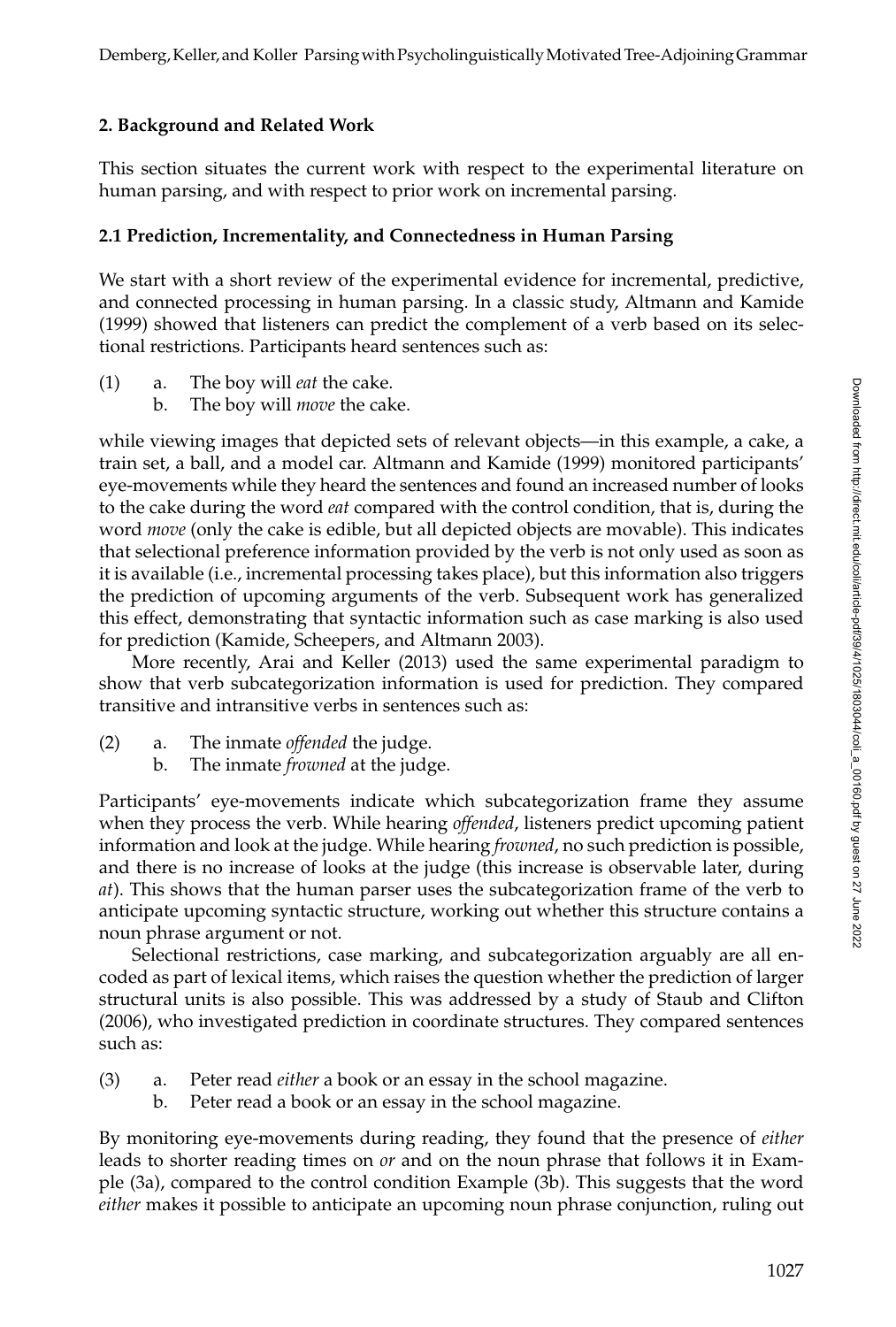## 2. Background and Related Work

This section situates the current work with respect to the experimental literature on human parsing, and with respect to prior work on incremental parsing.

### 2.1 Prediction, Incrementality, and Connectedness in Human Parsing

We start with a short review of the experimental evidence for incremental, predictive, and connected processing in human parsing. In a classic study, Altmann and Kamide (1999) showed that listeners can predict the complement of a verb based on its selectional restrictions. Participants heard sentences such as:

(1) a. The boy will *eat* the cake.
 b. The boy will *move* the cake.

while viewing images that depicted sets of relevant objects—in this example, a cake, a train set, a ball, and a model car. Altmann and Kamide (1999) monitored participants' eye-movements while they heard the sentences and found an increased number of looks to the cake during the word *eat* compared with the control condition, that is, during the word *move* (only the cake is edible, but all depicted objects are movable). This indicates that selectional preference information provided by the verb is not only used as soon as it is available (i.e., incremental processing takes place), but this information also triggers the prediction of upcoming arguments of the verb. Subsequent work has generalized this effect, demonstrating that syntactic information such as case marking is also used for prediction (Kamide, Scheepers, and Altmann 2003).

More recently, Arai and Keller (2013) used the same experimental paradigm to show that verb subcategorization information is used for prediction. They compared transitive and intransitive verbs in sentences such as:

(2) a. The inmate *offended* the judge.
 b. The inmate *frowned* at the judge.

Participants' eye-movements indicate which subcategorization frame they assume when they process the verb. While hearing *offended*, listeners predict upcoming patient information and look at the judge. While hearing *frowned*, no such prediction is possible, and there is no increase of looks at the judge (this increase is observable later, during *at*). This shows that the human parser uses the subcategorization frame of the verb to anticipate upcoming syntactic structure, working out whether this structure contains a noun phrase argument or not.

Selectional restrictions, case marking, and subcategorization arguably are all encoded as part of lexical items, which raises the question whether the prediction of larger structural units is also possible. This was addressed by a study of Staub and Clifton (2006), who investigated prediction in coordinate structures. They compared sentences such as:

(3) a. Peter read *either* a book or an essay in the school magazine.
 b. Peter read a book or an essay in the school magazine.

By monitoring eye-movements during reading, they found that the presence of *either* leads to shorter reading times on *or* and on the noun phrase that follows it in Example (3a), compared to the control condition Example (3b). This suggests that the word *either* makes it possible to anticipate an upcoming noun phrase conjunction, ruling out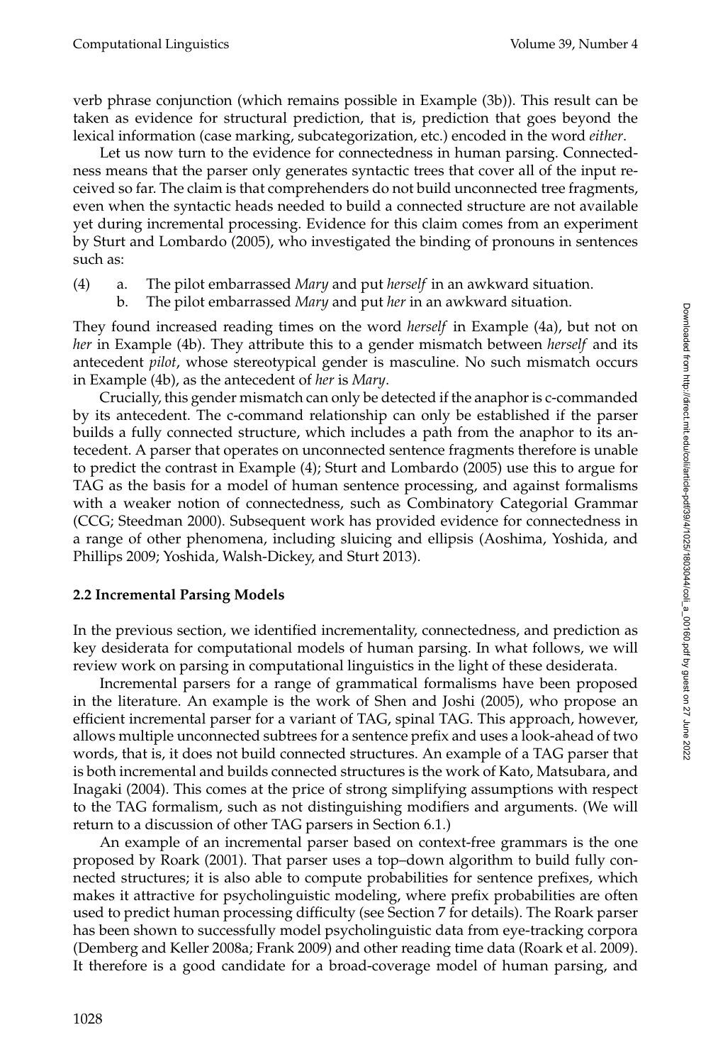verb phrase conjunction (which remains possible in Example (3b)). This result can be taken as evidence for structural prediction, that is, prediction that goes beyond the lexical information (case marking, subcategorization, etc.) encoded in the word *either*.

Let us now turn to the evidence for connectedness in human parsing. Connectedness means that the parser only generates syntactic trees that cover all of the input received so far. The claim is that comprehenders do not build unconnected tree fragments, even when the syntactic heads needed to build a connected structure are not available yet during incremental processing. Evidence for this claim comes from an experiment by Sturt and Lombardo (2005), who investigated the binding of pronouns in sentences such as:

(4) a. The pilot embarrassed *Mary* and put *herself* in an awkward situation.
    b. The pilot embarrassed *Mary* and put *her* in an awkward situation.

They found increased reading times on the word *herself* in Example (4a), but not on *her* in Example (4b). They attribute this to a gender mismatch between *herself* and its antecedent *pilot*, whose stereotypical gender is masculine. No such mismatch occurs in Example (4b), as the antecedent of *her* is *Mary*.

Crucially, this gender mismatch can only be detected if the anaphor is c-commanded by its antecedent. The c-command relationship can only be established if the parser builds a fully connected structure, which includes a path from the anaphor to its antecedent. A parser that operates on unconnected sentence fragments therefore is unable to predict the contrast in Example (4); Sturt and Lombardo (2005) use this to argue for TAG as the basis for a model of human sentence processing, and against formalisms with a weaker notion of connectedness, such as Combinatory Categorial Grammar (CCG; Steedman 2000). Subsequent work has provided evidence for connectedness in a range of other phenomena, including sluicing and ellipsis (Aoshima, Yoshida, and Phillips 2009; Yoshida, Walsh-Dickey, and Sturt 2013).

## 2.2 Incremental Parsing Models

In the previous section, we identified incrementality, connectedness, and prediction as key desiderata for computational models of human parsing. In what follows, we will review work on parsing in computational linguistics in the light of these desiderata.

Incremental parsers for a range of grammatical formalisms have been proposed in the literature. An example is the work of Shen and Joshi (2005), who propose an efficient incremental parser for a variant of TAG, spinal TAG. This approach, however, allows multiple unconnected subtrees for a sentence prefix and uses a look-ahead of two words, that is, it does not build connected structures. An example of a TAG parser that is both incremental and builds connected structures is the work of Kato, Matsubara, and Inagaki (2004). This comes at the price of strong simplifying assumptions with respect to the TAG formalism, such as not distinguishing modifiers and arguments. (We will return to a discussion of other TAG parsers in Section 6.1.)

An example of an incremental parser based on context-free grammars is the one proposed by Roark (2001). That parser uses a top–down algorithm to build fully connected structures; it is also able to compute probabilities for sentence prefixes, which makes it attractive for psycholinguistic modeling, where prefix probabilities are often used to predict human processing difficulty (see Section 7 for details). The Roark parser has been shown to successfully model psycholinguistic data from eye-tracking corpora (Demberg and Keller 2008a; Frank 2009) and other reading time data (Roark et al. 2009). It therefore is a good candidate for a broad-coverage model of human parsing, and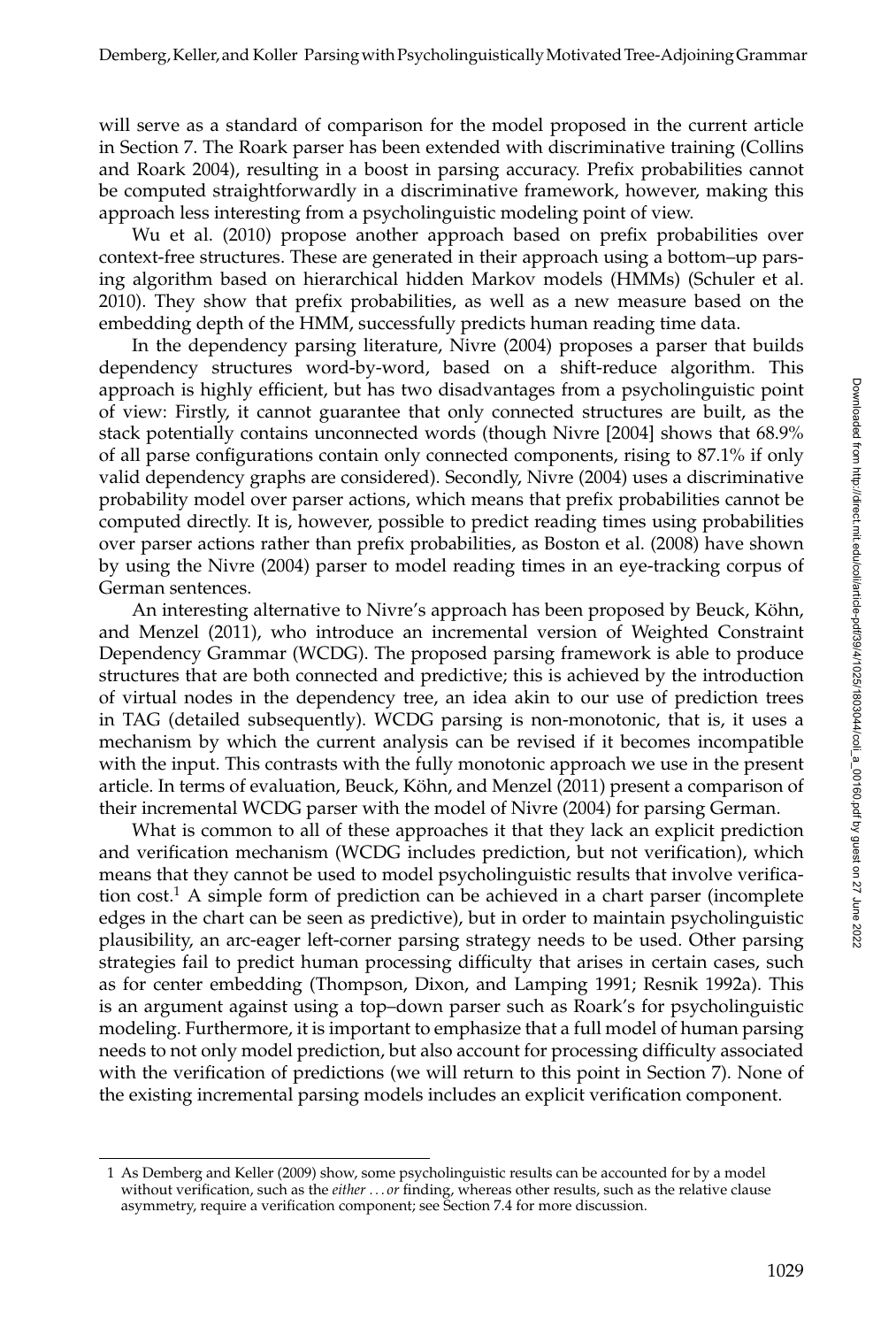will serve as a standard of comparison for the model proposed in the current article in Section 7. The Roark parser has been extended with discriminative training (Collins and Roark 2004), resulting in a boost in parsing accuracy. Prefix probabilities cannot be computed straightforwardly in a discriminative framework, however, making this approach less interesting from a psycholinguistic modeling point of view.

Wu et al. (2010) propose another approach based on prefix probabilities over context-free structures. These are generated in their approach using a bottom–up parsing algorithm based on hierarchical hidden Markov models (HMMs) (Schuler et al. 2010). They show that prefix probabilities, as well as a new measure based on the embedding depth of the HMM, successfully predicts human reading time data.

In the dependency parsing literature, Nivre (2004) proposes a parser that builds dependency structures word-by-word, based on a shift-reduce algorithm. This approach is highly efficient, but has two disadvantages from a psycholinguistic point of view: Firstly, it cannot guarantee that only connected structures are built, as the stack potentially contains unconnected words (though Nivre [2004] shows that 68.9% of all parse configurations contain only connected components, rising to 87.1% if only valid dependency graphs are considered). Secondly, Nivre (2004) uses a discriminative probability model over parser actions, which means that prefix probabilities cannot be computed directly. It is, however, possible to predict reading times using probabilities over parser actions rather than prefix probabilities, as Boston et al. (2008) have shown by using the Nivre (2004) parser to model reading times in an eye-tracking corpus of German sentences.

An interesting alternative to Nivre's approach has been proposed by Beuck, Köhn, and Menzel (2011), who introduce an incremental version of Weighted Constraint Dependency Grammar (WCDG). The proposed parsing framework is able to produce structures that are both connected and predictive; this is achieved by the introduction of virtual nodes in the dependency tree, an idea akin to our use of prediction trees in TAG (detailed subsequently). WCDG parsing is non-monotonic, that is, it uses a mechanism by which the current analysis can be revised if it becomes incompatible with the input. This contrasts with the fully monotonic approach we use in the present article. In terms of evaluation, Beuck, Köhn, and Menzel (2011) present a comparison of their incremental WCDG parser with the model of Nivre (2004) for parsing German.

What is common to all of these approaches it that they lack an explicit prediction and verification mechanism (WCDG includes prediction, but not verification), which means that they cannot be used to model psycholinguistic results that involve verification cost.[1] A simple form of prediction can be achieved in a chart parser (incomplete edges in the chart can be seen as predictive), but in order to maintain psycholinguistic plausibility, an arc-eager left-corner parsing strategy needs to be used. Other parsing strategies fail to predict human processing difficulty that arises in certain cases, such as for center embedding (Thompson, Dixon, and Lamping 1991; Resnik 1992a). This is an argument against using a top–down parser such as Roark's for psycholinguistic modeling. Furthermore, it is important to emphasize that a full model of human parsing needs to not only model prediction, but also account for processing difficulty associated with the verification of predictions (we will return to this point in Section 7). None of the existing incremental parsing models includes an explicit verification component.

[1] As Demberg and Keller (2009) show, some psycholinguistic results can be accounted for by a model without verification, such as the *either ... or* finding, whereas other results, such as the relative clause asymmetry, require a verification component; see Section 7.4 for more discussion.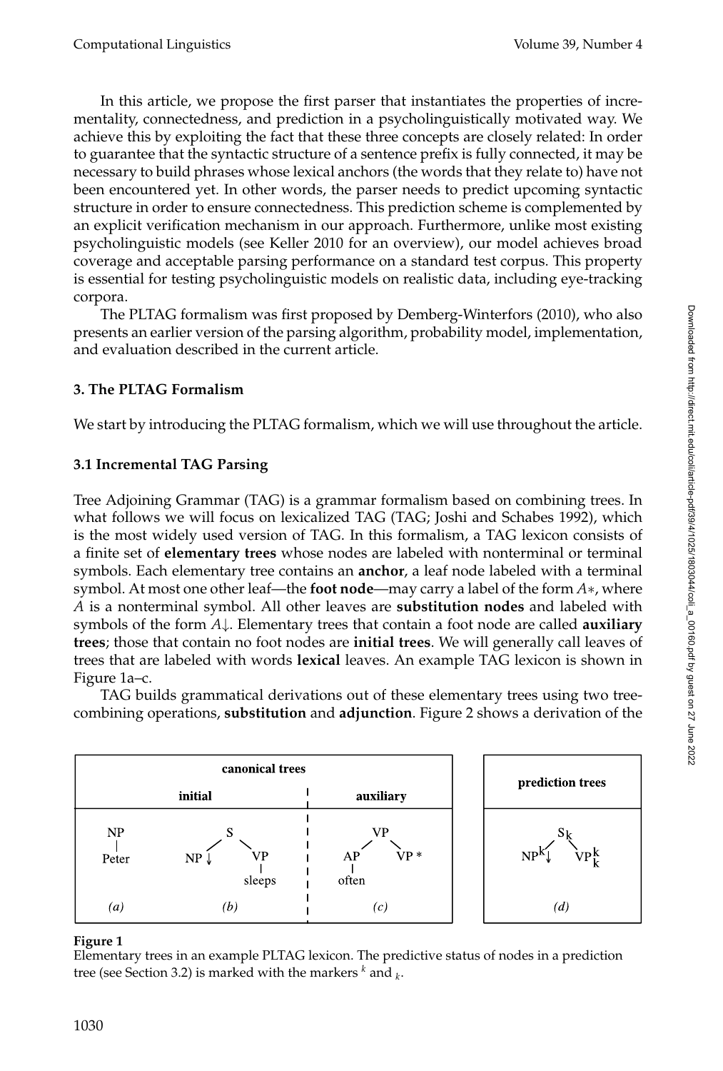In this article, we propose the first parser that instantiates the properties of incrementality, connectedness, and prediction in a psycholinguistically motivated way. We achieve this by exploiting the fact that these three concepts are closely related: In order to guarantee that the syntactic structure of a sentence prefix is fully connected, it may be necessary to build phrases whose lexical anchors (the words that they relate to) have not been encountered yet. In other words, the parser needs to predict upcoming syntactic structure in order to ensure connectedness. This prediction scheme is complemented by an explicit verification mechanism in our approach. Furthermore, unlike most existing psycholinguistic models (see Keller 2010 for an overview), our model achieves broad coverage and acceptable parsing performance on a standard test corpus. This property is essential for testing psycholinguistic models on realistic data, including eye-tracking corpora.

The PLTAG formalism was first proposed by Demberg-Winterfors (2010), who also presents an earlier version of the parsing algorithm, probability model, implementation, and evaluation described in the current article.

## 3. The PLTAG Formalism

We start by introducing the PLTAG formalism, which we will use throughout the article.

### 3.1 Incremental TAG Parsing

Tree Adjoining Grammar (TAG) is a grammar formalism based on combining trees. In what follows we will focus on lexicalized TAG (TAG; Joshi and Schabes 1992), which is the most widely used version of TAG. In this formalism, a TAG lexicon consists of a finite set of **elementary trees** whose nodes are labeled with nonterminal or terminal symbols. Each elementary tree contains an **anchor**, a leaf node labeled with a terminal symbol. At most one other leaf—the **foot node**—may carry a label of the form $A*$, where $A$ is a nonterminal symbol. All other leaves are **substitution nodes** and labeled with symbols of the form $A\downarrow$. Elementary trees that contain a foot node are called **auxiliary trees**; those that contain no foot nodes are **initial trees**. We will generally call leaves of trees that are labeled with words **lexical** leaves. An example TAG lexicon is shown in Figure 1a–c.

TAG builds grammatical derivations out of these elementary trees using two tree-combining operations, **substitution** and **adjunction**. Figure 2 shows a derivation of the

canonical trees
initial
auxiliary
prediction trees
NP
Peter
S
NP ↓
VP
sleeps
VP
AP
often
VP *
$S_k$
$NP^k\downarrow$
$VP^k_k$
(a)
(b)
(c)
(d)

**Figure 1**
Elementary trees in an example PLTAG lexicon. The predictive status of nodes in a prediction tree (see Section 3.2) is marked with the markers $^k$ and $_k$.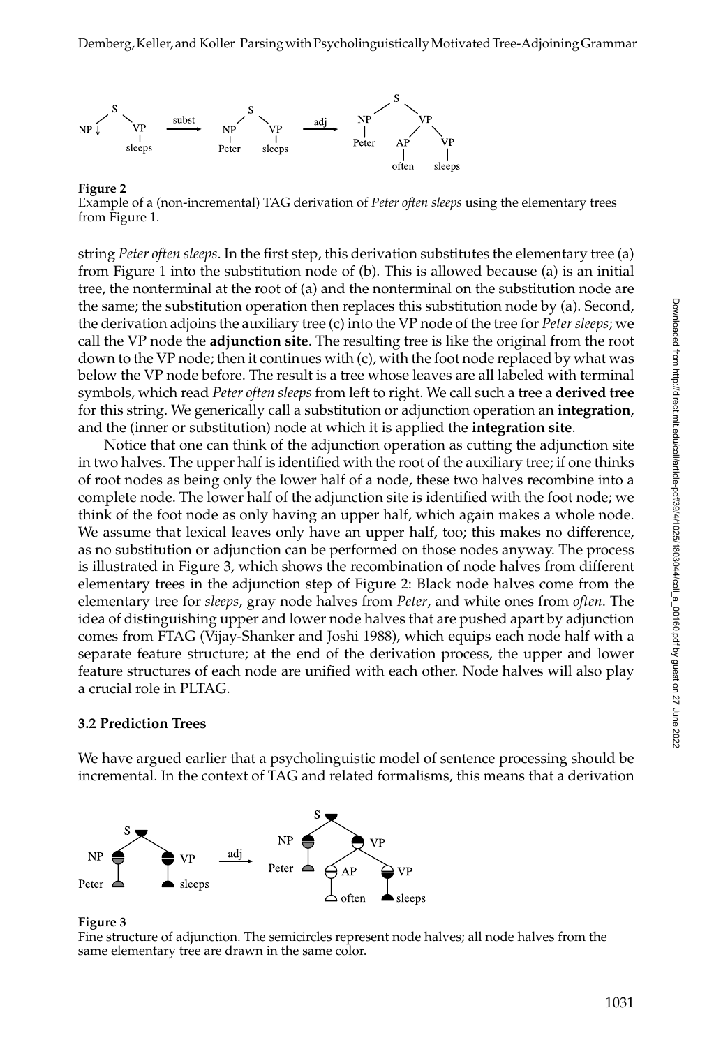subst

adj

**Figure 2**
Example of a (non-incremental) TAG derivation of *Peter often sleeps* using the elementary trees from Figure 1.

string *Peter often sleeps*. In the first step, this derivation substitutes the elementary tree (a) from Figure 1 into the substitution node of (b). This is allowed because (a) is an initial tree, the nonterminal at the root of (a) and the nonterminal on the substitution node are the same; the substitution operation then replaces this substitution node by (a). Second, the derivation adjoins the auxiliary tree (c) into the VP node of the tree for *Peter sleeps*; we call the VP node the **adjunction site**. The resulting tree is like the original from the root down to the VP node; then it continues with (c), with the foot node replaced by what was below the VP node before. The result is a tree whose leaves are all labeled with terminal symbols, which read *Peter often sleeps* from left to right. We call such a tree a **derived tree** for this string. We generically call a substitution or adjunction operation an **integration**, and the (inner or substitution) node at which it is applied the **integration site**.

Notice that one can think of the adjunction operation as cutting the adjunction site in two halves. The upper half is identified with the root of the auxiliary tree; if one thinks of root nodes as being only the lower half of a node, these two halves recombine into a complete node. The lower half of the adjunction site is identified with the foot node; we think of the foot node as only having an upper half, which again makes a whole node. We assume that lexical leaves only have an upper half, too; this makes no difference, as no substitution or adjunction can be performed on those nodes anyway. The process is illustrated in Figure 3, which shows the recombination of node halves from different elementary trees in the adjunction step of Figure 2: Black node halves come from the elementary tree for *sleeps*, gray node halves from *Peter*, and white ones from *often*. The idea of distinguishing upper and lower node halves that are pushed apart by adjunction comes from FTAG (Vijay-Shanker and Joshi 1988), which equips each node half with a separate feature structure; at the end of the derivation process, the upper and lower feature structures of each node are unified with each other. Node halves will also play a crucial role in PLTAG.

### 3.2 Prediction Trees

We have argued earlier that a psycholinguistic model of sentence processing should be incremental. In the context of TAG and related formalisms, this means that a derivation

adj

**Figure 3**
Fine structure of adjunction. The semicircles represent node halves; all node halves from the same elementary tree are drawn in the same color.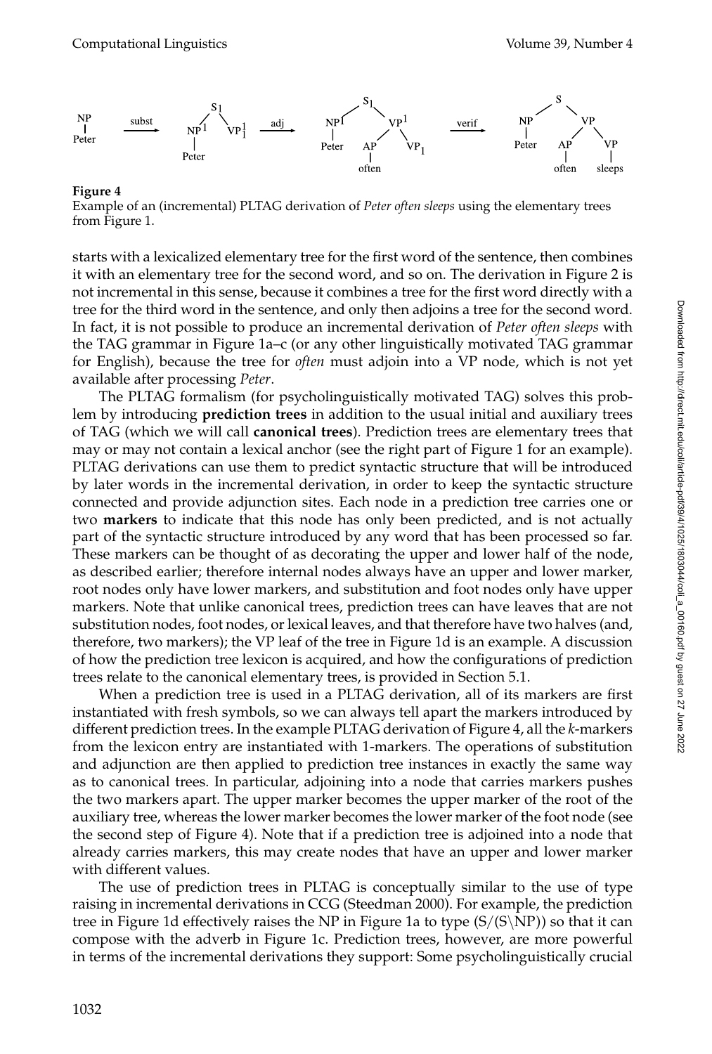NP
Peter
subst
$S_1$
$NP^1$
$VP_1^1$
Peter
adj
$S_1$
$NP^1$
$VP^1$
Peter
AP
often
$VP_1$
verif
S
NP
VP
Peter
AP
often
VP
sleeps

**Figure 4**
Example of an (incremental) PLTAG derivation of *Peter often sleeps* using the elementary trees from Figure 1.

starts with a lexicalized elementary tree for the first word of the sentence, then combines it with an elementary tree for the second word, and so on. The derivation in Figure 2 is not incremental in this sense, because it combines a tree for the first word directly with a tree for the third word in the sentence, and only then adjoins a tree for the second word. In fact, it is not possible to produce an incremental derivation of *Peter often sleeps* with the TAG grammar in Figure 1a–c (or any other linguistically motivated TAG grammar for English), because the tree for *often* must adjoin into a VP node, which is not yet available after processing *Peter*.

The PLTAG formalism (for psycholinguistically motivated TAG) solves this problem by introducing **prediction trees** in addition to the usual initial and auxiliary trees of TAG (which we will call **canonical trees**). Prediction trees are elementary trees that may or may not contain a lexical anchor (see the right part of Figure 1 for an example). PLTAG derivations can use them to predict syntactic structure that will be introduced by later words in the incremental derivation, in order to keep the syntactic structure connected and provide adjunction sites. Each node in a prediction tree carries one or two **markers** to indicate that this node has only been predicted, and is not actually part of the syntactic structure introduced by any word that has been processed so far. These markers can be thought of as decorating the upper and lower half of the node, as described earlier; therefore internal nodes always have an upper and lower marker, root nodes only have lower markers, and substitution and foot nodes only have upper markers. Note that unlike canonical trees, prediction trees can have leaves that are not substitution nodes, foot nodes, or lexical leaves, and that therefore have two halves (and, therefore, two markers); the VP leaf of the tree in Figure 1d is an example. A discussion of how the prediction tree lexicon is acquired, and how the configurations of prediction trees relate to the canonical elementary trees, is provided in Section 5.1.

When a prediction tree is used in a PLTAG derivation, all of its markers are first instantiated with fresh symbols, so we can always tell apart the markers introduced by different prediction trees. In the example PLTAG derivation of Figure 4, all the *k*-markers from the lexicon entry are instantiated with 1-markers. The operations of substitution and adjunction are then applied to prediction tree instances in exactly the same way as to canonical trees. In particular, adjoining into a node that carries markers pushes the two markers apart. The upper marker becomes the upper marker of the root of the auxiliary tree, whereas the lower marker becomes the lower marker of the foot node (see the second step of Figure 4). Note that if a prediction tree is adjoined into a node that already carries markers, this may create nodes that have an upper and lower marker with different values.

The use of prediction trees in PLTAG is conceptually similar to the use of type raising in incremental derivations in CCG (Steedman 2000). For example, the prediction tree in Figure 1d effectively raises the NP in Figure 1a to type $(S/(S\backslash NP))$ so that it can compose with the adverb in Figure 1c. Prediction trees, however, are more powerful in terms of the incremental derivations they support: Some psycholinguistically crucial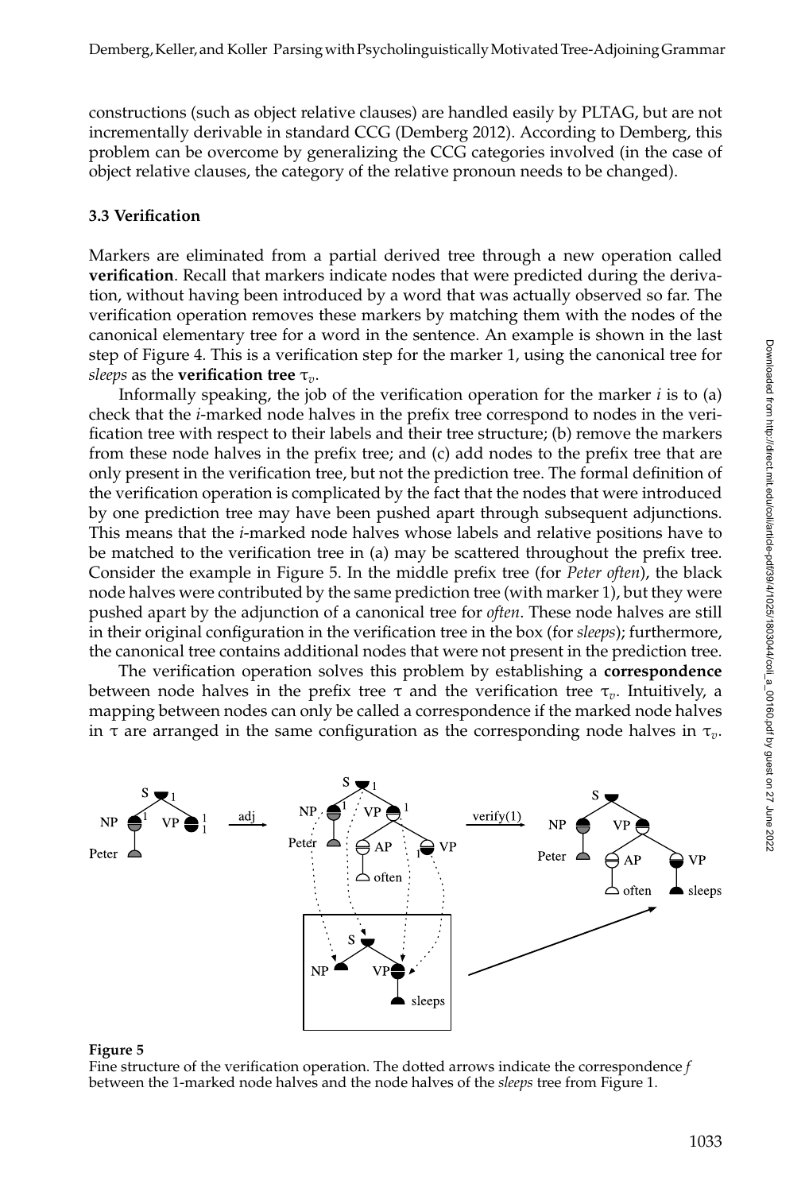constructions (such as object relative clauses) are handled easily by PLTAG, but are not incrementally derivable in standard CCG (Demberg 2012). According to Demberg, this problem can be overcome by generalizing the CCG categories involved (in the case of object relative clauses, the category of the relative pronoun needs to be changed).

### 3.3 Verification

Markers are eliminated from a partial derived tree through a new operation called **verification**. Recall that markers indicate nodes that were predicted during the derivation, without having been introduced by a word that was actually observed so far. The verification operation removes these markers by matching them with the nodes of the canonical elementary tree for a word in the sentence. An example is shown in the last step of Figure 4. This is a verification step for the marker 1, using the canonical tree for *sleeps* as the **verification tree** $\tau_v$.

Informally speaking, the job of the verification operation for the marker $i$ is to (a) check that the $i$-marked node halves in the prefix tree correspond to nodes in the verification tree with respect to their labels and their tree structure; (b) remove the markers from these node halves in the prefix tree; and (c) add nodes to the prefix tree that are only present in the verification tree, but not the prediction tree. The formal definition of the verification operation is complicated by the fact that the nodes that were introduced by one prediction tree may have been pushed apart through subsequent adjunctions. This means that the $i$-marked node halves whose labels and relative positions have to be matched to the verification tree in (a) may be scattered throughout the prefix tree. Consider the example in Figure 5. In the middle prefix tree (for *Peter often*), the black node halves were contributed by the same prediction tree (with marker 1), but they were pushed apart by the adjunction of a canonical tree for *often*. These node halves are still in their original configuration in the verification tree in the box (for *sleeps*); furthermore, the canonical tree contains additional nodes that were not present in the prediction tree.

The verification operation solves this problem by establishing a **correspondence** between node halves in the prefix tree $\tau$ and the verification tree $\tau_v$. Intuitively, a mapping between nodes can only be called a correspondence if the marked node halves in $\tau$ are arranged in the same configuration as the corresponding node halves in $\tau_v$.

S
NP
VP
Peter
adj
AP
often
verify(1)
sleeps

**Figure 5**
Fine structure of the verification operation. The dotted arrows indicate the correspondence $f$ between the 1-marked node halves and the node halves of the *sleeps* tree from Figure 1.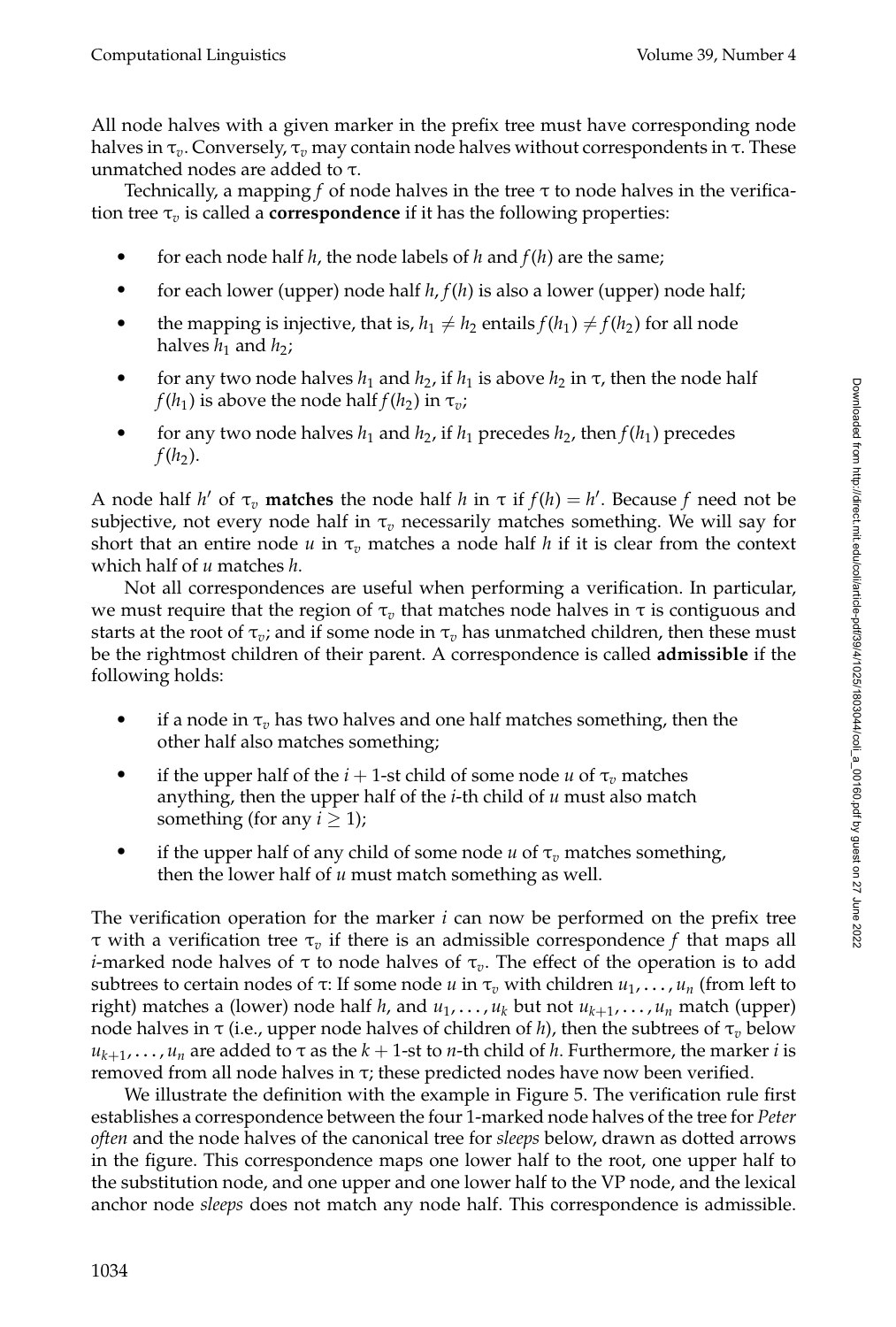All node halves with a given marker in the prefix tree must have corresponding node halves in $\tau_v$. Conversely, $\tau_v$ may contain node halves without correspondents in $\tau$. These unmatched nodes are added to $\tau$.

Technically, a mapping $f$ of node halves in the tree $\tau$ to node halves in the verification tree $\tau_v$ is called a **correspondence** if it has the following properties:

- for each node half $h$, the node labels of $h$ and $f(h)$ are the same;
- for each lower (upper) node half $h$, $f(h)$ is also a lower (upper) node half;
- the mapping is injective, that is, $h_1 \neq h_2$ entails $f(h_1) \neq f(h_2)$ for all node halves $h_1$ and $h_2$;
- for any two node halves $h_1$ and $h_2$, if $h_1$ is above $h_2$ in $\tau$, then the node half $f(h_1)$ is above the node half $f(h_2)$ in $\tau_v$;
- for any two node halves $h_1$ and $h_2$, if $h_1$ precedes $h_2$, then $f(h_1)$ precedes $f(h_2)$.

A node half $h'$ of $\tau_v$ **matches** the node half $h$ in $\tau$ if $f(h) = h'$. Because $f$ need not be subjective, not every node half in $\tau_v$ necessarily matches something. We will say for short that an entire node $u$ in $\tau_v$ matches a node half $h$ if it is clear from the context which half of $u$ matches $h$.

Not all correspondences are useful when performing a verification. In particular, we must require that the region of $\tau_v$ that matches node halves in $\tau$ is contiguous and starts at the root of $\tau_v$; and if some node in $\tau_v$ has unmatched children, then these must be the rightmost children of their parent. A correspondence is called **admissible** if the following holds:

- if a node in $\tau_v$ has two halves and one half matches something, then the other half also matches something;
- if the upper half of the $i+1$-st child of some node $u$ of $\tau_v$ matches anything, then the upper half of the $i$-th child of $u$ must also match something (for any $i \geq 1$);
- if the upper half of any child of some node $u$ of $\tau_v$ matches something, then the lower half of $u$ must match something as well.

The verification operation for the marker $i$ can now be performed on the prefix tree $\tau$ with a verification tree $\tau_v$ if there is an admissible correspondence $f$ that maps all $i$-marked node halves of $\tau$ to node halves of $\tau_v$. The effect of the operation is to add subtrees to certain nodes of $\tau$: If some node $u$ in $\tau_v$ with children $u_1, \ldots, u_n$ (from left to right) matches a (lower) node half $h$, and $u_1, \ldots, u_k$ but not $u_{k+1}, \ldots, u_n$ match (upper) node halves in $\tau$ (i.e., upper node halves of children of $h$), then the subtrees of $\tau_v$ below $u_{k+1}, \ldots, u_n$ are added to $\tau$ as the $k+1$-st to $n$-th child of $h$. Furthermore, the marker $i$ is removed from all node halves in $\tau$; these predicted nodes have now been verified.

We illustrate the definition with the example in Figure 5. The verification rule first establishes a correspondence between the four 1-marked node halves of the tree for *Peter often* and the node halves of the canonical tree for *sleeps* below, drawn as dotted arrows in the figure. This correspondence maps one lower half to the root, one upper half to the substitution node, and one upper and one lower half to the VP node, and the lexical anchor node *sleeps* does not match any node half. This correspondence is admissible.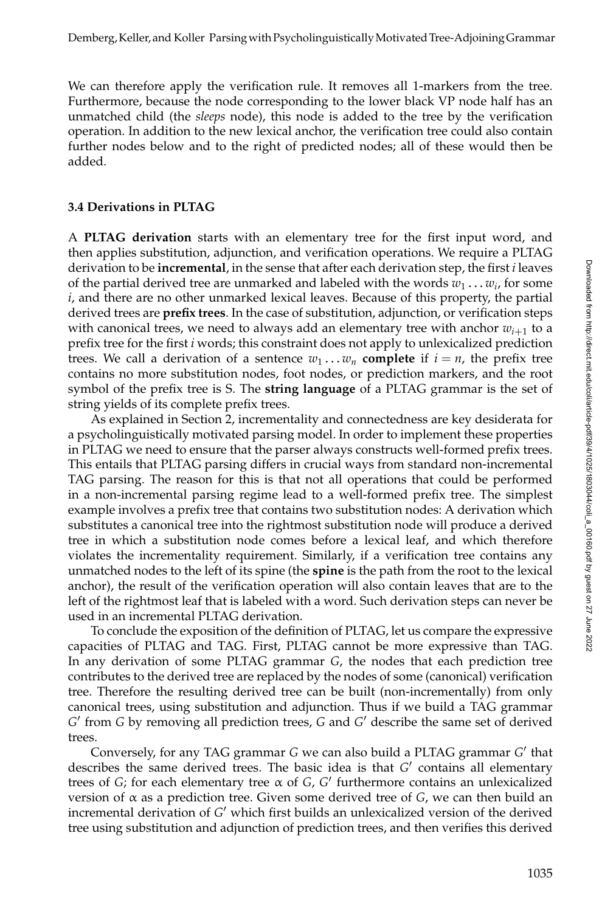We can therefore apply the verification rule. It removes all 1-markers from the tree. Furthermore, because the node corresponding to the lower black VP node half has an unmatched child (the *sleeps* node), this node is added to the tree by the verification operation. In addition to the new lexical anchor, the verification tree could also contain further nodes below and to the right of predicted nodes; all of these would then be added.

### 3.4 Derivations in PLTAG

A **PLTAG derivation** starts with an elementary tree for the first input word, and then applies substitution, adjunction, and verification operations. We require a PLTAG derivation to be **incremental**, in the sense that after each derivation step, the first $i$ leaves of the partial derived tree are unmarked and labeled with the words $w_1 \dots w_i$, for some $i$, and there are no other unmarked lexical leaves. Because of this property, the partial derived trees are **prefix trees**. In the case of substitution, adjunction, or verification steps with canonical trees, we need to always add an elementary tree with anchor $w_{i+1}$ to a prefix tree for the first $i$ words; this constraint does not apply to unlexicalized prediction trees. We call a derivation of a sentence $w_1 \dots w_n$ **complete** if $i = n$, the prefix tree contains no more substitution nodes, foot nodes, or prediction markers, and the root symbol of the prefix tree is S. The **string language** of a PLTAG grammar is the set of string yields of its complete prefix trees.

As explained in Section 2, incrementality and connectedness are key desiderata for a psycholinguistically motivated parsing model. In order to implement these properties in PLTAG we need to ensure that the parser always constructs well-formed prefix trees. This entails that PLTAG parsing differs in crucial ways from standard non-incremental TAG parsing. The reason for this is that not all operations that could be performed in a non-incremental parsing regime lead to a well-formed prefix tree. The simplest example involves a prefix tree that contains two substitution nodes: A derivation which substitutes a canonical tree into the rightmost substitution node will produce a derived tree in which a substitution node comes before a lexical leaf, and which therefore violates the incrementality requirement. Similarly, if a verification tree contains any unmatched nodes to the left of its spine (the **spine** is the path from the root to the lexical anchor), the result of the verification operation will also contain leaves that are to the left of the rightmost leaf that is labeled with a word. Such derivation steps can never be used in an incremental PLTAG derivation.

To conclude the exposition of the definition of PLTAG, let us compare the expressive capacities of PLTAG and TAG. First, PLTAG cannot be more expressive than TAG. In any derivation of some PLTAG grammar $G$, the nodes that each prediction tree contributes to the derived tree are replaced by the nodes of some (canonical) verification tree. Therefore the resulting derived tree can be built (non-incrementally) from only canonical trees, using substitution and adjunction. Thus if we build a TAG grammar $G'$ from $G$ by removing all prediction trees, $G$ and $G'$ describe the same set of derived trees.

Conversely, for any TAG grammar $G$ we can also build a PLTAG grammar $G'$ that describes the same derived trees. The basic idea is that $G'$ contains all elementary trees of $G$; for each elementary tree $\alpha$ of $G$, $G'$ furthermore contains an unlexicalized version of $\alpha$ as a prediction tree. Given some derived tree of $G$, we can then build an incremental derivation of $G'$ which first builds an unlexicalized version of the derived tree using substitution and adjunction of prediction trees, and then verifies this derived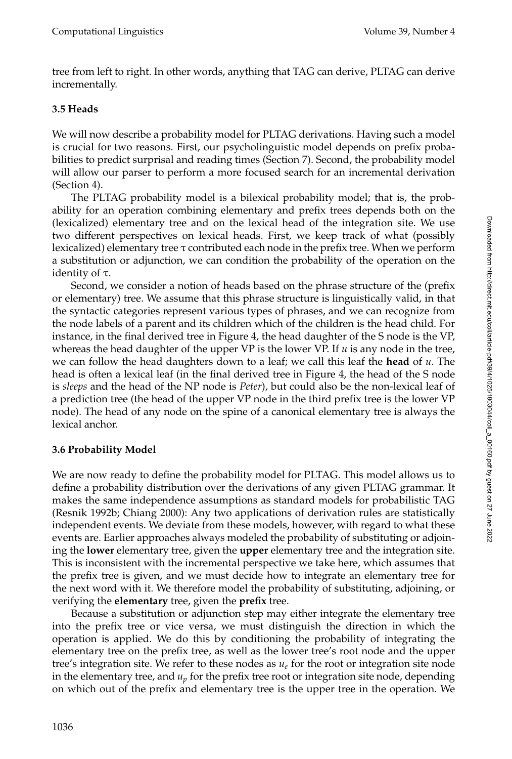tree from left to right. In other words, anything that TAG can derive, PLTAG can derive incrementally.

### 3.5 Heads

We will now describe a probability model for PLTAG derivations. Having such a model is crucial for two reasons. First, our psycholinguistic model depends on prefix probabilities to predict surprisal and reading times (Section 7). Second, the probability model will allow our parser to perform a more focused search for an incremental derivation (Section 4).

The PLTAG probability model is a bilexical probability model; that is, the probability for an operation combining elementary and prefix trees depends both on the (lexicalized) elementary tree and on the lexical head of the integration site. We use two different perspectives on lexical heads. First, we keep track of what (possibly lexicalized) elementary tree $\tau$ contributed each node in the prefix tree. When we perform a substitution or adjunction, we can condition the probability of the operation on the identity of $\tau$.

Second, we consider a notion of heads based on the phrase structure of the (prefix or elementary) tree. We assume that this phrase structure is linguistically valid, in that the syntactic categories represent various types of phrases, and we can recognize from the node labels of a parent and its children which of the children is the head child. For instance, in the final derived tree in Figure 4, the head daughter of the S node is the VP, whereas the head daughter of the upper VP is the lower VP. If $u$ is any node in the tree, we can follow the head daughters down to a leaf; we call this leaf the **head** of $u$. The head is often a lexical leaf (in the final derived tree in Figure 4, the head of the S node is *sleeps* and the head of the NP node is *Peter*), but could also be the non-lexical leaf of a prediction tree (the head of the upper VP node in the third prefix tree is the lower VP node). The head of any node on the spine of a canonical elementary tree is always the lexical anchor.

### 3.6 Probability Model

We are now ready to define the probability model for PLTAG. This model allows us to define a probability distribution over the derivations of any given PLTAG grammar. It makes the same independence assumptions as standard models for probabilistic TAG (Resnik 1992b; Chiang 2000): Any two applications of derivation rules are statistically independent events. We deviate from these models, however, with regard to what these events are. Earlier approaches always modeled the probability of substituting or adjoining the **lower** elementary tree, given the **upper** elementary tree and the integration site. This is inconsistent with the incremental perspective we take here, which assumes that the prefix tree is given, and we must decide how to integrate an elementary tree for the next word with it. We therefore model the probability of substituting, adjoining, or verifying the **elementary** tree, given the **prefix** tree.

Because a substitution or adjunction step may either integrate the elementary tree into the prefix tree or vice versa, we must distinguish the direction in which the operation is applied. We do this by conditioning the probability of integrating the elementary tree on the prefix tree, as well as the lower tree's root node and the upper tree's integration site. We refer to these nodes as $u_e$ for the root or integration site node in the elementary tree, and $u_p$ for the prefix tree root or integration site node, depending on which out of the prefix and elementary tree is the upper tree in the operation. We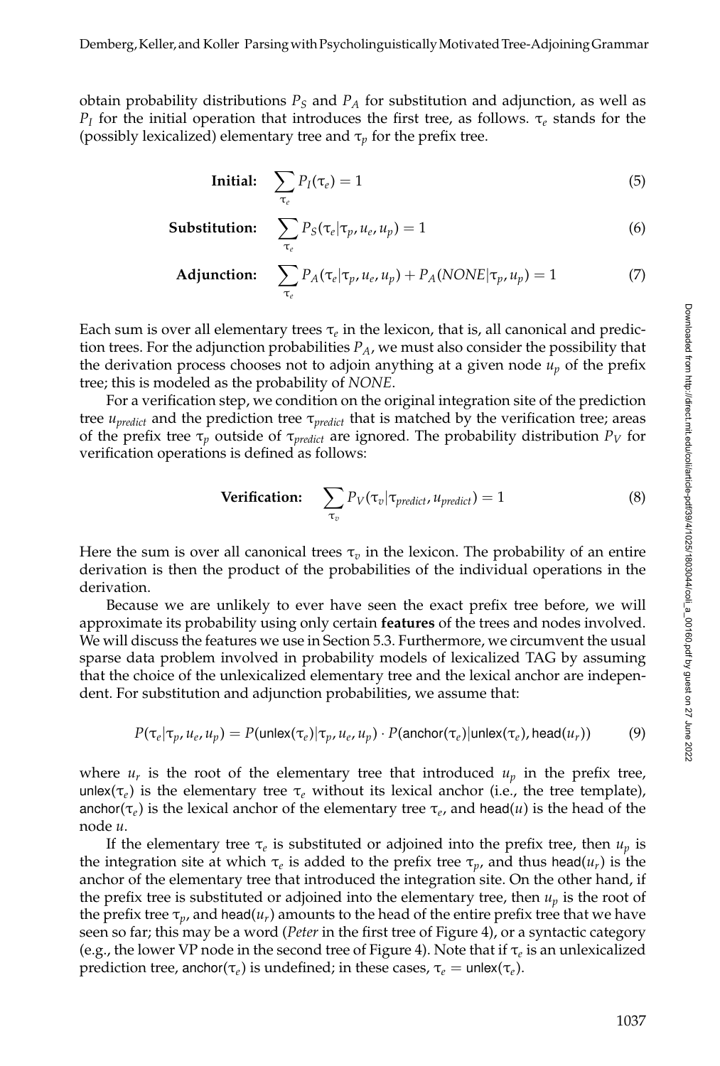obtain probability distributions $P_S$ and $P_A$ for substitution and adjunction, as well as $P_I$ for the initial operation that introduces the first tree, as follows. $\tau_e$ stands for the (possibly lexicalized) elementary tree and $\tau_p$ for the prefix tree.

$$\textbf{Initial:} \quad \sum_{\tau_e} P_I(\tau_e) = 1 \tag{5}$$

$$\textbf{Substitution:} \quad \sum_{\tau_e} P_S(\tau_e | \tau_p, u_e, u_p) = 1 \tag{6}$$

$$\textbf{Adjunction:} \quad \sum_{\tau_e} P_A(\tau_e | \tau_p, u_e, u_p) + P_A(NONE | \tau_p, u_p) = 1 \tag{7}$$

Each sum is over all elementary trees $\tau_e$ in the lexicon, that is, all canonical and prediction trees. For the adjunction probabilities $P_A$, we must also consider the possibility that the derivation process chooses not to adjoin anything at a given node $u_p$ of the prefix tree; this is modeled as the probability of *NONE*.

For a verification step, we condition on the original integration site of the prediction tree $u_{predict}$ and the prediction tree $\tau_{predict}$ that is matched by the verification tree; areas of the prefix tree $\tau_p$ outside of $\tau_{predict}$ are ignored. The probability distribution $P_V$ for verification operations is defined as follows:

$$\textbf{Verification:} \quad \sum_{\tau_v} P_V(\tau_v | \tau_{predict}, u_{predict}) = 1 \tag{8}$$

Here the sum is over all canonical trees $\tau_v$ in the lexicon. The probability of an entire derivation is then the product of the probabilities of the individual operations in the derivation.

Because we are unlikely to ever have seen the exact prefix tree before, we will approximate its probability using only certain **features** of the trees and nodes involved. We will discuss the features we use in Section 5.3. Furthermore, we circumvent the usual sparse data problem involved in probability models of lexicalized TAG by assuming that the choice of the unlexicalized elementary tree and the lexical anchor are independent. For substitution and adjunction probabilities, we assume that:

$$P(\tau_e | \tau_p, u_e, u_p) = P(\mathsf{unlex}(\tau_e) | \tau_p, u_e, u_p) \cdot P(\mathsf{anchor}(\tau_e) | \mathsf{unlex}(\tau_e), \mathsf{head}(u_r)) \tag{9}$$

where $u_r$ is the root of the elementary tree that introduced $u_p$ in the prefix tree, $\mathsf{unlex}(\tau_e)$ is the elementary tree $\tau_e$ without its lexical anchor (i.e., the tree template), $\mathsf{anchor}(\tau_e)$ is the lexical anchor of the elementary tree $\tau_e$, and $\mathsf{head}(u)$ is the head of the node $u$.

If the elementary tree $\tau_e$ is substituted or adjoined into the prefix tree, then $u_p$ is the integration site at which $\tau_e$ is added to the prefix tree $\tau_p$, and thus $\mathsf{head}(u_r)$ is the anchor of the elementary tree that introduced the integration site. On the other hand, if the prefix tree is substituted or adjoined into the elementary tree, then $u_p$ is the root of the prefix tree $\tau_p$, and $\mathsf{head}(u_r)$ amounts to the head of the entire prefix tree that we have seen so far; this may be a word (*Peter* in the first tree of Figure 4), or a syntactic category (e.g., the lower VP node in the second tree of Figure 4). Note that if $\tau_e$ is an unlexicalized prediction tree, $\mathsf{anchor}(\tau_e)$ is undefined; in these cases, $\tau_e = \mathsf{unlex}(\tau_e)$.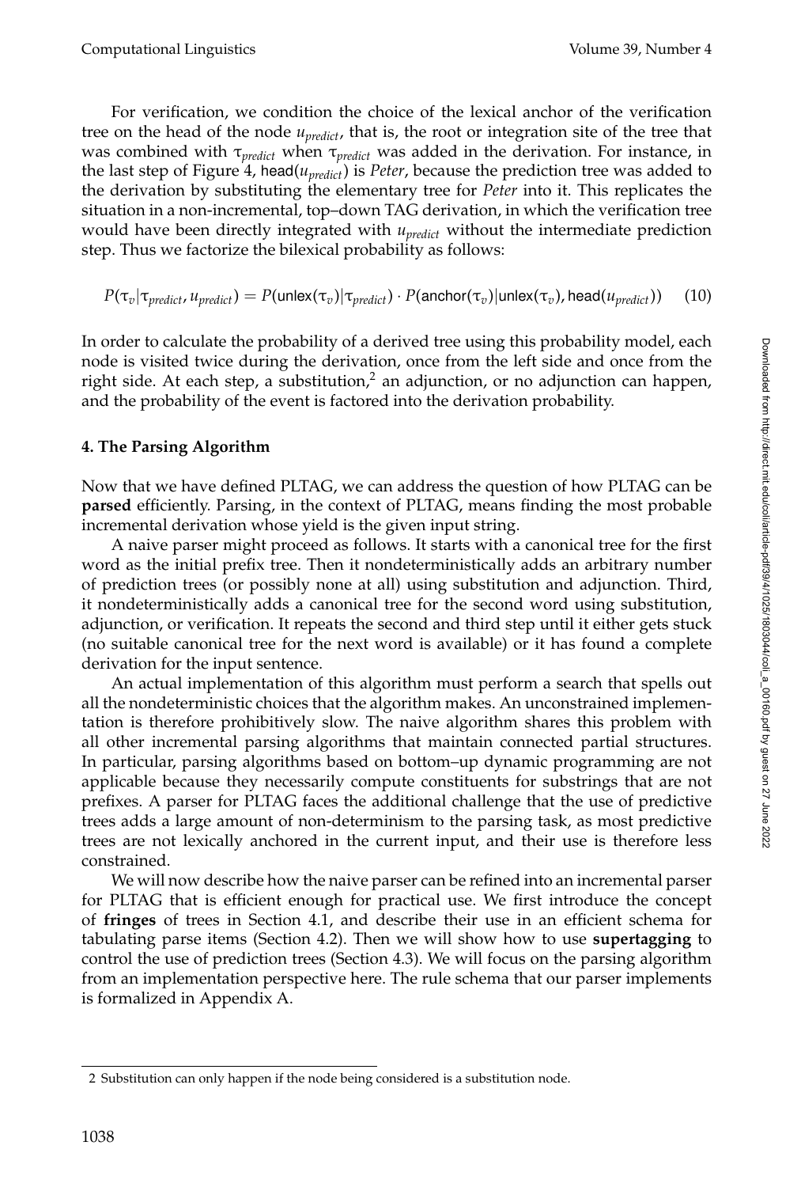For verification, we condition the choice of the lexical anchor of the verification tree on the head of the node $u_{predict}$, that is, the root or integration site of the tree that was combined with $\tau_{predict}$ when $\tau_{predict}$ was added in the derivation. For instance, in the last step of Figure 4, $\mathsf{head}(u_{predict})$ is *Peter*, because the prediction tree was added to the derivation by substituting the elementary tree for *Peter* into it. This replicates the situation in a non-incremental, top–down TAG derivation, in which the verification tree would have been directly integrated with $u_{predict}$ without the intermediate prediction step. Thus we factorize the bilexical probability as follows:

$$P(\tau_v|\tau_{predict}, u_{predict}) = P(\mathsf{unlex}(\tau_v)|\tau_{predict}) \cdot P(\mathsf{anchor}(\tau_v)|\mathsf{unlex}(\tau_v), \mathsf{head}(u_{predict})) \quad (10)$$

In order to calculate the probability of a derived tree using this probability model, each node is visited twice during the derivation, once from the left side and once from the right side. At each step, a substitution,[2] an adjunction, or no adjunction can happen, and the probability of the event is factored into the derivation probability.

## 4. The Parsing Algorithm

Now that we have defined PLTAG, we can address the question of how PLTAG can be **parsed** efficiently. Parsing, in the context of PLTAG, means finding the most probable incremental derivation whose yield is the given input string.

A naive parser might proceed as follows. It starts with a canonical tree for the first word as the initial prefix tree. Then it nondeterministically adds an arbitrary number of prediction trees (or possibly none at all) using substitution and adjunction. Third, it nondeterministically adds a canonical tree for the second word using substitution, adjunction, or verification. It repeats the second and third step until it either gets stuck (no suitable canonical tree for the next word is available) or it has found a complete derivation for the input sentence.

An actual implementation of this algorithm must perform a search that spells out all the nondeterministic choices that the algorithm makes. An unconstrained implementation is therefore prohibitively slow. The naive algorithm shares this problem with all other incremental parsing algorithms that maintain connected partial structures. In particular, parsing algorithms based on bottom–up dynamic programming are not applicable because they necessarily compute constituents for substrings that are not prefixes. A parser for PLTAG faces the additional challenge that the use of predictive trees adds a large amount of non-determinism to the parsing task, as most predictive trees are not lexically anchored in the current input, and their use is therefore less constrained.

We will now describe how the naive parser can be refined into an incremental parser for PLTAG that is efficient enough for practical use. We first introduce the concept of **fringes** of trees in Section 4.1, and describe their use in an efficient schema for tabulating parse items (Section 4.2). Then we will show how to use **supertagging** to control the use of prediction trees (Section 4.3). We will focus on the parsing algorithm from an implementation perspective here. The rule schema that our parser implements is formalized in Appendix A.

---

2 Substitution can only happen if the node being considered is a substitution node.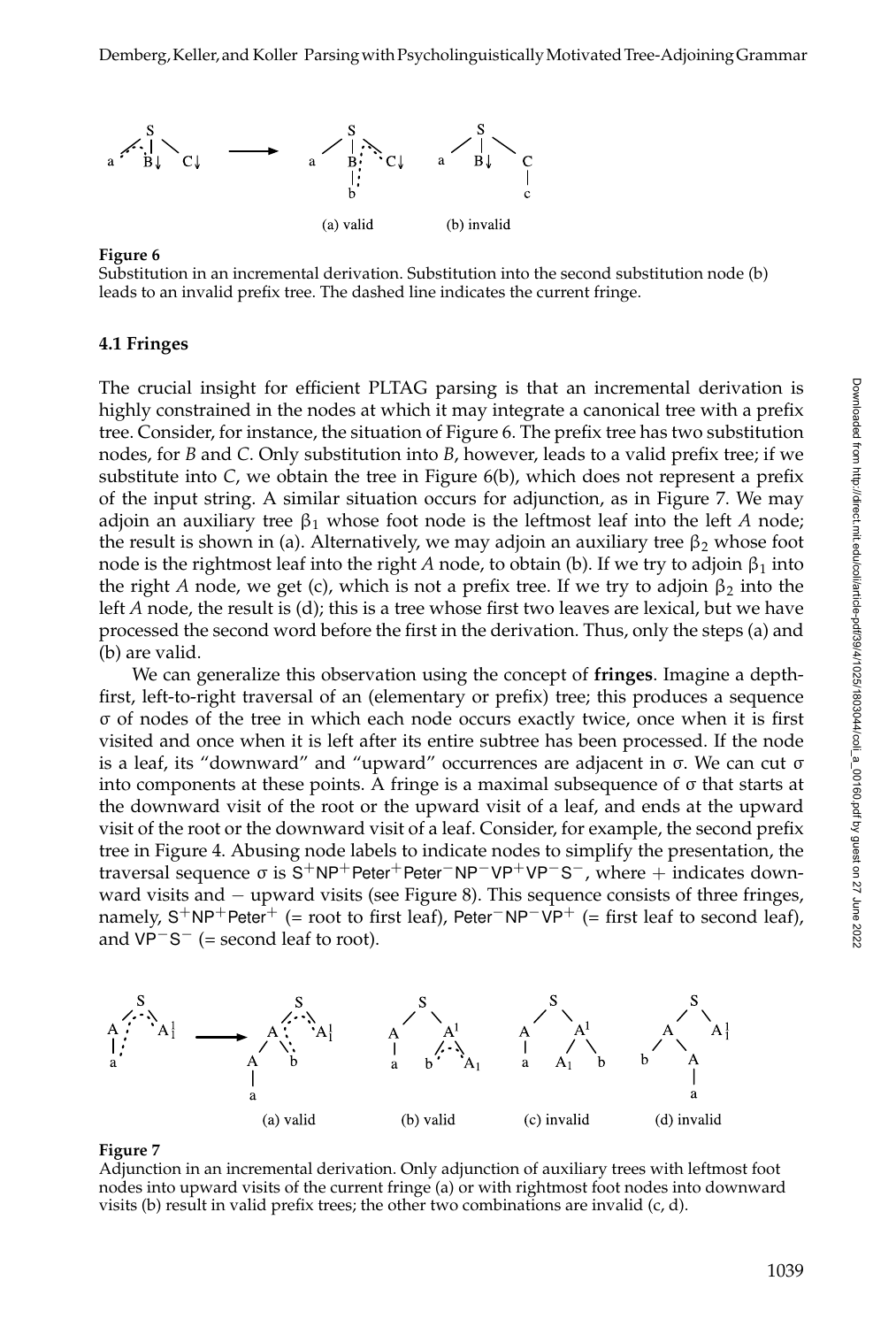(a) valid

(b) invalid

**Figure 6**
Substitution in an incremental derivation. Substitution into the second substitution node (b) leads to an invalid prefix tree. The dashed line indicates the current fringe.

### 4.1 Fringes

The crucial insight for efficient PLTAG parsing is that an incremental derivation is highly constrained in the nodes at which it may integrate a canonical tree with a prefix tree. Consider, for instance, the situation of Figure 6. The prefix tree has two substitution nodes, for *B* and *C*. Only substitution into *B*, however, leads to a valid prefix tree; if we substitute into *C*, we obtain the tree in Figure 6(b), which does not represent a prefix of the input string. A similar situation occurs for adjunction, as in Figure 7. We may adjoin an auxiliary tree $\beta_1$ whose foot node is the leftmost leaf into the left *A* node; the result is shown in (a). Alternatively, we may adjoin an auxiliary tree $\beta_2$ whose foot node is the rightmost leaf into the right *A* node, to obtain (b). If we try to adjoin $\beta_1$ into the right *A* node, we get (c), which is not a prefix tree. If we try to adjoin $\beta_2$ into the left *A* node, the result is (d); this is a tree whose first two leaves are lexical, but we have processed the second word before the first in the derivation. Thus, only the steps (a) and (b) are valid.

We can generalize this observation using the concept of **fringes**. Imagine a depth-first, left-to-right traversal of an (elementary or prefix) tree; this produces a sequence $\sigma$ of nodes of the tree in which each node occurs exactly twice, once when it is first visited and once when it is left after its entire subtree has been processed. If the node is a leaf, its "downward" and "upward" occurrences are adjacent in $\sigma$. We can cut $\sigma$ into components at these points. A fringe is a maximal subsequence of $\sigma$ that starts at the downward visit of the root or the upward visit of a leaf, and ends at the upward visit of the root or the downward visit of a leaf. Consider, for example, the second prefix tree in Figure 4. Abusing node labels to indicate nodes to simplify the presentation, the traversal sequence $\sigma$ is $\mathsf{S}^+\mathsf{NP}^+\mathsf{Peter}^+\mathsf{Peter}^-\mathsf{NP}^-\mathsf{VP}^+\mathsf{VP}^-\mathsf{S}^-$, where $+$ indicates downward visits and $-$ upward visits (see Figure 8). This sequence consists of three fringes, namely, $\mathsf{S}^+\mathsf{NP}^+\mathsf{Peter}^+$ (= root to first leaf), $\mathsf{Peter}^-\mathsf{NP}^-\mathsf{VP}^+$ (= first leaf to second leaf), and $\mathsf{VP}^-\mathsf{S}^-$ (= second leaf to root).

(a) valid

(b) valid

(c) invalid

(d) invalid

**Figure 7**
Adjunction in an incremental derivation. Only adjunction of auxiliary trees with leftmost foot nodes into upward visits of the current fringe (a) or with rightmost foot nodes into downward visits (b) result in valid prefix trees; the other two combinations are invalid (c, d).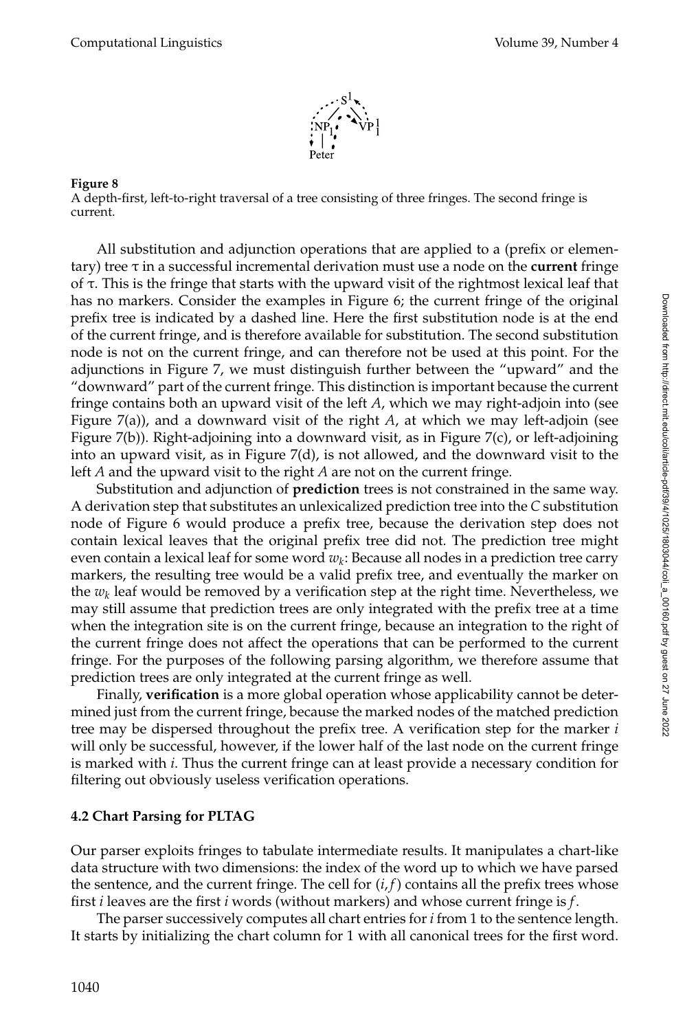S$^1$

NP$_1$ VP$^1_1$

Peter

**Figure 8**
A depth-first, left-to-right traversal of a tree consisting of three fringes. The second fringe is current.

All substitution and adjunction operations that are applied to a (prefix or elementary) tree $\tau$ in a successful incremental derivation must use a node on the **current** fringe of $\tau$. This is the fringe that starts with the upward visit of the rightmost lexical leaf that has no markers. Consider the examples in Figure 6; the current fringe of the original prefix tree is indicated by a dashed line. Here the first substitution node is at the end of the current fringe, and is therefore available for substitution. The second substitution node is not on the current fringe, and can therefore not be used at this point. For the adjunctions in Figure 7, we must distinguish further between the "upward" and the "downward" part of the current fringe. This distinction is important because the current fringe contains both an upward visit of the left *A*, which we may right-adjoin into (see Figure 7(a)), and a downward visit of the right *A*, at which we may left-adjoin (see Figure 7(b)). Right-adjoining into a downward visit, as in Figure 7(c), or left-adjoining into an upward visit, as in Figure 7(d), is not allowed, and the downward visit to the left *A* and the upward visit to the right *A* are not on the current fringe.

Substitution and adjunction of **prediction** trees is not constrained in the same way. A derivation step that substitutes an unlexicalized prediction tree into the *C* substitution node of Figure 6 would produce a prefix tree, because the derivation step does not contain lexical leaves that the original prefix tree did not. The prediction tree might even contain a lexical leaf for some word $w_k$: Because all nodes in a prediction tree carry markers, the resulting tree would be a valid prefix tree, and eventually the marker on the $w_k$ leaf would be removed by a verification step at the right time. Nevertheless, we may still assume that prediction trees are only integrated with the prefix tree at a time when the integration site is on the current fringe, because an integration to the right of the current fringe does not affect the operations that can be performed to the current fringe. For the purposes of the following parsing algorithm, we therefore assume that prediction trees are only integrated at the current fringe as well.

Finally, **verification** is a more global operation whose applicability cannot be determined just from the current fringe, because the marked nodes of the matched prediction tree may be dispersed throughout the prefix tree. A verification step for the marker *i* will only be successful, however, if the lower half of the last node on the current fringe is marked with *i*. Thus the current fringe can at least provide a necessary condition for filtering out obviously useless verification operations.

### 4.2 Chart Parsing for PLTAG

Our parser exploits fringes to tabulate intermediate results. It manipulates a chart-like data structure with two dimensions: the index of the word up to which we have parsed the sentence, and the current fringe. The cell for $(i, f)$ contains all the prefix trees whose first $i$ leaves are the first $i$ words (without markers) and whose current fringe is $f$.

The parser successively computes all chart entries for $i$ from 1 to the sentence length. It starts by initializing the chart column for 1 with all canonical trees for the first word.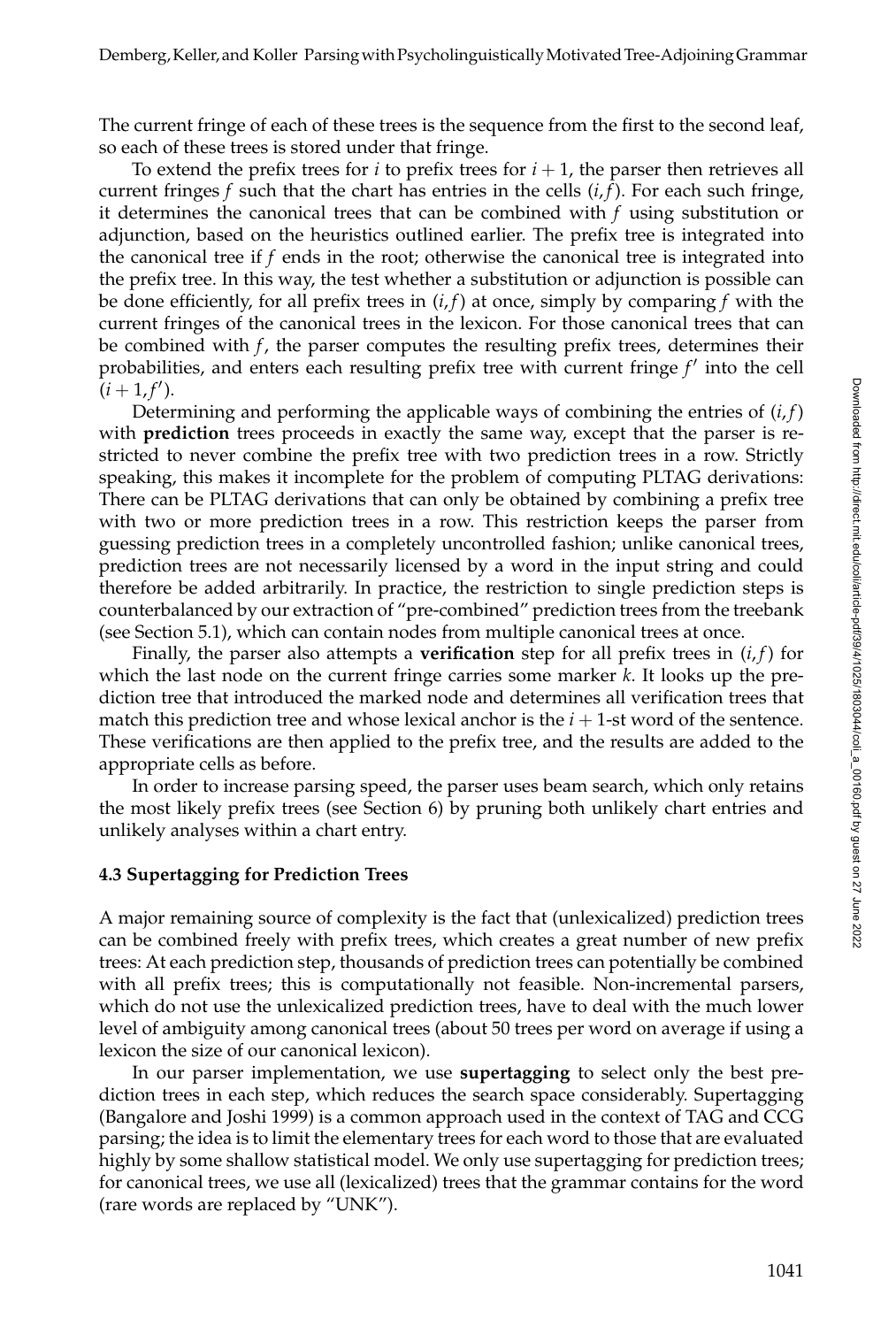The current fringe of each of these trees is the sequence from the first to the second leaf, so each of these trees is stored under that fringe.

To extend the prefix trees for $i$ to prefix trees for $i + 1$, the parser then retrieves all current fringes $f$ such that the chart has entries in the cells $(i, f)$. For each such fringe, it determines the canonical trees that can be combined with $f$ using substitution or adjunction, based on the heuristics outlined earlier. The prefix tree is integrated into the canonical tree if $f$ ends in the root; otherwise the canonical tree is integrated into the prefix tree. In this way, the test whether a substitution or adjunction is possible can be done efficiently, for all prefix trees in $(i, f)$ at once, simply by comparing $f$ with the current fringes of the canonical trees in the lexicon. For those canonical trees that can be combined with $f$, the parser computes the resulting prefix trees, determines their probabilities, and enters each resulting prefix tree with current fringe $f'$ into the cell $(i + 1, f')$.

Determining and performing the applicable ways of combining the entries of $(i, f)$ with **prediction** trees proceeds in exactly the same way, except that the parser is restricted to never combine the prefix tree with two prediction trees in a row. Strictly speaking, this makes it incomplete for the problem of computing PLTAG derivations: There can be PLTAG derivations that can only be obtained by combining a prefix tree with two or more prediction trees in a row. This restriction keeps the parser from guessing prediction trees in a completely uncontrolled fashion; unlike canonical trees, prediction trees are not necessarily licensed by a word in the input string and could therefore be added arbitrarily. In practice, the restriction to single prediction steps is counterbalanced by our extraction of "pre-combined" prediction trees from the treebank (see Section 5.1), which can contain nodes from multiple canonical trees at once.

Finally, the parser also attempts a **verification** step for all prefix trees in $(i, f)$ for which the last node on the current fringe carries some marker $k$. It looks up the prediction tree that introduced the marked node and determines all verification trees that match this prediction tree and whose lexical anchor is the $i + 1$-st word of the sentence. These verifications are then applied to the prefix tree, and the results are added to the appropriate cells as before.

In order to increase parsing speed, the parser uses beam search, which only retains the most likely prefix trees (see Section 6) by pruning both unlikely chart entries and unlikely analyses within a chart entry.

### 4.3 Supertagging for Prediction Trees

A major remaining source of complexity is the fact that (unlexicalized) prediction trees can be combined freely with prefix trees, which creates a great number of new prefix trees: At each prediction step, thousands of prediction trees can potentially be combined with all prefix trees; this is computationally not feasible. Non-incremental parsers, which do not use the unlexicalized prediction trees, have to deal with the much lower level of ambiguity among canonical trees (about 50 trees per word on average if using a lexicon the size of our canonical lexicon).

In our parser implementation, we use **supertagging** to select only the best prediction trees in each step, which reduces the search space considerably. Supertagging (Bangalore and Joshi 1999) is a common approach used in the context of TAG and CCG parsing; the idea is to limit the elementary trees for each word to those that are evaluated highly by some shallow statistical model. We only use supertagging for prediction trees; for canonical trees, we use all (lexicalized) trees that the grammar contains for the word (rare words are replaced by "UNK").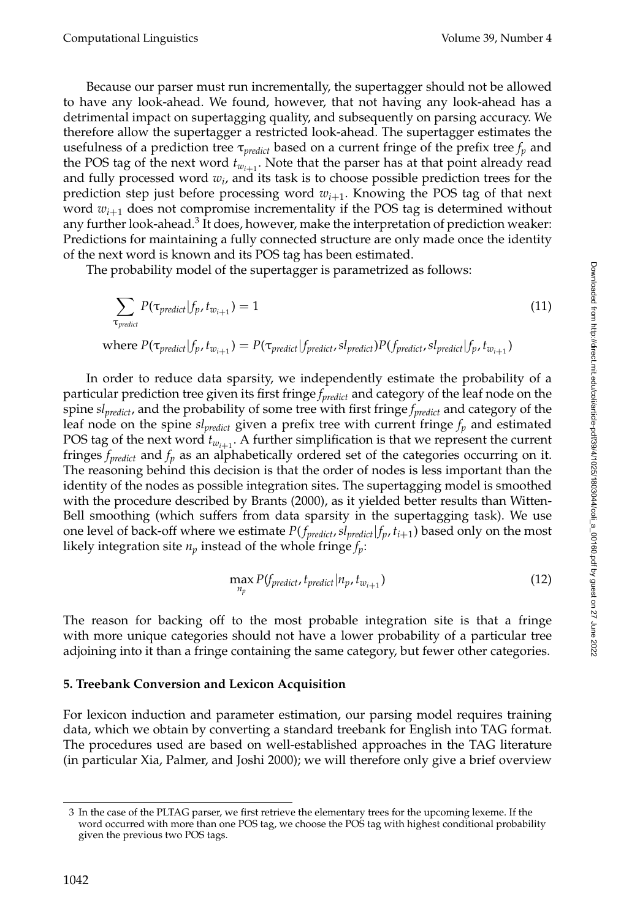Because our parser must run incrementally, the supertagger should not be allowed to have any look-ahead. We found, however, that not having any look-ahead has a detrimental impact on supertagging quality, and subsequently on parsing accuracy. We therefore allow the supertagger a restricted look-ahead. The supertagger estimates the usefulness of a prediction tree $\tau_{predict}$ based on a current fringe of the prefix tree $f_p$ and the POS tag of the next word $t_{w_{i+1}}$. Note that the parser has at that point already read and fully processed word $w_i$, and its task is to choose possible prediction trees for the prediction step just before processing word $w_{i+1}$. Knowing the POS tag of that next word $w_{i+1}$ does not compromise incrementality if the POS tag is determined without any further look-ahead.[3] It does, however, make the interpretation of prediction weaker: Predictions for maintaining a fully connected structure are only made once the identity of the next word is known and its POS tag has been estimated.

The probability model of the supertagger is parametrized as follows:

$$\sum_{\tau_{predict}} P(\tau_{predict}|f_p, t_{w_{i+1}}) = 1 \tag{11}$$

$$\text{where } P(\tau_{predict}|f_p, t_{w_{i+1}}) = P(\tau_{predict}|f_{predict}, sl_{predict})P(f_{predict}, sl_{predict}|f_p, t_{w_{i+1}})$$

In order to reduce data sparsity, we independently estimate the probability of a particular prediction tree given its first fringe $f_{predict}$ and category of the leaf node on the spine $sl_{predict}$, and the probability of some tree with first fringe $f_{predict}$ and category of the leaf node on the spine $sl_{predict}$ given a prefix tree with current fringe $f_p$ and estimated POS tag of the next word $t_{w_{i+1}}$. A further simplification is that we represent the current fringes $f_{predict}$ and $f_p$ as an alphabetically ordered set of the categories occurring on it. The reasoning behind this decision is that the order of nodes is less important than the identity of the nodes as possible integration sites. The supertagging model is smoothed with the procedure described by Brants (2000), as it yielded better results than Witten-Bell smoothing (which suffers from data sparsity in the supertagging task). We use one level of back-off where we estimate $P(f_{predict}, sl_{predict}|f_p, t_{i+1})$ based only on the most likely integration site $n_p$ instead of the whole fringe $f_p$:

$$\max_{n_p} P(f_{predict}, t_{predict}|n_p, t_{w_{i+1}}) \tag{12}$$

The reason for backing off to the most probable integration site is that a fringe with more unique categories should not have a lower probability of a particular tree adjoining into it than a fringe containing the same category, but fewer other categories.

## 5. Treebank Conversion and Lexicon Acquisition

For lexicon induction and parameter estimation, our parsing model requires training data, which we obtain by converting a standard treebank for English into TAG format. The procedures used are based on well-established approaches in the TAG literature (in particular Xia, Palmer, and Joshi 2000); we will therefore only give a brief overview

---

3 In the case of the PLTAG parser, we first retrieve the elementary trees for the upcoming lexeme. If the word occurred with more than one POS tag, we choose the POS tag with highest conditional probability given the previous two POS tags.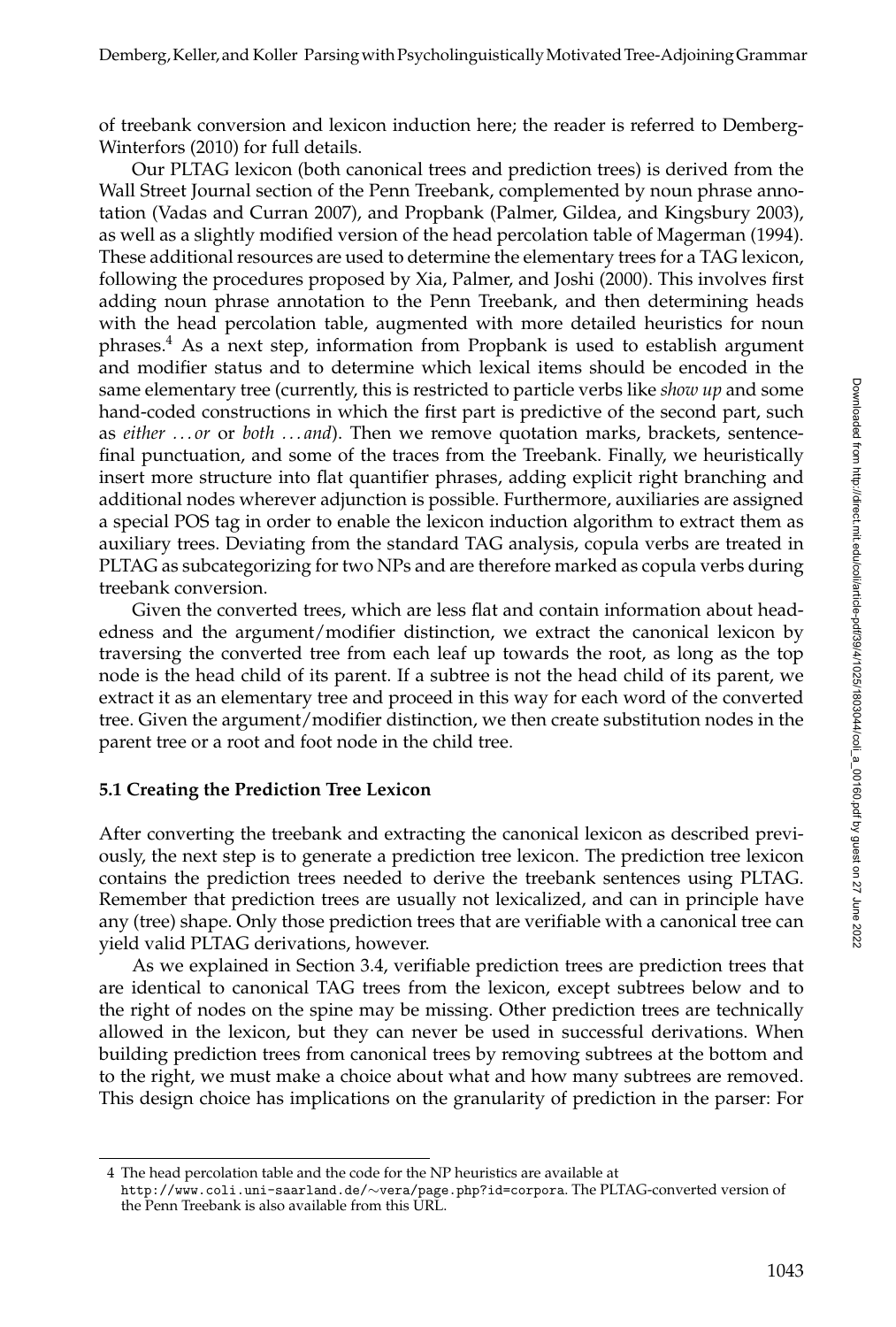of treebank conversion and lexicon induction here; the reader is referred to Demberg-Winterfors (2010) for full details.

Our PLTAG lexicon (both canonical trees and prediction trees) is derived from the Wall Street Journal section of the Penn Treebank, complemented by noun phrase annotation (Vadas and Curran 2007), and Propbank (Palmer, Gildea, and Kingsbury 2003), as well as a slightly modified version of the head percolation table of Magerman (1994). These additional resources are used to determine the elementary trees for a TAG lexicon, following the procedures proposed by Xia, Palmer, and Joshi (2000). This involves first adding noun phrase annotation to the Penn Treebank, and then determining heads with the head percolation table, augmented with more detailed heuristics for noun phrases.[4] As a next step, information from Propbank is used to establish argument and modifier status and to determine which lexical items should be encoded in the same elementary tree (currently, this is restricted to particle verbs like *show up* and some hand-coded constructions in which the first part is predictive of the second part, such as *either ... or* or *both ... and*). Then we remove quotation marks, brackets, sentence-final punctuation, and some of the traces from the Treebank. Finally, we heuristically insert more structure into flat quantifier phrases, adding explicit right branching and additional nodes wherever adjunction is possible. Furthermore, auxiliaries are assigned a special POS tag in order to enable the lexicon induction algorithm to extract them as auxiliary trees. Deviating from the standard TAG analysis, copula verbs are treated in PLTAG as subcategorizing for two NPs and are therefore marked as copula verbs during treebank conversion.

Given the converted trees, which are less flat and contain information about headedness and the argument/modifier distinction, we extract the canonical lexicon by traversing the converted tree from each leaf up towards the root, as long as the top node is the head child of its parent. If a subtree is not the head child of its parent, we extract it as an elementary tree and proceed in this way for each word of the converted tree. Given the argument/modifier distinction, we then create substitution nodes in the parent tree or a root and foot node in the child tree.

### 5.1 Creating the Prediction Tree Lexicon

After converting the treebank and extracting the canonical lexicon as described previously, the next step is to generate a prediction tree lexicon. The prediction tree lexicon contains the prediction trees needed to derive the treebank sentences using PLTAG. Remember that prediction trees are usually not lexicalized, and can in principle have any (tree) shape. Only those prediction trees that are verifiable with a canonical tree can yield valid PLTAG derivations, however.

As we explained in Section 3.4, verifiable prediction trees are prediction trees that are identical to canonical TAG trees from the lexicon, except subtrees below and to the right of nodes on the spine may be missing. Other prediction trees are technically allowed in the lexicon, but they can never be used in successful derivations. When building prediction trees from canonical trees by removing subtrees at the bottom and to the right, we must make a choice about what and how many subtrees are removed. This design choice has implications on the granularity of prediction in the parser: For

---

4 The head percolation table and the code for the NP heuristics are available at http://www.coli.uni-saarland.de/~vera/page.php?id=corpora. The PLTAG-converted version of the Penn Treebank is also available from this URL.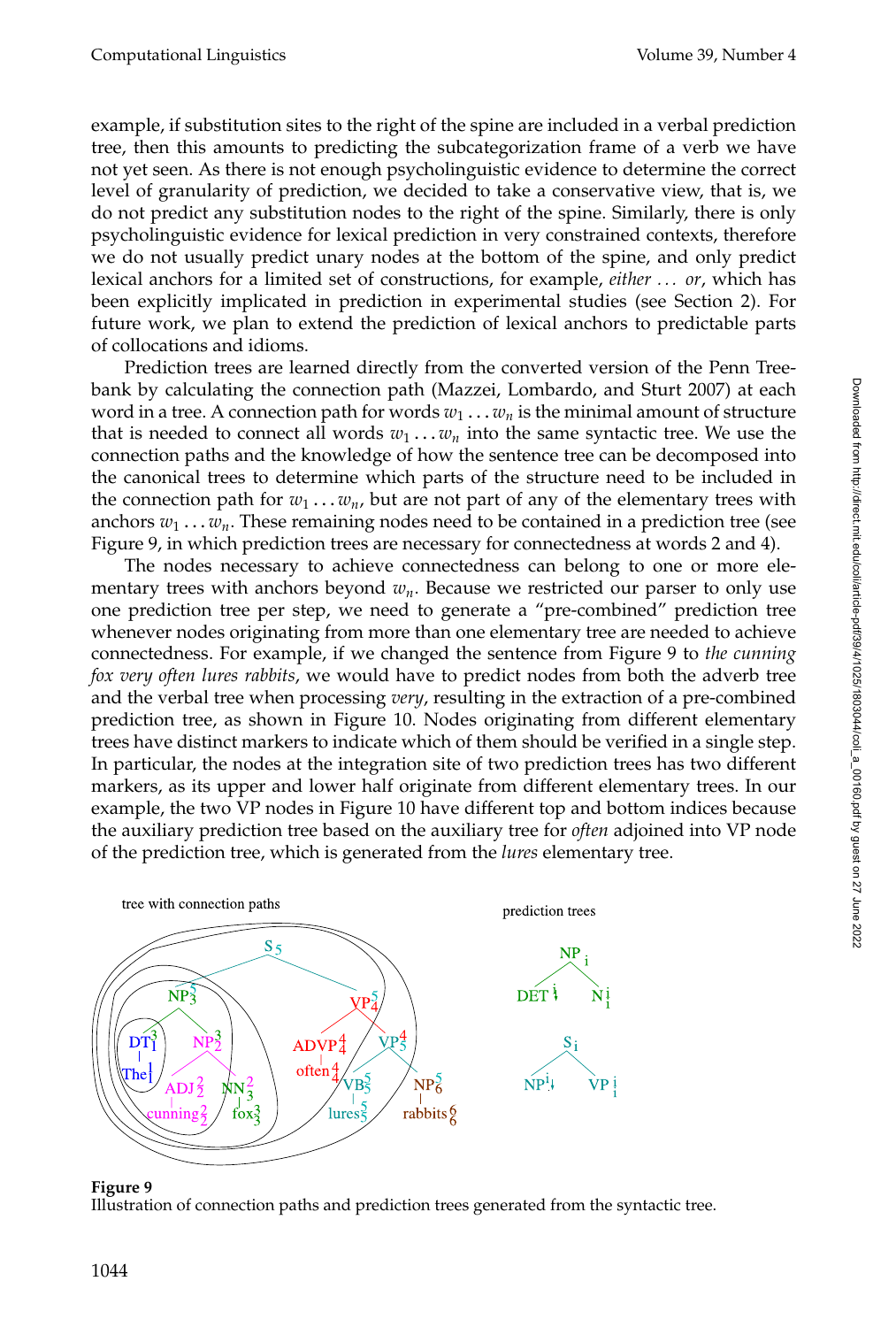example, if substitution sites to the right of the spine are included in a verbal prediction tree, then this amounts to predicting the subcategorization frame of a verb we have not yet seen. As there is not enough psycholinguistic evidence to determine the correct level of granularity of prediction, we decided to take a conservative view, that is, we do not predict any substitution nodes to the right of the spine. Similarly, there is only psycholinguistic evidence for lexical prediction in very constrained contexts, therefore we do not usually predict unary nodes at the bottom of the spine, and only predict lexical anchors for a limited set of constructions, for example, *either ... or*, which has been explicitly implicated in prediction in experimental studies (see Section 2). For future work, we plan to extend the prediction of lexical anchors to predictable parts of collocations and idioms.

Prediction trees are learned directly from the converted version of the Penn Treebank by calculating the connection path (Mazzei, Lombardo, and Sturt 2007) at each word in a tree. A connection path for words $w_1 \ldots w_n$ is the minimal amount of structure that is needed to connect all words $w_1 \ldots w_n$ into the same syntactic tree. We use the connection paths and the knowledge of how the sentence tree can be decomposed into the canonical trees to determine which parts of the structure need to be included in the connection path for $w_1 \ldots w_n$, but are not part of any of the elementary trees with anchors $w_1 \ldots w_n$. These remaining nodes need to be contained in a prediction tree (see Figure 9, in which prediction trees are necessary for connectedness at words 2 and 4).

The nodes necessary to achieve connectedness can belong to one or more elementary trees with anchors beyond $w_n$. Because we restricted our parser to only use one prediction tree per step, we need to generate a "pre-combined" prediction tree whenever nodes originating from more than one elementary tree are needed to achieve connectedness. For example, if we changed the sentence from Figure 9 to *the cunning fox very often lures rabbits*, we would have to predict nodes from both the adverb tree and the verbal tree when processing *very*, resulting in the extraction of a pre-combined prediction tree, as shown in Figure 10. Nodes originating from different elementary trees have distinct markers to indicate which of them should be verified in a single step. In particular, the nodes at the integration site of two prediction trees has two different markers, as its upper and lower half originate from different elementary trees. In our example, the two VP nodes in Figure 10 have different top and bottom indices because the auxiliary prediction tree based on the auxiliary tree for *often* adjoined into VP node of the prediction tree, which is generated from the *lures* elementary tree.

**Figure 9**
Illustration of connection paths and prediction trees generated from the syntactic tree.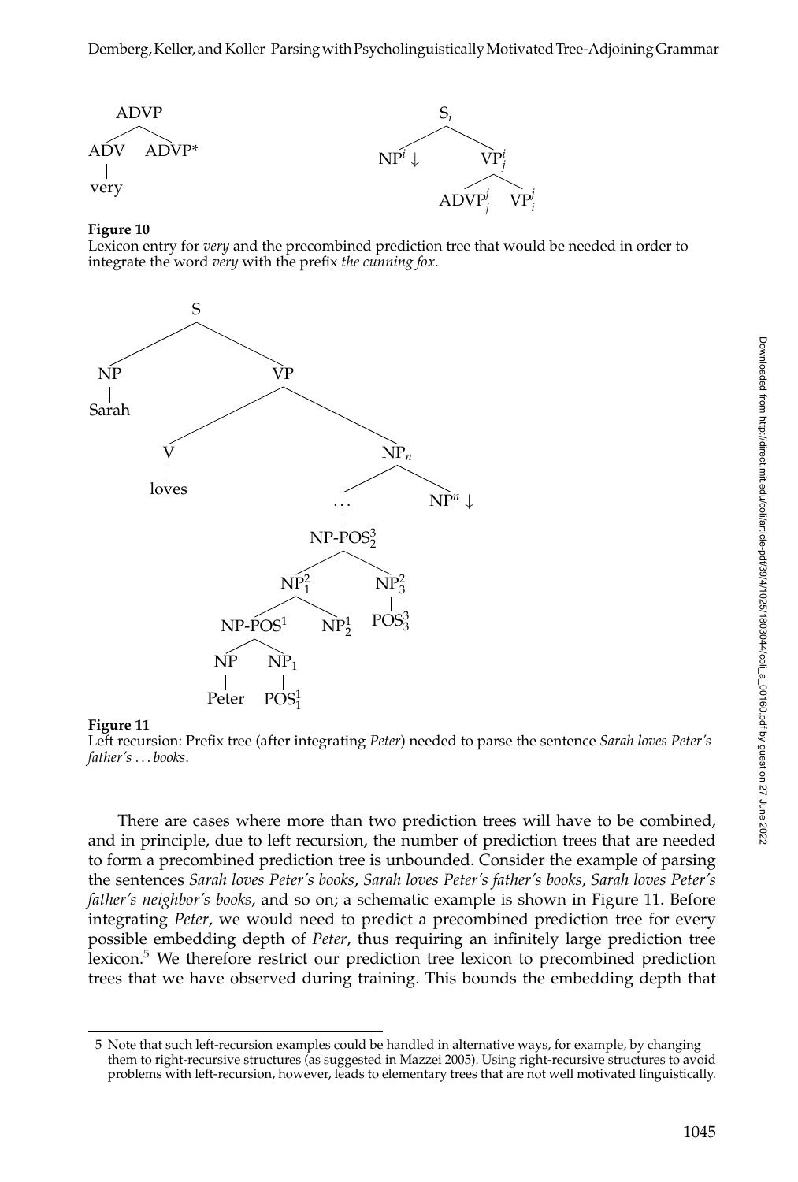**Figure 10**
Lexicon entry for *very* and the precombined prediction tree that would be needed in order to integrate the word *very* with the prefix *the cunning fox*.

**Figure 11**
Left recursion: Prefix tree (after integrating *Peter*) needed to parse the sentence *Sarah loves Peter's father's . . . books*.

There are cases where more than two prediction trees will have to be combined, and in principle, due to left recursion, the number of prediction trees that are needed to form a precombined prediction tree is unbounded. Consider the example of parsing the sentences *Sarah loves Peter's books*, *Sarah loves Peter's father's books*, *Sarah loves Peter's father's neighbor's books*, and so on; a schematic example is shown in Figure 11. Before integrating *Peter*, we would need to predict a precombined prediction tree for every possible embedding depth of *Peter*, thus requiring an infinitely large prediction tree lexicon.[5] We therefore restrict our prediction tree lexicon to precombined prediction trees that we have observed during training. This bounds the embedding depth that

5 Note that such left-recursion examples could be handled in alternative ways, for example, by changing them to right-recursive structures (as suggested in Mazzei 2005). Using right-recursive structures to avoid problems with left-recursion, however, leads to elementary trees that are not well motivated linguistically.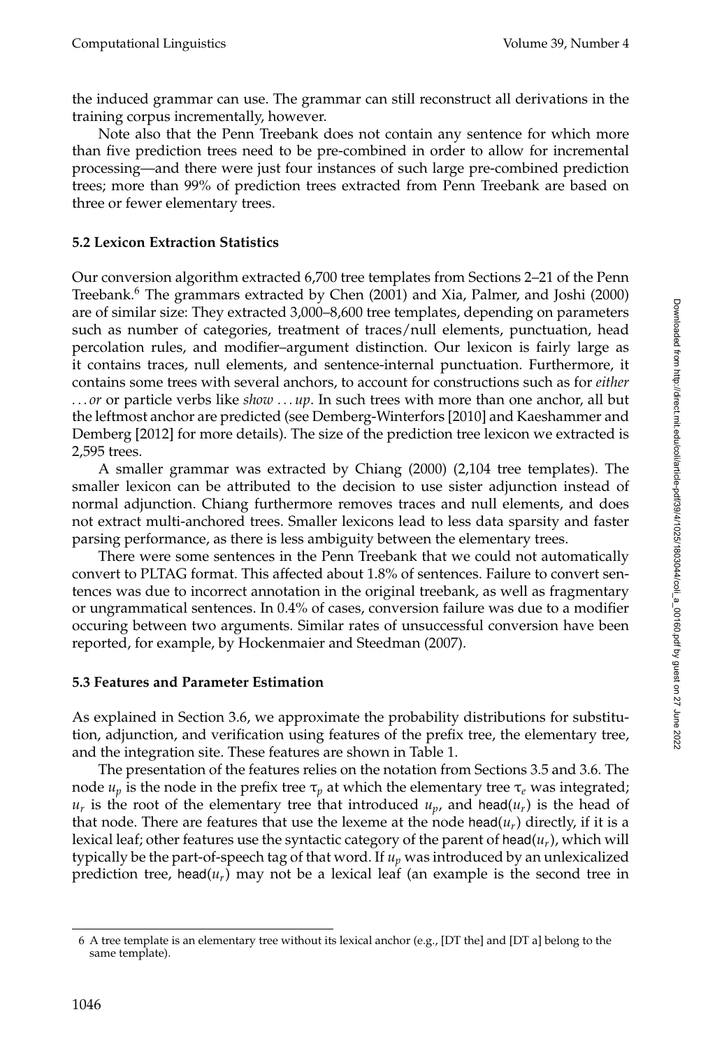the induced grammar can use. The grammar can still reconstruct all derivations in the training corpus incrementally, however.

Note also that the Penn Treebank does not contain any sentence for which more than five prediction trees need to be pre-combined in order to allow for incremental processing—and there were just four instances of such large pre-combined prediction trees; more than 99% of prediction trees extracted from Penn Treebank are based on three or fewer elementary trees.

### 5.2 Lexicon Extraction Statistics

Our conversion algorithm extracted 6,700 tree templates from Sections 2–21 of the Penn Treebank.[6] The grammars extracted by Chen (2001) and Xia, Palmer, and Joshi (2000) are of similar size: They extracted 3,000–8,600 tree templates, depending on parameters such as number of categories, treatment of traces/null elements, punctuation, head percolation rules, and modifier–argument distinction. Our lexicon is fairly large as it contains traces, null elements, and sentence-internal punctuation. Furthermore, it contains some trees with several anchors, to account for constructions such as for *either ... or* or particle verbs like *show ... up*. In such trees with more than one anchor, all but the leftmost anchor are predicted (see Demberg-Winterfors [2010] and Kaeshammer and Demberg [2012] for more details). The size of the prediction tree lexicon we extracted is 2,595 trees.

A smaller grammar was extracted by Chiang (2000) (2,104 tree templates). The smaller lexicon can be attributed to the decision to use sister adjunction instead of normal adjunction. Chiang furthermore removes traces and null elements, and does not extract multi-anchored trees. Smaller lexicons lead to less data sparsity and faster parsing performance, as there is less ambiguity between the elementary trees.

There were some sentences in the Penn Treebank that we could not automatically convert to PLTAG format. This affected about 1.8% of sentences. Failure to convert sentences was due to incorrect annotation in the original treebank, as well as fragmentary or ungrammatical sentences. In 0.4% of cases, conversion failure was due to a modifier occuring between two arguments. Similar rates of unsuccessful conversion have been reported, for example, by Hockenmaier and Steedman (2007).

### 5.3 Features and Parameter Estimation

As explained in Section 3.6, we approximate the probability distributions for substitution, adjunction, and verification using features of the prefix tree, the elementary tree, and the integration site. These features are shown in Table 1.

The presentation of the features relies on the notation from Sections 3.5 and 3.6. The node $u_p$ is the node in the prefix tree $\tau_p$ at which the elementary tree $\tau_e$ was integrated; $u_r$ is the root of the elementary tree that introduced $u_p$, and $\mathsf{head}(u_r)$ is the head of that node. There are features that use the lexeme at the node $\mathsf{head}(u_r)$ directly, if it is a lexical leaf; other features use the syntactic category of the parent of $\mathsf{head}(u_r)$, which will typically be the part-of-speech tag of that word. If $u_p$ was introduced by an unlexicalized prediction tree, $\mathsf{head}(u_r)$ may not be a lexical leaf (an example is the second tree in

6 A tree template is an elementary tree without its lexical anchor (e.g., [DT the] and [DT a] belong to the same template).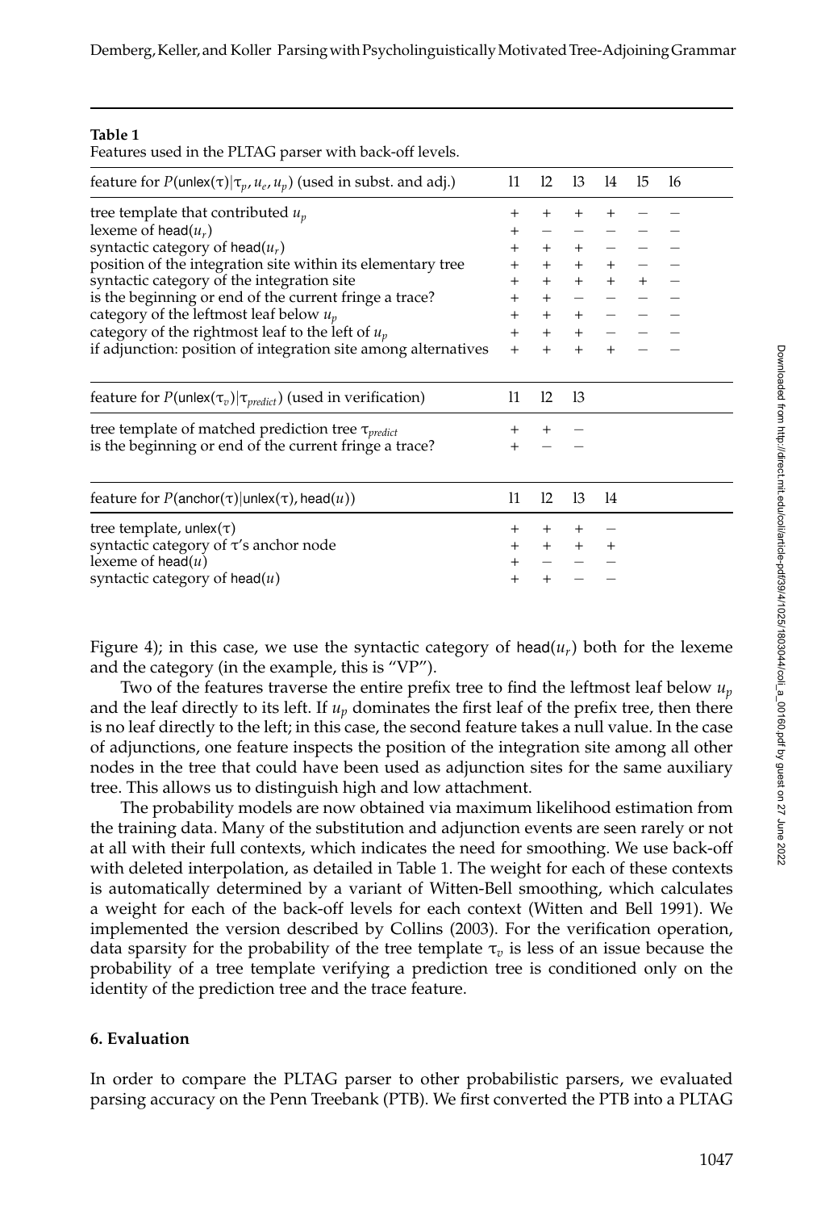**Table 1**

Features used in the PLTAG parser with back-off levels.

| feature for $P(\mathsf{unlex}(\tau) \mid \tau_p, u_e, u_p)$ (used in subst. and adj.) | l1 | l2 | l3 | l4 | l5 | l6 |
|---|---|---|---|---|---|---|
| tree template that contributed $u_p$ | + | + | + | + | – | – |
| lexeme of $\mathsf{head}(u_r)$ | + | – | – | – | – | – |
| syntactic category of $\mathsf{head}(u_r)$ | + | + | + | – | – | – |
| position of the integration site within its elementary tree | + | + | + | + | – | – |
| syntactic category of the integration site | + | + | + | + | + | – |
| is the beginning or end of the current fringe a trace? | + | + | – | – | – | – |
| category of the leftmost leaf below $u_p$ | + | + | + | – | – | – |
| category of the rightmost leaf to the left of $u_p$ | + | + | + | – | – | – |
| if adjunction: position of integration site among alternatives | + | + | + | + | – | – |

| feature for $P(\mathsf{unlex}(\tau_v) \mid \tau_{predict})$ (used in verification) | l1 | l2 | l3 |
|---|---|---|---|
| tree template of matched prediction tree $\tau_{predict}$ | + | + | – |
| is the beginning or end of the current fringe a trace? | + | – | – |

| feature for $P(\mathsf{anchor}(\tau) \mid \mathsf{unlex}(\tau), \mathsf{head}(u))$ | l1 | l2 | l3 | l4 |
|---|---|---|---|---|
| tree template, $\mathsf{unlex}(\tau)$ | + | + | + | – |
| syntactic category of $\tau$'s anchor node | + | + | + | + |
| lexeme of $\mathsf{head}(u)$ | + | – | – | – |
| syntactic category of $\mathsf{head}(u)$ | + | + | – | – |

Figure 4); in this case, we use the syntactic category of $\mathsf{head}(u_r)$ both for the lexeme and the category (in the example, this is "VP").

Two of the features traverse the entire prefix tree to find the leftmost leaf below $u_p$ and the leaf directly to its left. If $u_p$ dominates the first leaf of the prefix tree, then there is no leaf directly to the left; in this case, the second feature takes a null value. In the case of adjunctions, one feature inspects the position of the integration site among all other nodes in the tree that could have been used as adjunction sites for the same auxiliary tree. This allows us to distinguish high and low attachment.

The probability models are now obtained via maximum likelihood estimation from the training data. Many of the substitution and adjunction events are seen rarely or not at all with their full contexts, which indicates the need for smoothing. We use back-off with deleted interpolation, as detailed in Table 1. The weight for each of these contexts is automatically determined by a variant of Witten-Bell smoothing, which calculates a weight for each of the back-off levels for each context (Witten and Bell 1991). We implemented the version described by Collins (2003). For the verification operation, data sparsity for the probability of the tree template $\tau_v$ is less of an issue because the probability of a tree template verifying a prediction tree is conditioned only on the identity of the prediction tree and the trace feature.

## 6. Evaluation

In order to compare the PLTAG parser to other probabilistic parsers, we evaluated parsing accuracy on the Penn Treebank (PTB). We first converted the PTB into a PLTAG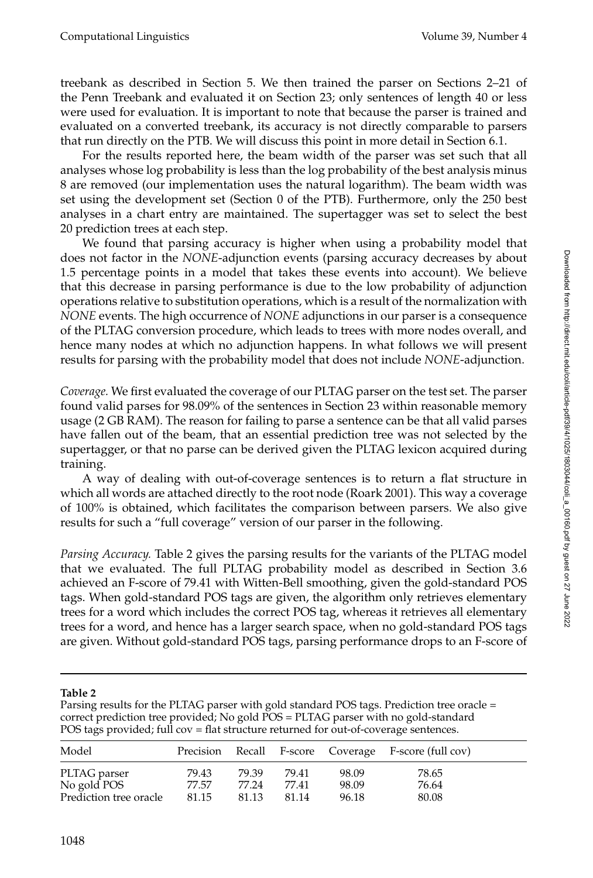treebank as described in Section 5. We then trained the parser on Sections 2–21 of the Penn Treebank and evaluated it on Section 23; only sentences of length 40 or less were used for evaluation. It is important to note that because the parser is trained and evaluated on a converted treebank, its accuracy is not directly comparable to parsers that run directly on the PTB. We will discuss this point in more detail in Section 6.1.

For the results reported here, the beam width of the parser was set such that all analyses whose log probability is less than the log probability of the best analysis minus 8 are removed (our implementation uses the natural logarithm). The beam width was set using the development set (Section 0 of the PTB). Furthermore, only the 250 best analyses in a chart entry are maintained. The supertagger was set to select the best 20 prediction trees at each step.

We found that parsing accuracy is higher when using a probability model that does not factor in the *NONE*-adjunction events (parsing accuracy decreases by about 1.5 percentage points in a model that takes these events into account). We believe that this decrease in parsing performance is due to the low probability of adjunction operations relative to substitution operations, which is a result of the normalization with *NONE* events. The high occurrence of *NONE* adjunctions in our parser is a consequence of the PLTAG conversion procedure, which leads to trees with more nodes overall, and hence many nodes at which no adjunction happens. In what follows we will present results for parsing with the probability model that does not include *NONE*-adjunction.

*Coverage.* We first evaluated the coverage of our PLTAG parser on the test set. The parser found valid parses for 98.09% of the sentences in Section 23 within reasonable memory usage (2 GB RAM). The reason for failing to parse a sentence can be that all valid parses have fallen out of the beam, that an essential prediction tree was not selected by the supertagger, or that no parse can be derived given the PLTAG lexicon acquired during training.

A way of dealing with out-of-coverage sentences is to return a flat structure in which all words are attached directly to the root node (Roark 2001). This way a coverage of 100% is obtained, which facilitates the comparison between parsers. We also give results for such a "full coverage" version of our parser in the following.

*Parsing Accuracy.* Table 2 gives the parsing results for the variants of the PLTAG model that we evaluated. The full PLTAG probability model as described in Section 3.6 achieved an F-score of 79.41 with Witten-Bell smoothing, given the gold-standard POS tags. When gold-standard POS tags are given, the algorithm only retrieves elementary trees for a word which includes the correct POS tag, whereas it retrieves all elementary trees for a word, and hence has a larger search space, when no gold-standard POS tags are given. Without gold-standard POS tags, parsing performance drops to an F-score of

**Table 2**
Parsing results for the PLTAG parser with gold standard POS tags. Prediction tree oracle = correct prediction tree provided; No gold POS = PLTAG parser with no gold-standard POS tags provided; full cov = flat structure returned for out-of-coverage sentences.

| Model | Precision | Recall | F-score | Coverage | F-score (full cov) |
|---|---|---|---|---|---|
| PLTAG parser | 79.43 | 79.39 | 79.41 | 98.09 | 78.65 |
| No gold POS | 77.57 | 77.24 | 77.41 | 98.09 | 76.64 |
| Prediction tree oracle | 81.15 | 81.13 | 81.14 | 96.18 | 80.08 |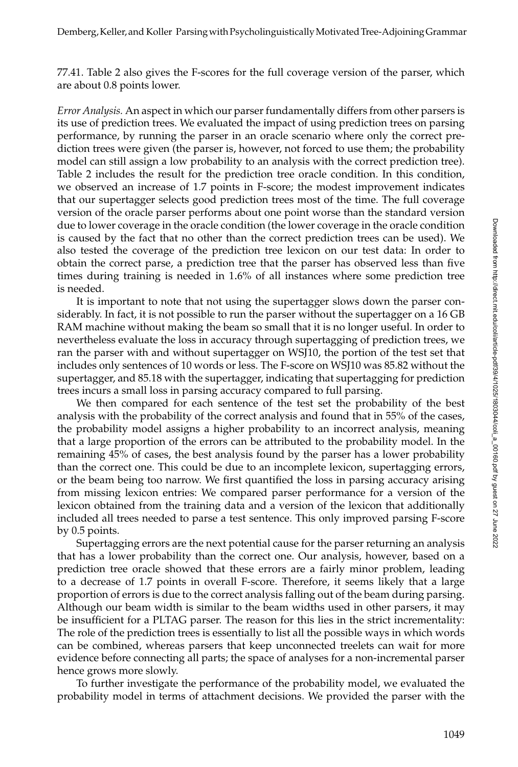77.41. Table 2 also gives the F-scores for the full coverage version of the parser, which are about 0.8 points lower.

*Error Analysis.* An aspect in which our parser fundamentally differs from other parsers is its use of prediction trees. We evaluated the impact of using prediction trees on parsing performance, by running the parser in an oracle scenario where only the correct prediction trees were given (the parser is, however, not forced to use them; the probability model can still assign a low probability to an analysis with the correct prediction tree). Table 2 includes the result for the prediction tree oracle condition. In this condition, we observed an increase of 1.7 points in F-score; the modest improvement indicates that our supertagger selects good prediction trees most of the time. The full coverage version of the oracle parser performs about one point worse than the standard version due to lower coverage in the oracle condition (the lower coverage in the oracle condition is caused by the fact that no other than the correct prediction trees can be used). We also tested the coverage of the prediction tree lexicon on our test data: In order to obtain the correct parse, a prediction tree that the parser has observed less than five times during training is needed in 1.6% of all instances where some prediction tree is needed.

It is important to note that not using the supertagger slows down the parser considerably. In fact, it is not possible to run the parser without the supertagger on a 16 GB RAM machine without making the beam so small that it is no longer useful. In order to nevertheless evaluate the loss in accuracy through supertagging of prediction trees, we ran the parser with and without supertagger on WSJ10, the portion of the test set that includes only sentences of 10 words or less. The F-score on WSJ10 was 85.82 without the supertagger, and 85.18 with the supertagger, indicating that supertagging for prediction trees incurs a small loss in parsing accuracy compared to full parsing.

We then compared for each sentence of the test set the probability of the best analysis with the probability of the correct analysis and found that in 55% of the cases, the probability model assigns a higher probability to an incorrect analysis, meaning that a large proportion of the errors can be attributed to the probability model. In the remaining 45% of cases, the best analysis found by the parser has a lower probability than the correct one. This could be due to an incomplete lexicon, supertagging errors, or the beam being too narrow. We first quantified the loss in parsing accuracy arising from missing lexicon entries: We compared parser performance for a version of the lexicon obtained from the training data and a version of the lexicon that additionally included all trees needed to parse a test sentence. This only improved parsing F-score by 0.5 points.

Supertagging errors are the next potential cause for the parser returning an analysis that has a lower probability than the correct one. Our analysis, however, based on a prediction tree oracle showed that these errors are a fairly minor problem, leading to a decrease of 1.7 points in overall F-score. Therefore, it seems likely that a large proportion of errors is due to the correct analysis falling out of the beam during parsing. Although our beam width is similar to the beam widths used in other parsers, it may be insufficient for a PLTAG parser. The reason for this lies in the strict incrementality: The role of the prediction trees is essentially to list all the possible ways in which words can be combined, whereas parsers that keep unconnected treelets can wait for more evidence before connecting all parts; the space of analyses for a non-incremental parser hence grows more slowly.

To further investigate the performance of the probability model, we evaluated the probability model in terms of attachment decisions. We provided the parser with the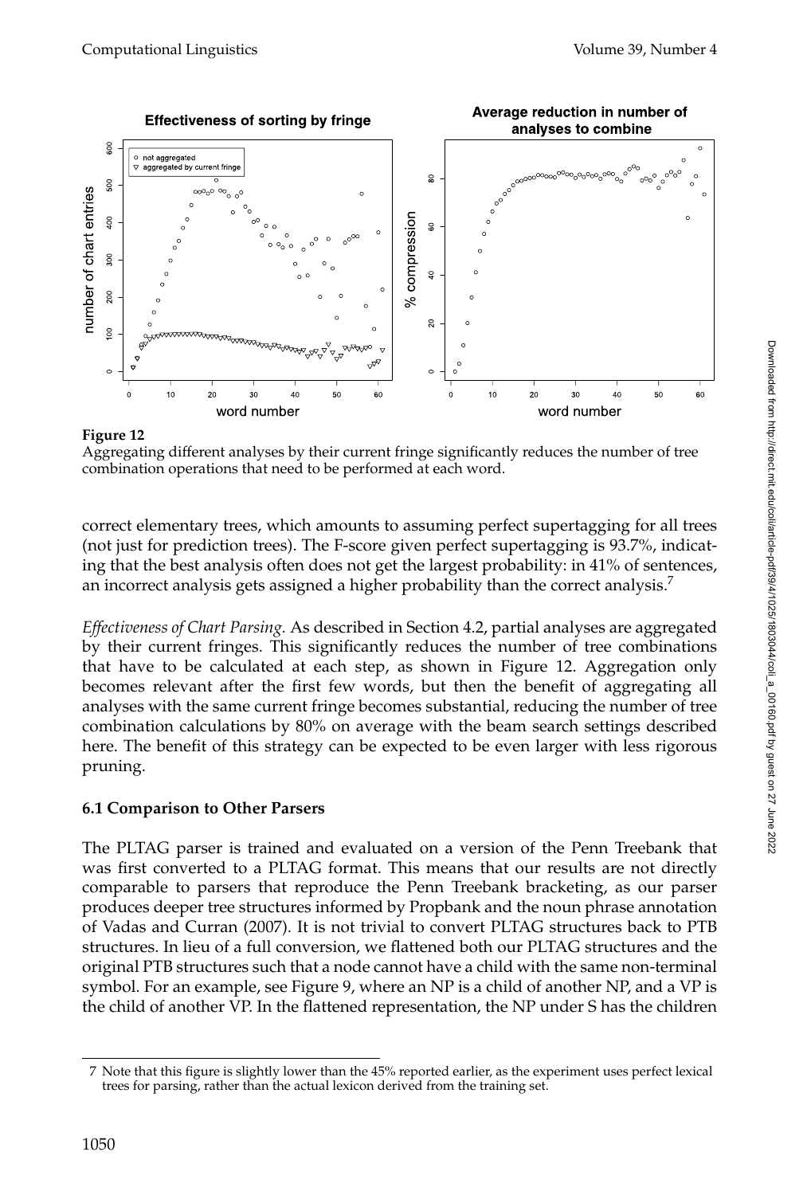Effectiveness of sorting by fringe

number of chart entries

○ not aggregated
▽ aggregated by current fringe

0 100 200 300 400 500 600

0 10 20 30 40 50 60

word number

Average reduction in number of analyses to combine

% compression

0 20 40 60 80

0 10 20 30 40 50 60

word number

**Figure 12**
Aggregating different analyses by their current fringe significantly reduces the number of tree combination operations that need to be performed at each word.

correct elementary trees, which amounts to assuming perfect supertagging for all trees (not just for prediction trees). The F-score given perfect supertagging is 93.7%, indicating that the best analysis often does not get the largest probability: in 41% of sentences, an incorrect analysis gets assigned a higher probability than the correct analysis.[7]

*Effectiveness of Chart Parsing.* As described in Section 4.2, partial analyses are aggregated by their current fringes. This significantly reduces the number of tree combinations that have to be calculated at each step, as shown in Figure 12. Aggregation only becomes relevant after the first few words, but then the benefit of aggregating all analyses with the same current fringe becomes substantial, reducing the number of tree combination calculations by 80% on average with the beam search settings described here. The benefit of this strategy can be expected to be even larger with less rigorous pruning.

### 6.1 Comparison to Other Parsers

The PLTAG parser is trained and evaluated on a version of the Penn Treebank that was first converted to a PLTAG format. This means that our results are not directly comparable to parsers that reproduce the Penn Treebank bracketing, as our parser produces deeper tree structures informed by Propbank and the noun phrase annotation of Vadas and Curran (2007). It is not trivial to convert PLTAG structures back to PTB structures. In lieu of a full conversion, we flattened both our PLTAG structures and the original PTB structures such that a node cannot have a child with the same non-terminal symbol. For an example, see Figure 9, where an NP is a child of another NP, and a VP is the child of another VP. In the flattened representation, the NP under S has the children

7 Note that this figure is slightly lower than the 45% reported earlier, as the experiment uses perfect lexical trees for parsing, rather than the actual lexicon derived from the training set.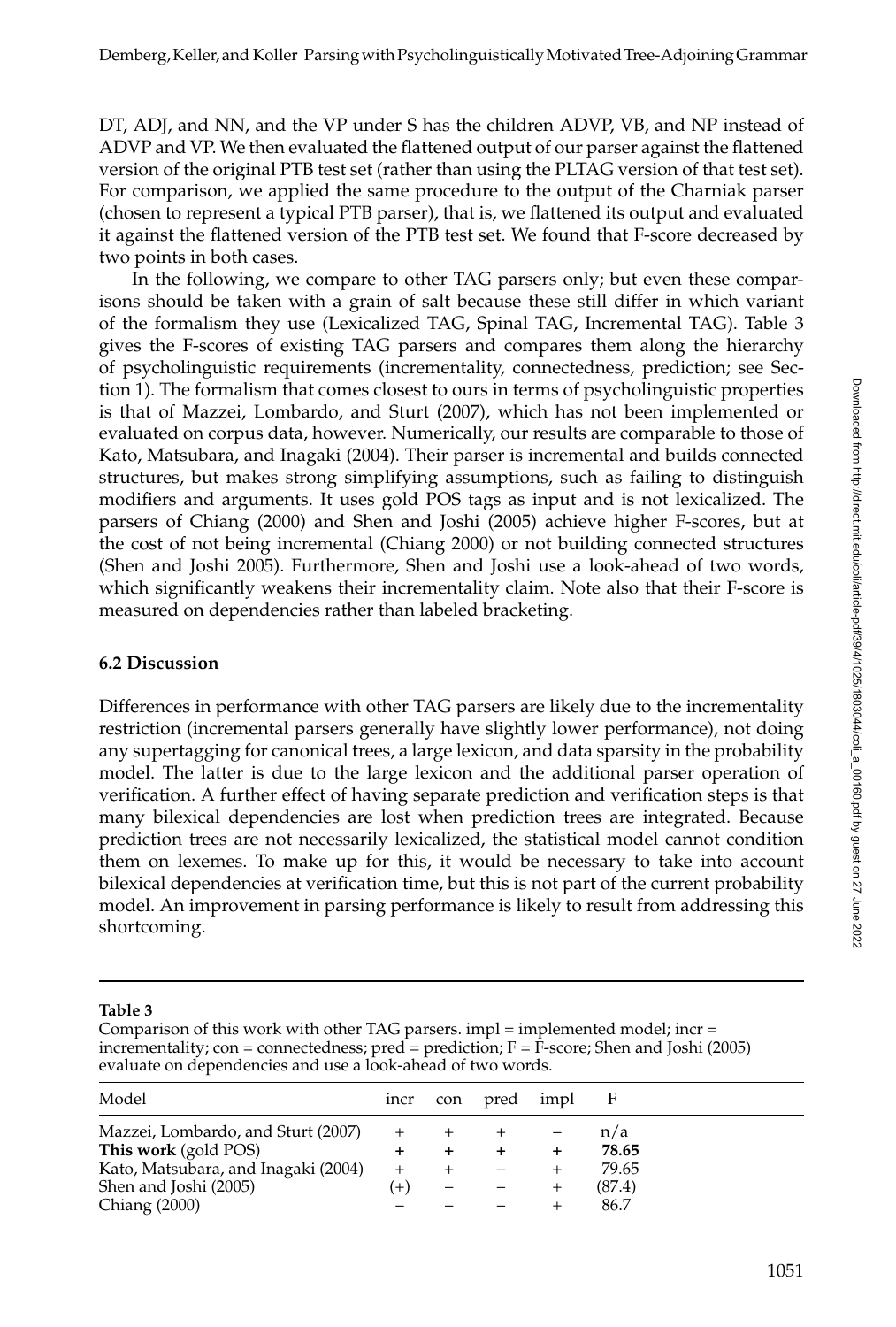DT, ADJ, and NN, and the VP under S has the children ADVP, VB, and NP instead of ADVP and VP. We then evaluated the flattened output of our parser against the flattened version of the original PTB test set (rather than using the PLTAG version of that test set). For comparison, we applied the same procedure to the output of the Charniak parser (chosen to represent a typical PTB parser), that is, we flattened its output and evaluated it against the flattened version of the PTB test set. We found that F-score decreased by two points in both cases.

In the following, we compare to other TAG parsers only; but even these comparisons should be taken with a grain of salt because these still differ in which variant of the formalism they use (Lexicalized TAG, Spinal TAG, Incremental TAG). Table 3 gives the F-scores of existing TAG parsers and compares them along the hierarchy of psycholinguistic requirements (incrementality, connectedness, prediction; see Section 1). The formalism that comes closest to ours in terms of psycholinguistic properties is that of Mazzei, Lombardo, and Sturt (2007), which has not been implemented or evaluated on corpus data, however. Numerically, our results are comparable to those of Kato, Matsubara, and Inagaki (2004). Their parser is incremental and builds connected structures, but makes strong simplifying assumptions, such as failing to distinguish modifiers and arguments. It uses gold POS tags as input and is not lexicalized. The parsers of Chiang (2000) and Shen and Joshi (2005) achieve higher F-scores, but at the cost of not being incremental (Chiang 2000) or not building connected structures (Shen and Joshi 2005). Furthermore, Shen and Joshi use a look-ahead of two words, which significantly weakens their incrementality claim. Note also that their F-score is measured on dependencies rather than labeled bracketing.

### 6.2 Discussion

Differences in performance with other TAG parsers are likely due to the incrementality restriction (incremental parsers generally have slightly lower performance), not doing any supertagging for canonical trees, a large lexicon, and data sparsity in the probability model. The latter is due to the large lexicon and the additional parser operation of verification. A further effect of having separate prediction and verification steps is that many bilexical dependencies are lost when prediction trees are integrated. Because prediction trees are not necessarily lexicalized, the statistical model cannot condition them on lexemes. To make up for this, it would be necessary to take into account bilexical dependencies at verification time, but this is not part of the current probability model. An improvement in parsing performance is likely to result from addressing this shortcoming.

**Table 3**
Comparison of this work with other TAG parsers. impl = implemented model; incr = incrementality; con = connectedness; pred = prediction; F = F-score; Shen and Joshi (2005) evaluate on dependencies and use a look-ahead of two words.

| Model | incr | con | pred | impl | F |
|---|---|---|---|---|---|
| Mazzei, Lombardo, and Sturt (2007) | + | + | + | − | n/a |
| **This work** (gold POS) | **+** | **+** | **+** | **+** | **78.65** |
| Kato, Matsubara, and Inagaki (2004) | + | + | − | + | 79.65 |
| Shen and Joshi (2005) | (+) | − | − | + | (87.4) |
| Chiang (2000) | − | − | − | + | 86.7 |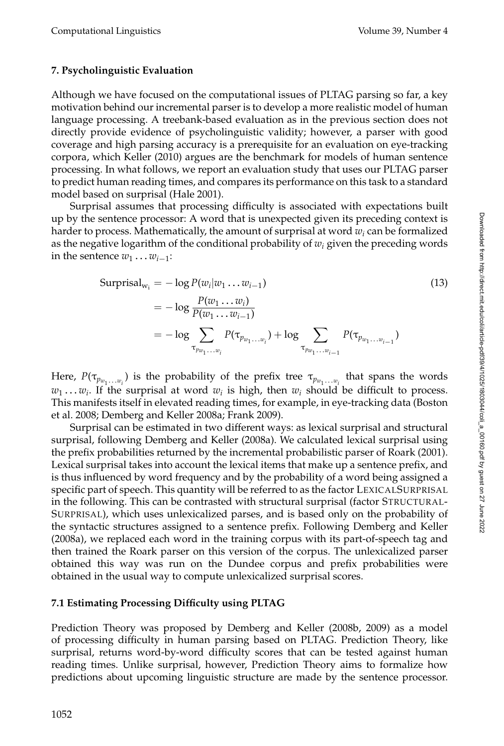## 7. Psycholinguistic Evaluation

Although we have focused on the computational issues of PLTAG parsing so far, a key motivation behind our incremental parser is to develop a more realistic model of human language processing. A treebank-based evaluation as in the previous section does not directly provide evidence of psycholinguistic validity; however, a parser with good coverage and high parsing accuracy is a prerequisite for an evaluation on eye-tracking corpora, which Keller (2010) argues are the benchmark for models of human sentence processing. In what follows, we report an evaluation study that uses our PLTAG parser to predict human reading times, and compares its performance on this task to a standard model based on surprisal (Hale 2001).

Surprisal assumes that processing difficulty is associated with expectations built up by the sentence processor: A word that is unexpected given its preceding context is harder to process. Mathematically, the amount of surprisal at word $w_i$ can be formalized as the negative logarithm of the conditional probability of $w_i$ given the preceding words in the sentence $w_1 \dots w_{i-1}$:

$$
\begin{aligned}
\text{Surprisal}_{w_i} &= -\log P(w_i | w_1 \dots w_{i-1}) \\
&= -\log \frac{P(w_1 \dots w_i)}{P(w_1 \dots w_{i-1})} \\
&= -\log \sum_{\tau_{p_{w_1 \dots w_i}}} P(\tau_{p_{w_1 \dots w_i}}) + \log \sum_{\tau_{p_{w_1 \dots w_{i-1}}}} P(\tau_{p_{w_1 \dots w_{i-1}}})
\end{aligned}
\tag{13}
$$

Here, $P(\tau_{p_{w_1 \dots w_i}})$ is the probability of the prefix tree $\tau_{p_{w_1 \dots w_i}}$ that spans the words $w_1 \dots w_i$. If the surprisal at word $w_i$ is high, then $w_i$ should be difficult to process. This manifests itself in elevated reading times, for example, in eye-tracking data (Boston et al. 2008; Demberg and Keller 2008a; Frank 2009).

Surprisal can be estimated in two different ways: as lexical surprisal and structural surprisal, following Demberg and Keller (2008a). We calculated lexical surprisal using the prefix probabilities returned by the incremental probabilistic parser of Roark (2001). Lexical surprisal takes into account the lexical items that make up a sentence prefix, and is thus influenced by word frequency and by the probability of a word being assigned a specific part of speech. This quantity will be referred to as the factor LEXICALSURPRISAL in the following. This can be contrasted with structural surprisal (factor STRUCTURALSURPRISAL), which uses unlexicalized parses, and is based only on the probability of the syntactic structures assigned to a sentence prefix. Following Demberg and Keller (2008a), we replaced each word in the training corpus with its part-of-speech tag and then trained the Roark parser on this version of the corpus. The unlexicalized parser obtained this way was run on the Dundee corpus and prefix probabilities were obtained in the usual way to compute unlexicalized surprisal scores.

### 7.1 Estimating Processing Difficulty using PLTAG

Prediction Theory was proposed by Demberg and Keller (2008b, 2009) as a model of processing difficulty in human parsing based on PLTAG. Prediction Theory, like surprisal, returns word-by-word difficulty scores that can be tested against human reading times. Unlike surprisal, however, Prediction Theory aims to formalize how predictions about upcoming linguistic structure are made by the sentence processor.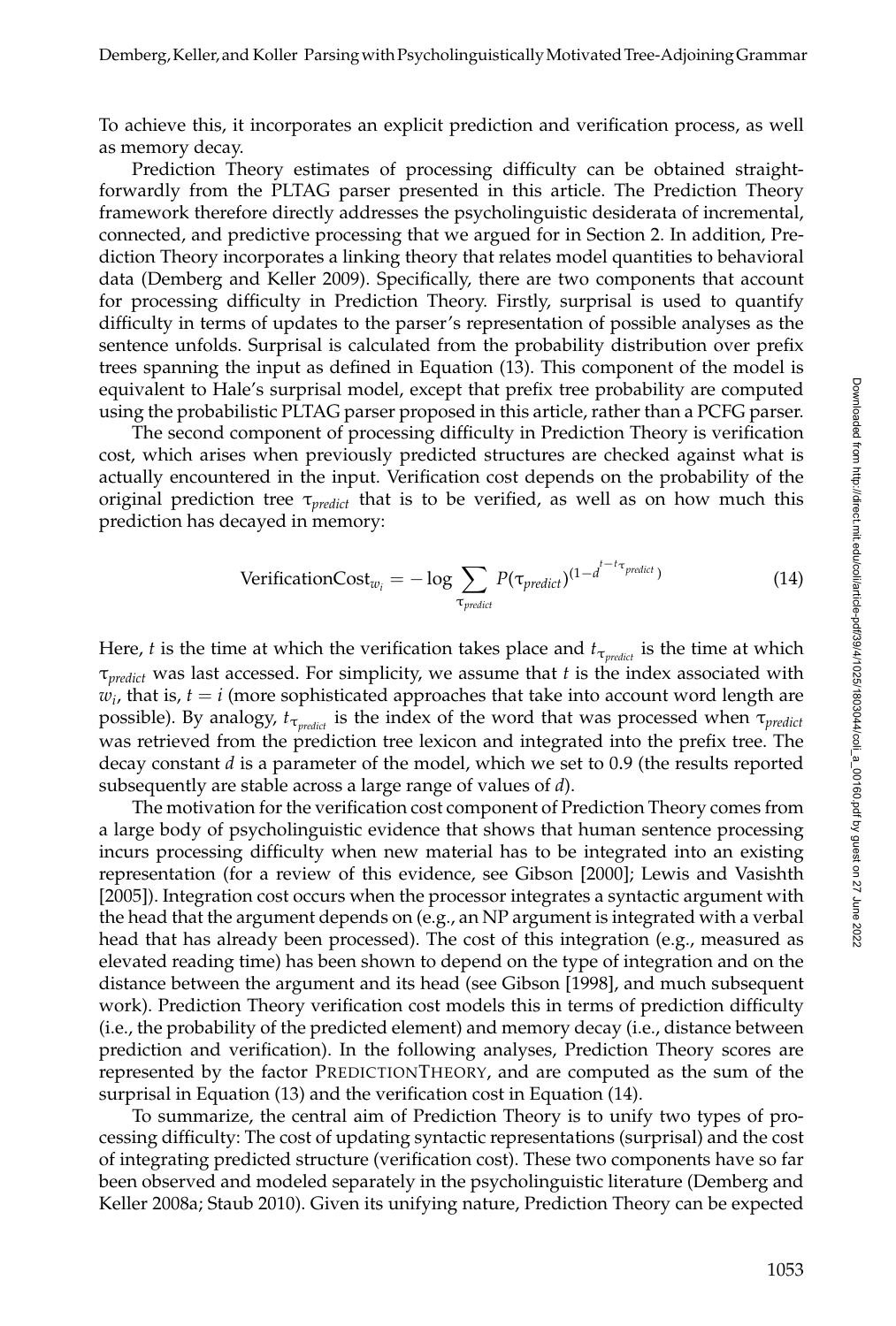To achieve this, it incorporates an explicit prediction and verification process, as well as memory decay.

Prediction Theory estimates of processing difficulty can be obtained straightforwardly from the PLTAG parser presented in this article. The Prediction Theory framework therefore directly addresses the psycholinguistic desiderata of incremental, connected, and predictive processing that we argued for in Section 2. In addition, Prediction Theory incorporates a linking theory that relates model quantities to behavioral data (Demberg and Keller 2009). Specifically, there are two components that account for processing difficulty in Prediction Theory. Firstly, surprisal is used to quantify difficulty in terms of updates to the parser's representation of possible analyses as the sentence unfolds. Surprisal is calculated from the probability distribution over prefix trees spanning the input as defined in Equation (13). This component of the model is equivalent to Hale's surprisal model, except that prefix tree probability are computed using the probabilistic PLTAG parser proposed in this article, rather than a PCFG parser.

The second component of processing difficulty in Prediction Theory is verification cost, which arises when previously predicted structures are checked against what is actually encountered in the input. Verification cost depends on the probability of the original prediction tree $\tau_{predict}$ that is to be verified, as well as on how much this prediction has decayed in memory:

$$\text{VerificationCost}_{w_i} = -\log \sum_{\tau_{predict}} P(\tau_{predict})^{(1-d^{t-t_{\tau_{predict}}})} \tag{14}$$

Here, $t$ is the time at which the verification takes place and $t_{\tau_{predict}}$ is the time at which $\tau_{predict}$ was last accessed. For simplicity, we assume that $t$ is the index associated with $w_i$, that is, $t = i$ (more sophisticated approaches that take into account word length are possible). By analogy, $t_{\tau_{predict}}$ is the index of the word that was processed when $\tau_{predict}$ was retrieved from the prediction tree lexicon and integrated into the prefix tree. The decay constant $d$ is a parameter of the model, which we set to 0.9 (the results reported subsequently are stable across a large range of values of $d$).

The motivation for the verification cost component of Prediction Theory comes from a large body of psycholinguistic evidence that shows that human sentence processing incurs processing difficulty when new material has to be integrated into an existing representation (for a review of this evidence, see Gibson [2000]; Lewis and Vasishth [2005]). Integration cost occurs when the processor integrates a syntactic argument with the head that the argument depends on (e.g., an NP argument is integrated with a verbal head that has already been processed). The cost of this integration (e.g., measured as elevated reading time) has been shown to depend on the type of integration and on the distance between the argument and its head (see Gibson [1998], and much subsequent work). Prediction Theory verification cost models this in terms of prediction difficulty (i.e., the probability of the predicted element) and memory decay (i.e., distance between prediction and verification). In the following analyses, Prediction Theory scores are represented by the factor PREDICTIONTHEORY, and are computed as the sum of the surprisal in Equation (13) and the verification cost in Equation (14).

To summarize, the central aim of Prediction Theory is to unify two types of processing difficulty: The cost of updating syntactic representations (surprisal) and the cost of integrating predicted structure (verification cost). These two components have so far been observed and modeled separately in the psycholinguistic literature (Demberg and Keller 2008a; Staub 2010). Given its unifying nature, Prediction Theory can be expected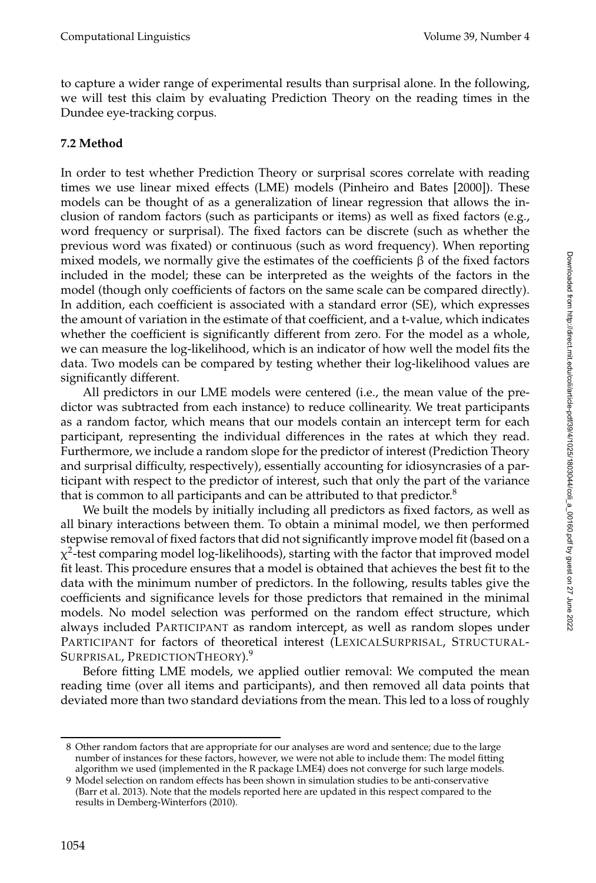to capture a wider range of experimental results than surprisal alone. In the following, we will test this claim by evaluating Prediction Theory on the reading times in the Dundee eye-tracking corpus.

### 7.2 Method

In order to test whether Prediction Theory or surprisal scores correlate with reading times we use linear mixed effects (LME) models (Pinheiro and Bates [2000]). These models can be thought of as a generalization of linear regression that allows the inclusion of random factors (such as participants or items) as well as fixed factors (e.g., word frequency or surprisal). The fixed factors can be discrete (such as whether the previous word was fixated) or continuous (such as word frequency). When reporting mixed models, we normally give the estimates of the coefficients β of the fixed factors included in the model; these can be interpreted as the weights of the factors in the model (though only coefficients of factors on the same scale can be compared directly). In addition, each coefficient is associated with a standard error (SE), which expresses the amount of variation in the estimate of that coefficient, and a t-value, which indicates whether the coefficient is significantly different from zero. For the model as a whole, we can measure the log-likelihood, which is an indicator of how well the model fits the data. Two models can be compared by testing whether their log-likelihood values are significantly different.

All predictors in our LME models were centered (i.e., the mean value of the predictor was subtracted from each instance) to reduce collinearity. We treat participants as a random factor, which means that our models contain an intercept term for each participant, representing the individual differences in the rates at which they read. Furthermore, we include a random slope for the predictor of interest (Prediction Theory and surprisal difficulty, respectively), essentially accounting for idiosyncrasies of a participant with respect to the predictor of interest, such that only the part of the variance that is common to all participants and can be attributed to that predictor.[8]

We built the models by initially including all predictors as fixed factors, as well as all binary interactions between them. To obtain a minimal model, we then performed stepwise removal of fixed factors that did not significantly improve model fit (based on a $\chi^2$-test comparing model log-likelihoods), starting with the factor that improved model fit least. This procedure ensures that a model is obtained that achieves the best fit to the data with the minimum number of predictors. In the following, results tables give the coefficients and significance levels for those predictors that remained in the minimal models. No model selection was performed on the random effect structure, which always included PARTICIPANT as random intercept, as well as random slopes under PARTICIPANT for factors of theoretical interest (LEXICALSURPRISAL, STRUCTURALSURPRISAL, PREDICTIONTHEORY).[9]

Before fitting LME models, we applied outlier removal: We computed the mean reading time (over all items and participants), and then removed all data points that deviated more than two standard deviations from the mean. This led to a loss of roughly

---

[8] Other random factors that are appropriate for our analyses are word and sentence; due to the large number of instances for these factors, however, we were not able to include them: The model fitting algorithm we used (implemented in the R package LME4) does not converge for such large models.

[9] Model selection on random effects has been shown in simulation studies to be anti-conservative (Barr et al. 2013). Note that the models reported here are updated in this respect compared to the results in Demberg-Winterfors (2010).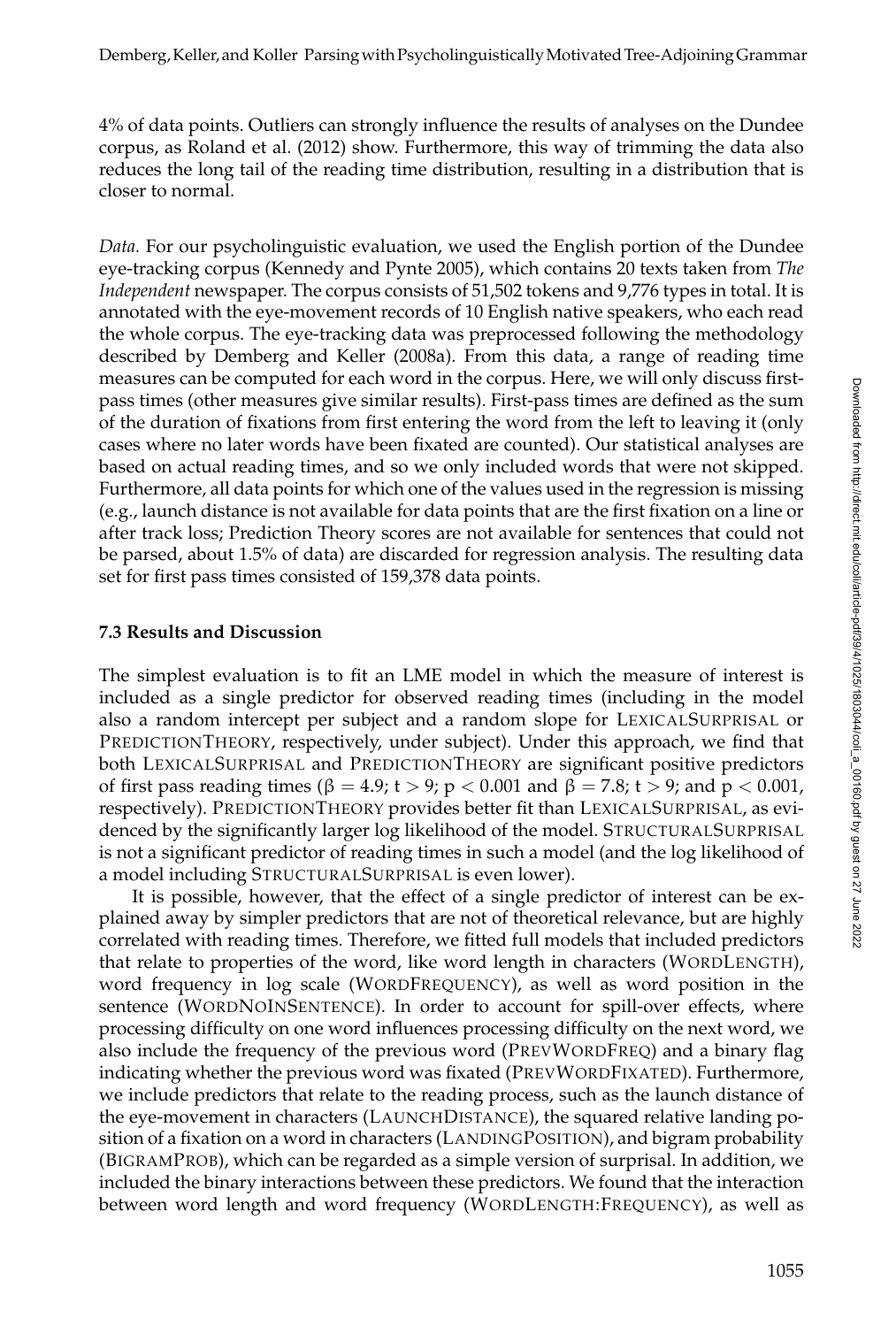4% of data points. Outliers can strongly influence the results of analyses on the Dundee corpus, as Roland et al. (2012) show. Furthermore, this way of trimming the data also reduces the long tail of the reading time distribution, resulting in a distribution that is closer to normal.

*Data.* For our psycholinguistic evaluation, we used the English portion of the Dundee eye-tracking corpus (Kennedy and Pynte 2005), which contains 20 texts taken from *The Independent* newspaper. The corpus consists of 51,502 tokens and 9,776 types in total. It is annotated with the eye-movement records of 10 English native speakers, who each read the whole corpus. The eye-tracking data was preprocessed following the methodology described by Demberg and Keller (2008a). From this data, a range of reading time measures can be computed for each word in the corpus. Here, we will only discuss first-pass times (other measures give similar results). First-pass times are defined as the sum of the duration of fixations from first entering the word from the left to leaving it (only cases where no later words have been fixated are counted). Our statistical analyses are based on actual reading times, and so we only included words that were not skipped. Furthermore, all data points for which one of the values used in the regression is missing (e.g., launch distance is not available for data points that are the first fixation on a line or after track loss; Prediction Theory scores are not available for sentences that could not be parsed, about 1.5% of data) are discarded for regression analysis. The resulting data set for first pass times consisted of 159,378 data points.

### 7.3 Results and Discussion

The simplest evaluation is to fit an LME model in which the measure of interest is included as a single predictor for observed reading times (including in the model also a random intercept per subject and a random slope for LEXICALSURPRISAL or PREDICTIONTHEORY, respectively, under subject). Under this approach, we find that both LEXICALSURPRISAL and PREDICTIONTHEORY are significant positive predictors of first pass reading times ($\beta = 4.9$; $t > 9$; $p < 0.001$ and $\beta = 7.8$; $t > 9$; and $p < 0.001$, respectively). PREDICTIONTHEORY provides better fit than LEXICALSURPRISAL, as evidenced by the significantly larger log likelihood of the model. STRUCTURALSURPRISAL is not a significant predictor of reading times in such a model (and the log likelihood of a model including STRUCTURALSURPRISAL is even lower).

It is possible, however, that the effect of a single predictor of interest can be explained away by simpler predictors that are not of theoretical relevance, but are highly correlated with reading times. Therefore, we fitted full models that included predictors that relate to properties of the word, like word length in characters (WORDLENGTH), word frequency in log scale (WORDFREQUENCY), as well as word position in the sentence (WORDNOINSENTENCE). In order to account for spill-over effects, where processing difficulty on one word influences processing difficulty on the next word, we also include the frequency of the previous word (PREVWORDFREQ) and a binary flag indicating whether the previous word was fixated (PREVWORDFIXATED). Furthermore, we include predictors that relate to the reading process, such as the launch distance of the eye-movement in characters (LAUNCHDISTANCE), the squared relative landing position of a fixation on a word in characters (LANDINGPOSITION), and bigram probability (BIGRAMPROB), which can be regarded as a simple version of surprisal. In addition, we included the binary interactions between these predictors. We found that the interaction between word length and word frequency (WORDLENGTH:FREQUENCY), as well as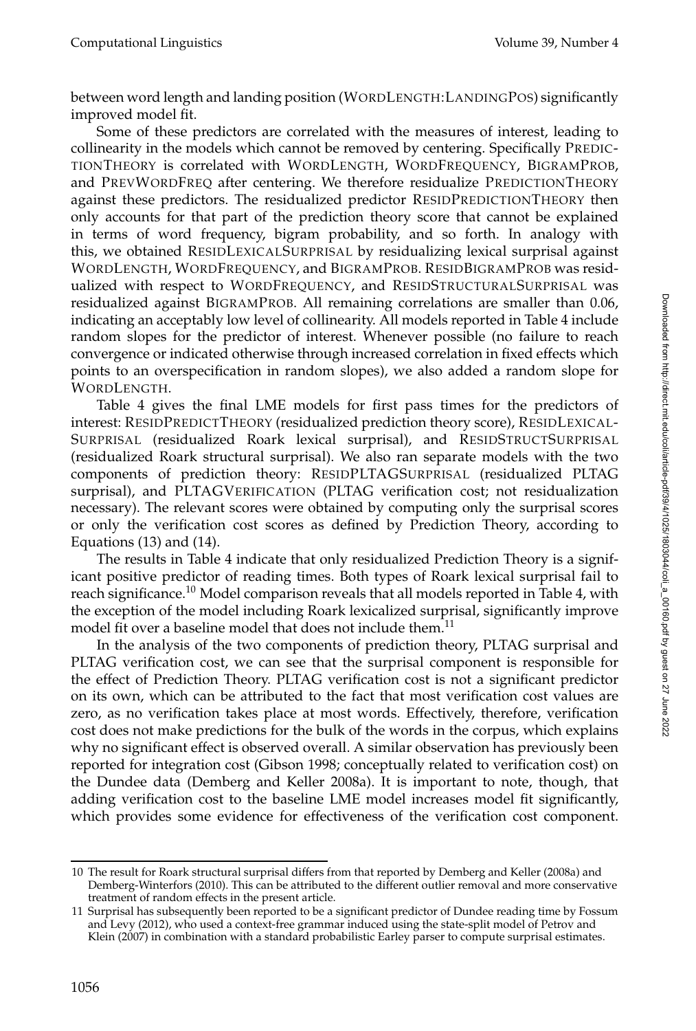between word length and landing position (WordLength:LandingPos) significantly improved model fit.

Some of these predictors are correlated with the measures of interest, leading to collinearity in the models which cannot be removed by centering. Specifically PredictionTheory is correlated with WordLength, WordFrequency, BigramProb, and PrevWordFreq after centering. We therefore residualize PredictionTheory against these predictors. The residualized predictor ResidPredictionTheory then only accounts for that part of the prediction theory score that cannot be explained in terms of word frequency, bigram probability, and so forth. In analogy with this, we obtained ResidLexicalSurprisal by residualizing lexical surprisal against WordLength, WordFrequency, and BigramProb. ResidBigramProb was residualized with respect to WordFrequency, and ResidStructuralSurprisal was residualized against BigramProb. All remaining correlations are smaller than 0.06, indicating an acceptably low level of collinearity. All models reported in Table 4 include random slopes for the predictor of interest. Whenever possible (no failure to reach convergence or indicated otherwise through increased correlation in fixed effects which points to an overspecification in random slopes), we also added a random slope for WordLength.

Table 4 gives the final LME models for first pass times for the predictors of interest: ResidPredictTheory (residualized prediction theory score), ResidLexicalSurprisal (residualized Roark lexical surprisal), and ResidStructSurprisal (residualized Roark structural surprisal). We also ran separate models with the two components of prediction theory: ResidPLTAGSurprisal (residualized PLTAG surprisal), and PLTAGVerification (PLTAG verification cost; not residualization necessary). The relevant scores were obtained by computing only the surprisal scores or only the verification cost scores as defined by Prediction Theory, according to Equations (13) and (14).

The results in Table 4 indicate that only residualized Prediction Theory is a significant positive predictor of reading times. Both types of Roark lexical surprisal fail to reach significance.[10] Model comparison reveals that all models reported in Table 4, with the exception of the model including Roark lexicalized surprisal, significantly improve model fit over a baseline model that does not include them.[11]

In the analysis of the two components of prediction theory, PLTAG surprisal and PLTAG verification cost, we can see that the surprisal component is responsible for the effect of Prediction Theory. PLTAG verification cost is not a significant predictor on its own, which can be attributed to the fact that most verification cost values are zero, as no verification takes place at most words. Effectively, therefore, verification cost does not make predictions for the bulk of the words in the corpus, which explains why no significant effect is observed overall. A similar observation has previously been reported for integration cost (Gibson 1998; conceptually related to verification cost) on the Dundee data (Demberg and Keller 2008a). It is important to note, though, that adding verification cost to the baseline LME model increases model fit significantly, which provides some evidence for effectiveness of the verification cost component.

10 The result for Roark structural surprisal differs from that reported by Demberg and Keller (2008a) and Demberg-Winterfors (2010). This can be attributed to the different outlier removal and more conservative treatment of random effects in the present article.

11 Surprisal has subsequently been reported to be a significant predictor of Dundee reading time by Fossum and Levy (2012), who used a context-free grammar induced using the state-split model of Petrov and Klein (2007) in combination with a standard probabilistic Earley parser to compute surprisal estimates.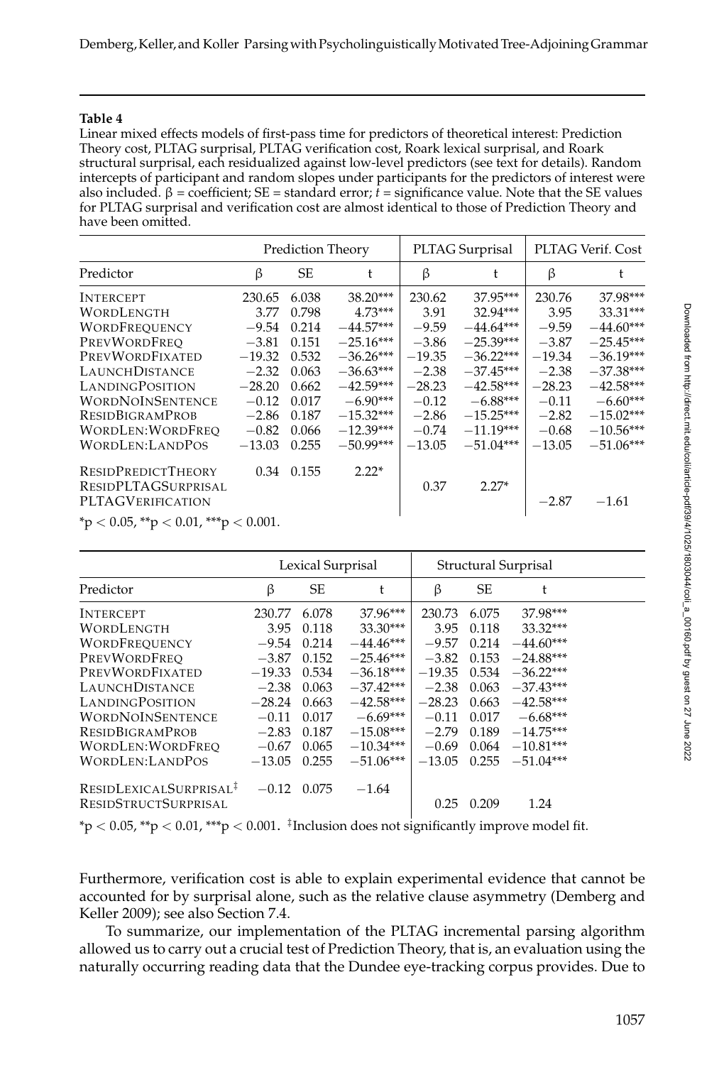**Table 4**

Linear mixed effects models of first-pass time for predictors of theoretical interest: Prediction Theory cost, PLTAG surprisal, PLTAG verification cost, Roark lexical surprisal, and Roark structural surprisal, each residualized against low-level predictors (see text for details). Random intercepts of participant and random slopes under participants for the predictors of interest were also included. β = coefficient; SE = standard error; $t$ = significance value. Note that the SE values for PLTAG surprisal and verification cost are almost identical to those of Prediction Theory and have been omitted.

| | Prediction Theory | | | PLTAG Surprisal | | PLTAG Verif. Cost | |
|---|---|---|---|---|---|---|---|
| Predictor | β | SE | t | β | t | β | t |
| INTERCEPT | 230.65 | 6.038 | 38.20*** | 230.62 | 37.95*** | 230.76 | 37.98*** |
| WORDLENGTH | 3.77 | 0.798 | 4.73*** | 3.91 | 32.94*** | 3.95 | 33.31*** |
| WORDFREQUENCY | −9.54 | 0.214 | −44.57*** | −9.59 | −44.64*** | −9.59 | −44.60*** |
| PREVWORDFREQ | −3.81 | 0.151 | −25.16*** | −3.86 | −25.39*** | −3.87 | −25.45*** |
| PREVWORDFIXATED | −19.32 | 0.532 | −36.26*** | −19.35 | −36.22*** | −19.34 | −36.19*** |
| LAUNCHDISTANCE | −2.32 | 0.063 | −36.63*** | −2.38 | −37.45*** | −2.38 | −37.38*** |
| LANDINGPOSITION | −28.20 | 0.662 | −42.59*** | −28.23 | −42.58*** | −28.23 | −42.58*** |
| WORDNOINSENTENCE | −0.12 | 0.017 | −6.90*** | −0.12 | −6.88*** | −0.11 | −6.60*** |
| RESIDBIGRAMPROB | −2.86 | 0.187 | −15.32*** | −2.86 | −15.25*** | −2.82 | −15.02*** |
| WORDLEN:WORDFREQ | −0.82 | 0.066 | −12.39*** | −0.74 | −11.19*** | −0.68 | −10.56*** |
| WORDLEN:LANDPOS | −13.03 | 0.255 | −50.99*** | −13.05 | −51.04*** | −13.05 | −51.06*** |
| RESIDPREDICTTHEORY | 0.34 | 0.155 | 2.22* | | | | |
| RESIDPLTAGSURPRISAL | | | | 0.37 | 2.27* | | |
| PLTAGVERIFICATION | | | | | | −2.87 | −1.61 |

*$p < 0.05$, **$p < 0.01$, ***$p < 0.001$.

| | Lexical Surprisal | | | Structural Surprisal | | |
|---|---|---|---|---|---|---|
| Predictor | β | SE | t | β | SE | t |
| INTERCEPT | 230.77 | 6.078 | 37.96*** | 230.73 | 6.075 | 37.98*** |
| WORDLENGTH | 3.95 | 0.118 | 33.30*** | 3.95 | 0.118 | 33.32*** |
| WORDFREQUENCY | −9.54 | 0.214 | −44.46*** | −9.57 | 0.214 | −44.60*** |
| PREVWORDFREQ | −3.87 | 0.152 | −25.46*** | −3.82 | 0.153 | −24.88*** |
| PREVWORDFIXATED | −19.33 | 0.534 | −36.18*** | −19.35 | 0.534 | −36.22*** |
| LAUNCHDISTANCE | −2.38 | 0.063 | −37.42*** | −2.38 | 0.063 | −37.43*** |
| LANDINGPOSITION | −28.24 | 0.663 | −42.58*** | −28.23 | 0.663 | −42.58*** |
| WORDNOINSENTENCE | −0.11 | 0.017 | −6.69*** | −0.11 | 0.017 | −6.68*** |
| RESIDBIGRAMPROB | −2.83 | 0.187 | −15.08*** | −2.79 | 0.189 | −14.75*** |
| WORDLEN:WORDFREQ | −0.67 | 0.065 | −10.34*** | −0.69 | 0.064 | −10.81*** |
| WORDLEN:LANDPOS | −13.05 | 0.255 | −51.06*** | −13.05 | 0.255 | −51.04*** |
| RESIDLEXICALSURPRISAL‡ | −0.12 | 0.075 | −1.64 | | | |
| RESIDSTRUCTSURPRISAL | | | | 0.25 | 0.209 | 1.24 |

*$p < 0.05$, **$p < 0.01$, ***$p < 0.001$. ‡Inclusion does not significantly improve model fit.

Furthermore, verification cost is able to explain experimental evidence that cannot be accounted for by surprisal alone, such as the relative clause asymmetry (Demberg and Keller 2009); see also Section 7.4.

To summarize, our implementation of the PLTAG incremental parsing algorithm allowed us to carry out a crucial test of Prediction Theory, that is, an evaluation using the naturally occurring reading data that the Dundee eye-tracking corpus provides. Due to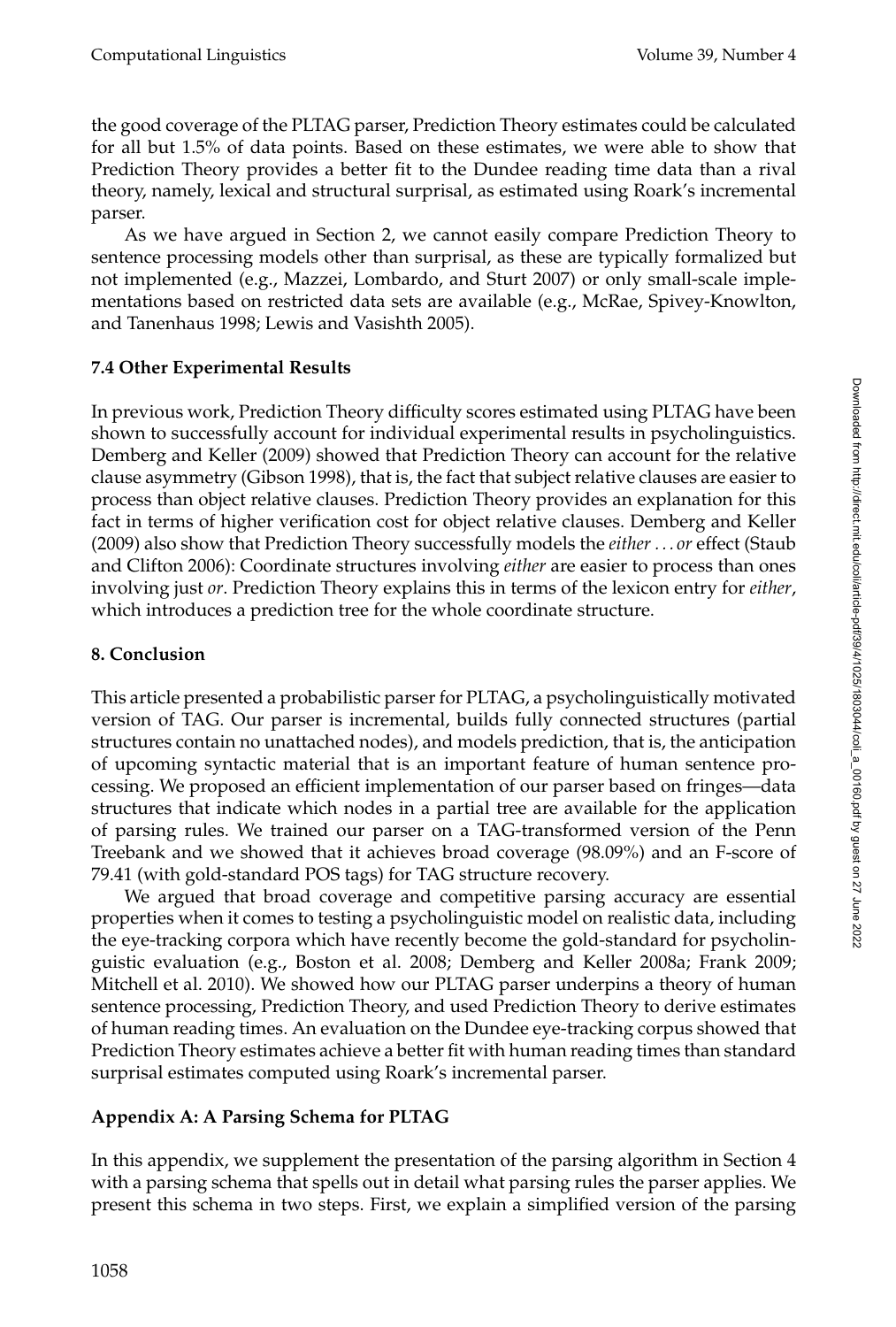the good coverage of the PLTAG parser, Prediction Theory estimates could be calculated for all but 1.5% of data points. Based on these estimates, we were able to show that Prediction Theory provides a better fit to the Dundee reading time data than a rival theory, namely, lexical and structural surprisal, as estimated using Roark's incremental parser.

As we have argued in Section 2, we cannot easily compare Prediction Theory to sentence processing models other than surprisal, as these are typically formalized but not implemented (e.g., Mazzei, Lombardo, and Sturt 2007) or only small-scale implementations based on restricted data sets are available (e.g., McRae, Spivey-Knowlton, and Tanenhaus 1998; Lewis and Vasishth 2005).

### 7.4 Other Experimental Results

In previous work, Prediction Theory difficulty scores estimated using PLTAG have been shown to successfully account for individual experimental results in psycholinguistics. Demberg and Keller (2009) showed that Prediction Theory can account for the relative clause asymmetry (Gibson 1998), that is, the fact that subject relative clauses are easier to process than object relative clauses. Prediction Theory provides an explanation for this fact in terms of higher verification cost for object relative clauses. Demberg and Keller (2009) also show that Prediction Theory successfully models the *either ... or* effect (Staub and Clifton 2006): Coordinate structures involving *either* are easier to process than ones involving just *or*. Prediction Theory explains this in terms of the lexicon entry for *either*, which introduces a prediction tree for the whole coordinate structure.

## 8. Conclusion

This article presented a probabilistic parser for PLTAG, a psycholinguistically motivated version of TAG. Our parser is incremental, builds fully connected structures (partial structures contain no unattached nodes), and models prediction, that is, the anticipation of upcoming syntactic material that is an important feature of human sentence processing. We proposed an efficient implementation of our parser based on fringes—data structures that indicate which nodes in a partial tree are available for the application of parsing rules. We trained our parser on a TAG-transformed version of the Penn Treebank and we showed that it achieves broad coverage (98.09%) and an F-score of 79.41 (with gold-standard POS tags) for TAG structure recovery.

We argued that broad coverage and competitive parsing accuracy are essential properties when it comes to testing a psycholinguistic model on realistic data, including the eye-tracking corpora which have recently become the gold-standard for psycholinguistic evaluation (e.g., Boston et al. 2008; Demberg and Keller 2008a; Frank 2009; Mitchell et al. 2010). We showed how our PLTAG parser underpins a theory of human sentence processing, Prediction Theory, and used Prediction Theory to derive estimates of human reading times. An evaluation on the Dundee eye-tracking corpus showed that Prediction Theory estimates achieve a better fit with human reading times than standard surprisal estimates computed using Roark's incremental parser.

## Appendix A: A Parsing Schema for PLTAG

In this appendix, we supplement the presentation of the parsing algorithm in Section 4 with a parsing schema that spells out in detail what parsing rules the parser applies. We present this schema in two steps. First, we explain a simplified version of the parsing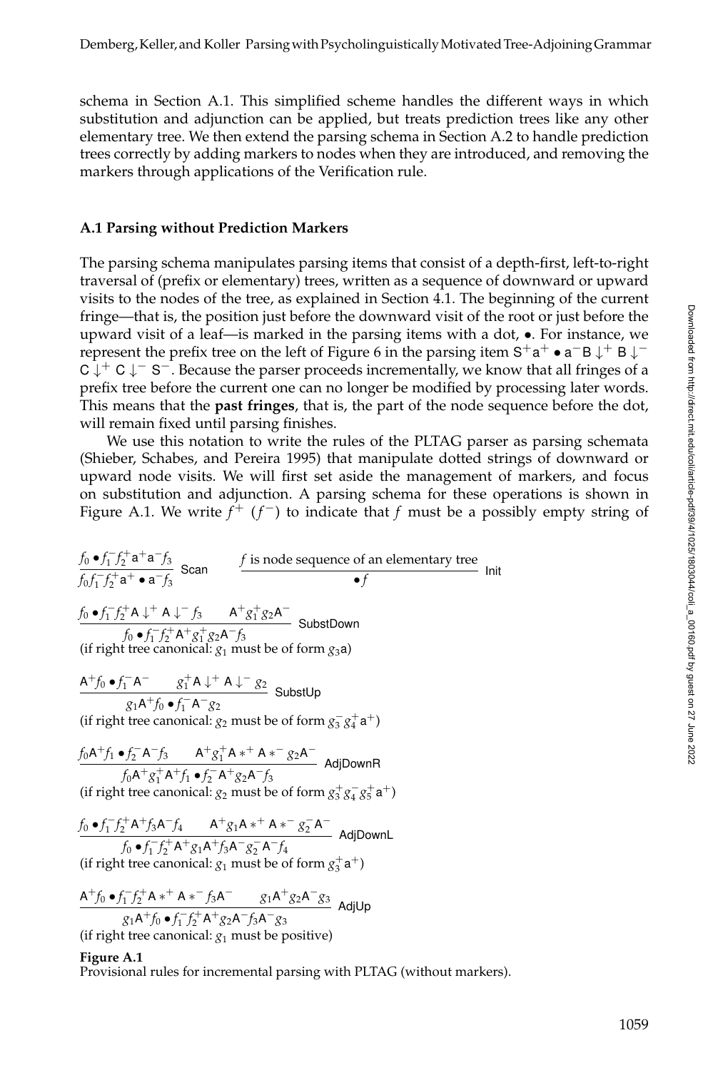schema in Section A.1. This simplified scheme handles the different ways in which substitution and adjunction can be applied, but treats prediction trees like any other elementary tree. We then extend the parsing schema in Section A.2 to handle prediction trees correctly by adding markers to nodes when they are introduced, and removing the markers through applications of the Verification rule.

### A.1 Parsing without Prediction Markers

The parsing schema manipulates parsing items that consist of a depth-first, left-to-right traversal of (prefix or elementary) trees, written as a sequence of downward or upward visits to the nodes of the tree, as explained in Section 4.1. The beginning of the current fringe—that is, the position just before the downward visit of the root or just before the upward visit of a leaf—is marked in the parsing items with a dot, •. For instance, we represent the prefix tree on the left of Figure 6 in the parsing item $\mathsf{S}^+\mathsf{a}^+ \bullet \mathsf{a}^-\mathsf{B}\downarrow^+ \mathsf{B}\downarrow^- \mathsf{C}\downarrow^+ \mathsf{C}\downarrow^- \mathsf{S}^-$. Because the parser proceeds incrementally, we know that all fringes of a prefix tree before the current one can no longer be modified by processing later words. This means that the **past fringes**, that is, the part of the node sequence before the dot, will remain fixed until parsing finishes.

We use this notation to write the rules of the PLTAG parser as parsing schemata (Shieber, Schabes, and Pereira 1995) that manipulate dotted strings of downward or upward node visits. We will first set aside the management of markers, and focus on substitution and adjunction. A parsing schema for these operations is shown in Figure A.1. We write $f^+$ ($f^-$) to indicate that $f$ must be a possibly empty string of

$$\frac{f_0 \bullet f_1^- f_2^+ \mathsf{a}^+ \mathsf{a}^- f_3}{f_0 f_1^- f_2^+ \mathsf{a}^+ \bullet \mathsf{a}^- f_3}\ \text{Scan} \qquad \frac{f \text{ is node sequence of an elementary tree}}{\bullet f}\ \text{Init}$$

$$\frac{f_0 \bullet f_1^- f_2^+ \mathsf{A}\downarrow^+ \mathsf{A}\downarrow^- f_3 \qquad \mathsf{A}^+ g_1^+ g_2 \mathsf{A}^-}{f_0 \bullet f_1^- f_2^+ \mathsf{A}^+ g_1^+ g_2 \mathsf{A}^- f_3}\ \text{SubstDown}$$

(if right tree canonical: $g_1$ must be of form $g_3\mathsf{a}$)

$$\frac{\mathsf{A}^+ f_0 \bullet f_1^- \mathsf{A}^- \qquad g_1^+ \mathsf{A}\downarrow^+ \mathsf{A}\downarrow^- g_2}{g_1 \mathsf{A}^+ f_0 \bullet f_1^- \mathsf{A}^- g_2}\ \text{SubstUp}$$

(if right tree canonical: $g_2$ must be of form $g_3^- g_4^+ \mathsf{a}^+$)

$$\frac{f_0 \mathsf{A}^+ f_1 \bullet f_2^- \mathsf{A}^- f_3 \qquad \mathsf{A}^+ g_1^+ \mathsf{A}*^+ \mathsf{A}*^- g_2 \mathsf{A}^-}{f_0 \mathsf{A}^+ g_1^+ \mathsf{A}^+ f_1 \bullet f_2^- \mathsf{A}^+ g_2 \mathsf{A}^- f_3}\ \text{AdjDownR}$$

(if right tree canonical: $g_2$ must be of form $g_3^+ g_4^- g_5^+ \mathsf{a}^+$)

$$\frac{f_0 \bullet f_1^- f_2^+ \mathsf{A}^+ f_3 \mathsf{A}^- f_4 \qquad \mathsf{A}^+ g_1 \mathsf{A}*^+ \mathsf{A}*^- g_2^- \mathsf{A}^-}{f_0 \bullet f_1^- f_2^+ \mathsf{A}^+ g_1 \mathsf{A}^+ f_3 \mathsf{A}^- g_2^- \mathsf{A}^- f_4}\ \text{AdjDownL}$$

(if right tree canonical: $g_1$ must be of form $g_3^+ \mathsf{a}^+$)

$$\frac{\mathsf{A}^+ f_0 \bullet f_1^- f_2^+ \mathsf{A}*^+ \mathsf{A}*^- f_3 \mathsf{A}^- \qquad g_1 \mathsf{A}^+ g_2 \mathsf{A}^- g_3}{g_1 \mathsf{A}^+ f_0 \bullet f_1^- f_2^+ \mathsf{A}^+ g_2 \mathsf{A}^- f_3 \mathsf{A}^- g_3}\ \text{AdjUp}$$

(if right tree canonical: $g_1$ must be positive)

**Figure A.1**
Provisional rules for incremental parsing with PLTAG (without markers).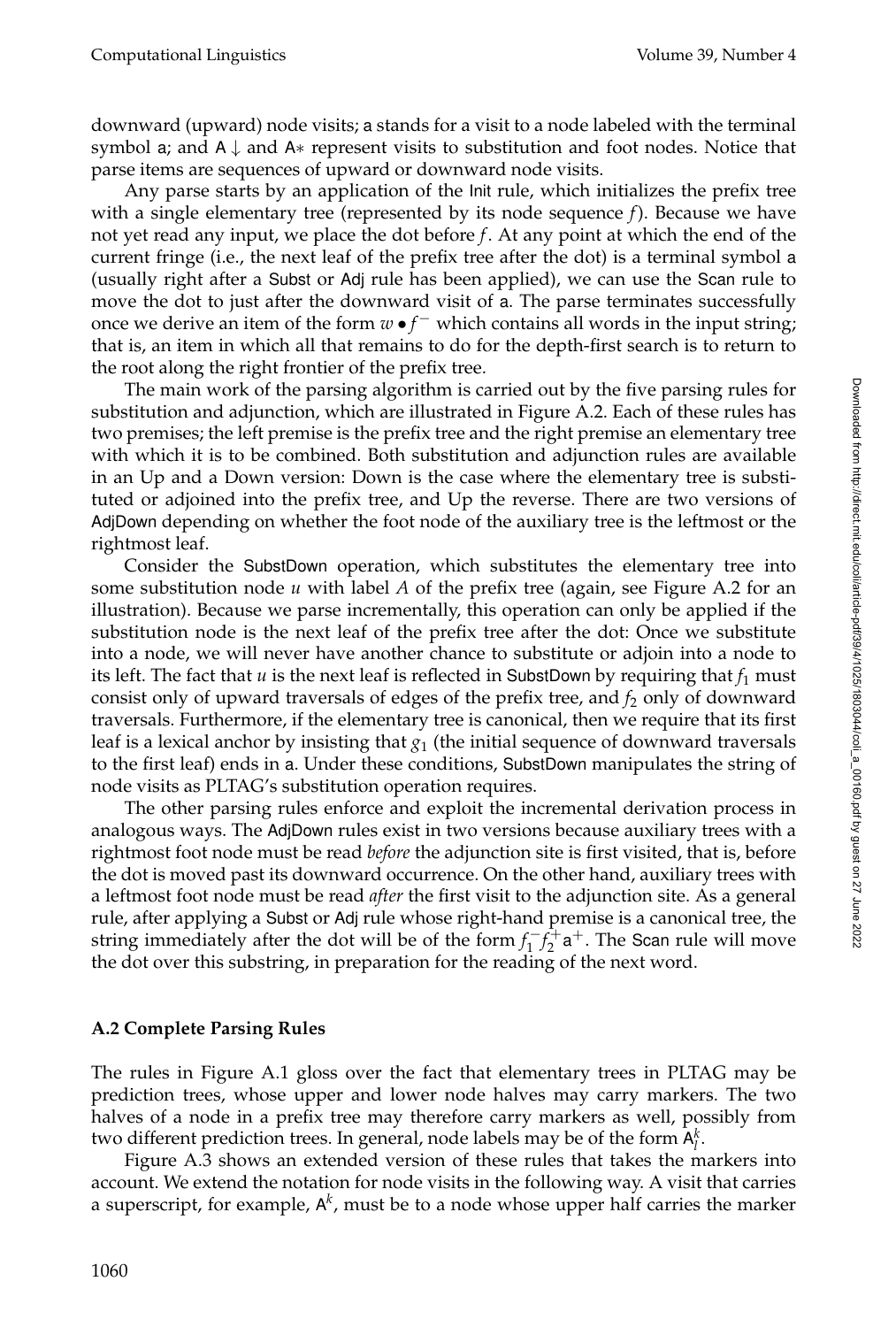downward (upward) node visits; a stands for a visit to a node labeled with the terminal symbol a; and A ↓ and A∗ represent visits to substitution and foot nodes. Notice that parse items are sequences of upward or downward node visits.

Any parse starts by an application of the Init rule, which initializes the prefix tree with a single elementary tree (represented by its node sequence $f$). Because we have not yet read any input, we place the dot before $f$. At any point at which the end of the current fringe (i.e., the next leaf of the prefix tree after the dot) is a terminal symbol a (usually right after a Subst or Adj rule has been applied), we can use the Scan rule to move the dot to just after the downward visit of a. The parse terminates successfully once we derive an item of the form $w \bullet f^-$ which contains all words in the input string; that is, an item in which all that remains to do for the depth-first search is to return to the root along the right frontier of the prefix tree.

The main work of the parsing algorithm is carried out by the five parsing rules for substitution and adjunction, which are illustrated in Figure A.2. Each of these rules has two premises; the left premise is the prefix tree and the right premise an elementary tree with which it is to be combined. Both substitution and adjunction rules are available in an Up and a Down version: Down is the case where the elementary tree is substituted or adjoined into the prefix tree, and Up the reverse. There are two versions of AdjDown depending on whether the foot node of the auxiliary tree is the leftmost or the rightmost leaf.

Consider the SubstDown operation, which substitutes the elementary tree into some substitution node $u$ with label $A$ of the prefix tree (again, see Figure A.2 for an illustration). Because we parse incrementally, this operation can only be applied if the substitution node is the next leaf of the prefix tree after the dot: Once we substitute into a node, we will never have another chance to substitute or adjoin into a node to its left. The fact that $u$ is the next leaf is reflected in SubstDown by requiring that $f_1$ must consist only of upward traversals of edges of the prefix tree, and $f_2$ only of downward traversals. Furthermore, if the elementary tree is canonical, then we require that its first leaf is a lexical anchor by insisting that $g_1$ (the initial sequence of downward traversals to the first leaf) ends in a. Under these conditions, SubstDown manipulates the string of node visits as PLTAG's substitution operation requires.

The other parsing rules enforce and exploit the incremental derivation process in analogous ways. The AdjDown rules exist in two versions because auxiliary trees with a rightmost foot node must be read *before* the adjunction site is first visited, that is, before the dot is moved past its downward occurrence. On the other hand, auxiliary trees with a leftmost foot node must be read *after* the first visit to the adjunction site. As a general rule, after applying a Subst or Adj rule whose right-hand premise is a canonical tree, the string immediately after the dot will be of the form $f_1^- f_2^+ \mathsf{a}^+$. The Scan rule will move the dot over this substring, in preparation for the reading of the next word.

### A.2 Complete Parsing Rules

The rules in Figure A.1 gloss over the fact that elementary trees in PLTAG may be prediction trees, whose upper and lower node halves may carry markers. The two halves of a node in a prefix tree may therefore carry markers as well, possibly from two different prediction trees. In general, node labels may be of the form $\mathsf{A}_l^k$.

Figure A.3 shows an extended version of these rules that takes the markers into account. We extend the notation for node visits in the following way. A visit that carries a superscript, for example, $\mathsf{A}^k$, must be to a node whose upper half carries the marker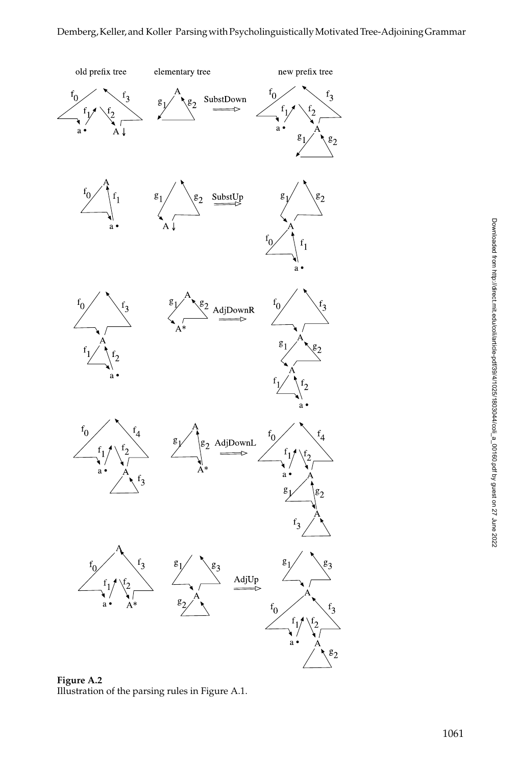old prefix tree

elementary tree

new prefix tree

SubstDown

SubstUp

AdjDownR

AdjDownL

AdjUp

**Figure A.2**
Illustration of the parsing rules in Figure A.1.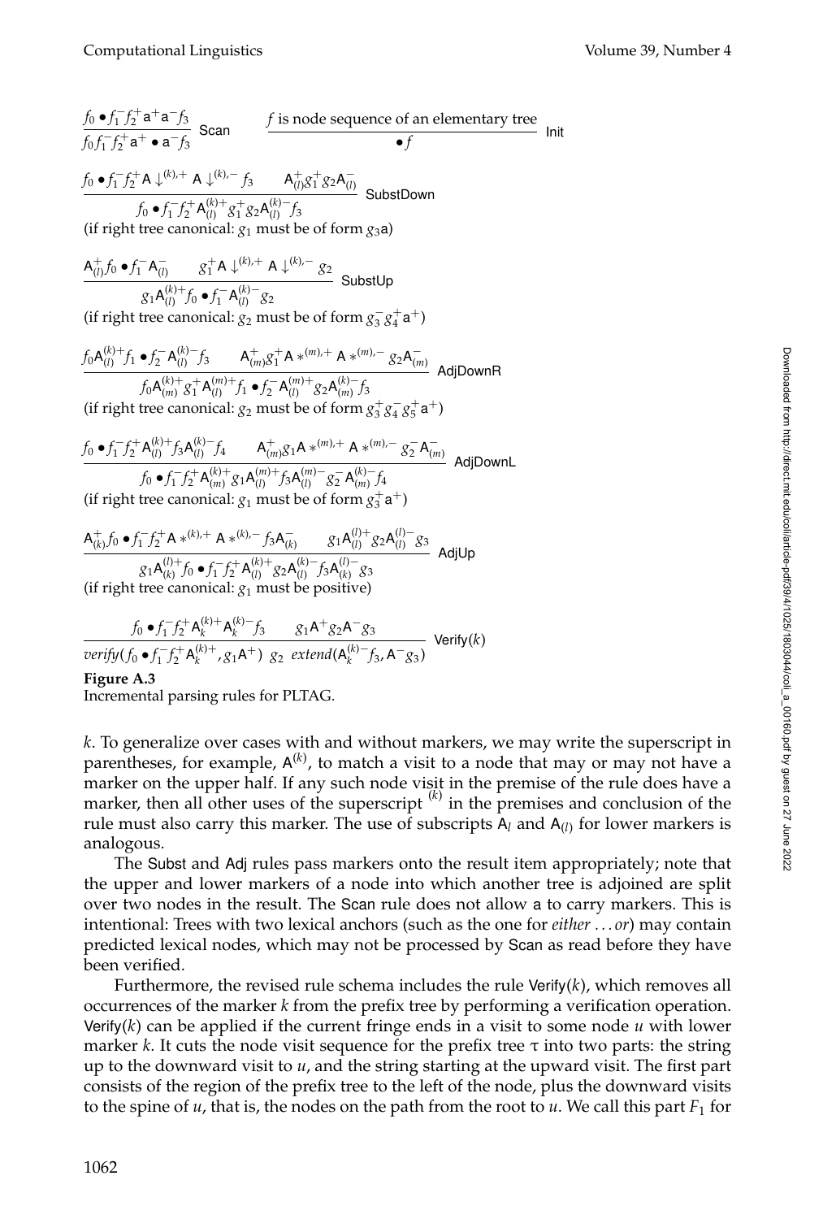$$\frac{f_0 \bullet f_1^- f_2^+ \mathsf{a}^+ \mathsf{a}^- f_3}{f_0 f_1^- f_2^+ \mathsf{a}^+ \bullet \mathsf{a}^- f_3}\ \mathsf{Scan} \qquad \frac{f \text{ is node sequence of an elementary tree}}{\bullet f}\ \mathsf{Init}$$

$$\frac{f_0 \bullet f_1^- f_2^+ \mathsf{A} \downarrow^{(k),+}\ \mathsf{A} \downarrow^{(k),-} f_3 \qquad \mathsf{A}^+_{(l)} g_1^+ g_2 \mathsf{A}^-_{(l)}}{f_0 \bullet f_1^- f_2^+ \mathsf{A}^{(k)+}_{(l)} g_1^+ g_2 \mathsf{A}^{(k)-}_{(l)} f_3}\ \mathsf{SubstDown}$$

(if right tree canonical: $g_1$ must be of form $g_3\mathsf{a}$)

$$\frac{\mathsf{A}^+_{(l)} f_0 \bullet f_1^- \mathsf{A}^-_{(l)} \qquad g_1^+ \mathsf{A} \downarrow^{(k),+}\ \mathsf{A} \downarrow^{(k),-} g_2}{g_1 \mathsf{A}^{(k)+}_{(l)} f_0 \bullet f_1^- \mathsf{A}^{(k)-}_{(l)} g_2}\ \mathsf{SubstUp}$$

(if right tree canonical: $g_2$ must be of form $g_3^- g_4^+ \mathsf{a}^+$)

$$\frac{f_0 \mathsf{A}^{(k)+}_{(l)} f_1 \bullet f_2^- \mathsf{A}^{(k)-}_{(l)} f_3 \qquad \mathsf{A}^+_{(m)} g_1^+ \mathsf{A} *^{(m),+}\ \mathsf{A} *^{(m),-} g_2 \mathsf{A}^-_{(m)}}{f_0 \mathsf{A}^{(k)+}_{(m)} g_1^+ \mathsf{A}^{(m)+}_{(l)} f_1 \bullet f_2^- \mathsf{A}^{(m)+}_{(l)} g_2 \mathsf{A}^{(k)-}_{(m)} f_3}\ \mathsf{AdjDownR}$$

(if right tree canonical: $g_2$ must be of form $g_3^+ g_4^- g_5^+ \mathsf{a}^+$)

$$\frac{f_0 \bullet f_1^- f_2^+ \mathsf{A}^{(k)+}_{(l)} f_3 \mathsf{A}^{(k)-}_{(l)} f_4 \qquad \mathsf{A}^+_{(m)} g_1 \mathsf{A} *^{(m),+}\ \mathsf{A} *^{(m),-} g_2^- \mathsf{A}^-_{(m)}}{f_0 \bullet f_1^- f_2^+ \mathsf{A}^{(k)+}_{(m)} g_1 \mathsf{A}^{(m)+}_{(l)} f_3 \mathsf{A}^{(m)-}_{(l)} g_2^- \mathsf{A}^{(k)-}_{(m)} f_4}\ \mathsf{AdjDownL}$$

(if right tree canonical: $g_1$ must be of form $g_3^+ \mathsf{a}^+$)

$$\frac{\mathsf{A}^+_{(k)} f_0 \bullet f_1^- f_2^+ \mathsf{A} *^{(k),+}\ \mathsf{A} *^{(k),-} f_3 \mathsf{A}^-_{(k)} \qquad g_1 \mathsf{A}^{(l)+}_{(l)} g_2 \mathsf{A}^{(l)-}_{(l)} g_3}{g_1 \mathsf{A}^{(l)+}_{(k)} f_0 \bullet f_1^- f_2^+ \mathsf{A}^{(k)+}_{(l)} g_2 \mathsf{A}^{(k)-}_{(l)} f_3 \mathsf{A}^{(l)-}_{(k)} g_3}\ \mathsf{AdjUp}$$

(if right tree canonical: $g_1$ must be positive)

$$\frac{f_0 \bullet f_1^- f_2^+ \mathsf{A}^{(k)+}_k \mathsf{A}^{(k)-}_k f_3 \qquad g_1 \mathsf{A}^+ g_2 \mathsf{A}^- g_3}{verify(f_0 \bullet f_1^- f_2^+ \mathsf{A}^{(k)+}_k, g_1 \mathsf{A}^+)\ \ g_2\ \ extend(\mathsf{A}^{(k)-}_k f_3, \mathsf{A}^- g_3)}\ \mathsf{Verify}(k)$$

**Figure A.3**
Incremental parsing rules for PLTAG.

$k$. To generalize over cases with and without markers, we may write the superscript in parentheses, for example, $\mathsf{A}^{(k)}$, to match a visit to a node that may or may not have a marker on the upper half. If any such node visit in the premise of the rule does have a marker, then all other uses of the superscript $^{(k)}$ in the premises and conclusion of the rule must also carry this marker. The use of subscripts $\mathsf{A}_l$ and $\mathsf{A}_{(l)}$ for lower markers is analogous.

The Subst and Adj rules pass markers onto the result item appropriately; note that the upper and lower markers of a node into which another tree is adjoined are split over two nodes in the result. The Scan rule does not allow a to carry markers. This is intentional: Trees with two lexical anchors (such as the one for *either ... or*) may contain predicted lexical nodes, which may not be processed by Scan as read before they have been verified.

Furthermore, the revised rule schema includes the rule Verify($k$), which removes all occurrences of the marker $k$ from the prefix tree by performing a verification operation. Verify($k$) can be applied if the current fringe ends in a visit to some node $u$ with lower marker $k$. It cuts the node visit sequence for the prefix tree $\tau$ into two parts: the string up to the downward visit to $u$, and the string starting at the upward visit. The first part consists of the region of the prefix tree to the left of the node, plus the downward visits to the spine of $u$, that is, the nodes on the path from the root to $u$. We call this part $F_1$ for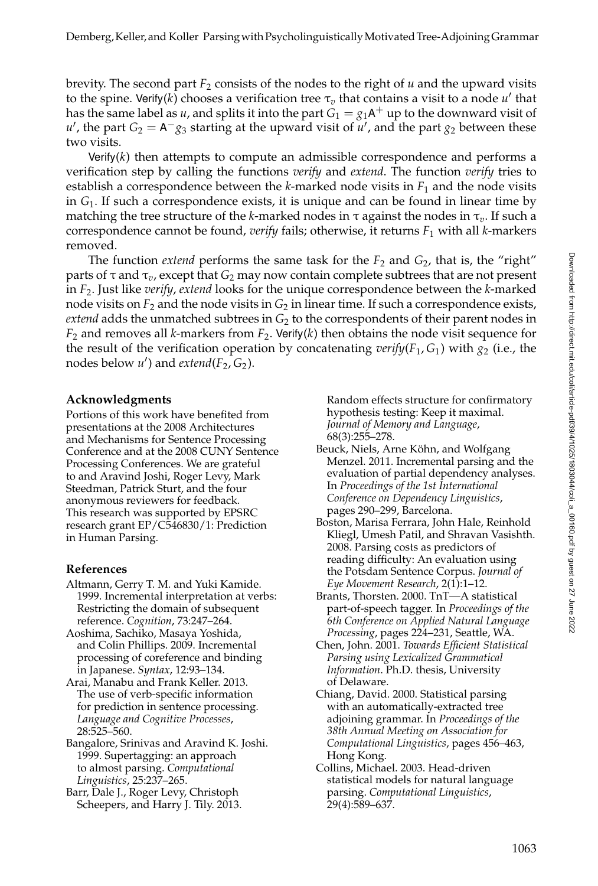brevity. The second part $F_2$ consists of the nodes to the right of $u$ and the upward visits to the spine. Verify($k$) chooses a verification tree $\tau_v$ that contains a visit to a node $u'$ that has the same label as $u$, and splits it into the part $G_1 = g_1\mathsf{A}^+$ up to the downward visit of $u'$, the part $G_2 = \mathsf{A}^- g_3$ starting at the upward visit of $u'$, and the part $g_2$ between these two visits.

Verify($k$) then attempts to compute an admissible correspondence and performs a verification step by calling the functions *verify* and *extend*. The function *verify* tries to establish a correspondence between the $k$-marked node visits in $F_1$ and the node visits in $G_1$. If such a correspondence exists, it is unique and can be found in linear time by matching the tree structure of the $k$-marked nodes in $\tau$ against the nodes in $\tau_v$. If such a correspondence cannot be found, *verify* fails; otherwise, it returns $F_1$ with all $k$-markers removed.

The function *extend* performs the same task for the $F_2$ and $G_2$, that is, the "right" parts of $\tau$ and $\tau_v$, except that $G_2$ may now contain complete subtrees that are not present in $F_2$. Just like *verify*, *extend* looks for the unique correspondence between the $k$-marked node visits on $F_2$ and the node visits in $G_2$ in linear time. If such a correspondence exists, *extend* adds the unmatched subtrees in $G_2$ to the correspondents of their parent nodes in $F_2$ and removes all $k$-markers from $F_2$. Verify($k$) then obtains the node visit sequence for the result of the verification operation by concatenating *verify*($F_1$, $G_1$) with $g_2$ (i.e., the nodes below $u'$) and *extend*($F_2$, $G_2$).

## Acknowledgments

Portions of this work have benefited from presentations at the 2008 Architectures and Mechanisms for Sentence Processing Conference and at the 2008 CUNY Sentence Processing Conferences. We are grateful to and Aravind Joshi, Roger Levy, Mark Steedman, Patrick Sturt, and the four anonymous reviewers for feedback. This research was supported by EPSRC research grant EP/C546830/1: Prediction in Human Parsing.

## References

Altmann, Gerry T. M. and Yuki Kamide. 1999. Incremental interpretation at verbs: Restricting the domain of subsequent reference. *Cognition*, 73:247–264.

Aoshima, Sachiko, Masaya Yoshida, and Colin Phillips. 2009. Incremental processing of coreference and binding in Japanese. *Syntax*, 12:93–134.

Arai, Manabu and Frank Keller. 2013. The use of verb-specific information for prediction in sentence processing. *Language and Cognitive Processes*, 28:525–560.

Bangalore, Srinivas and Aravind K. Joshi. 1999. Supertagging: an approach to almost parsing. *Computational Linguistics*, 25:237–265.

Barr, Dale J., Roger Levy, Christoph Scheepers, and Harry J. Tily. 2013. Random effects structure for confirmatory hypothesis testing: Keep it maximal. *Journal of Memory and Language*, 68(3):255–278.

Beuck, Niels, Arne Köhn, and Wolfgang Menzel. 2011. Incremental parsing and the evaluation of partial dependency analyses. In *Proceedings of the 1st International Conference on Dependency Linguistics*, pages 290–299, Barcelona.

Boston, Marisa Ferrara, John Hale, Reinhold Kliegl, Umesh Patil, and Shravan Vasishth. 2008. Parsing costs as predictors of reading difficulty: An evaluation using the Potsdam Sentence Corpus. *Journal of Eye Movement Research*, 2(1):1–12.

Brants, Thorsten. 2000. TnT—A statistical part-of-speech tagger. In *Proceedings of the 6th Conference on Applied Natural Language Processing*, pages 224–231, Seattle, WA.

Chen, John. 2001. *Towards Efficient Statistical Parsing using Lexicalized Grammatical Information*. Ph.D. thesis, University of Delaware.

Chiang, David. 2000. Statistical parsing with an automatically-extracted tree adjoining grammar. In *Proceedings of the 38th Annual Meeting on Association for Computational Linguistics*, pages 456–463, Hong Kong.

Collins, Michael. 2003. Head-driven statistical models for natural language parsing. *Computational Linguistics*, 29(4):589–637.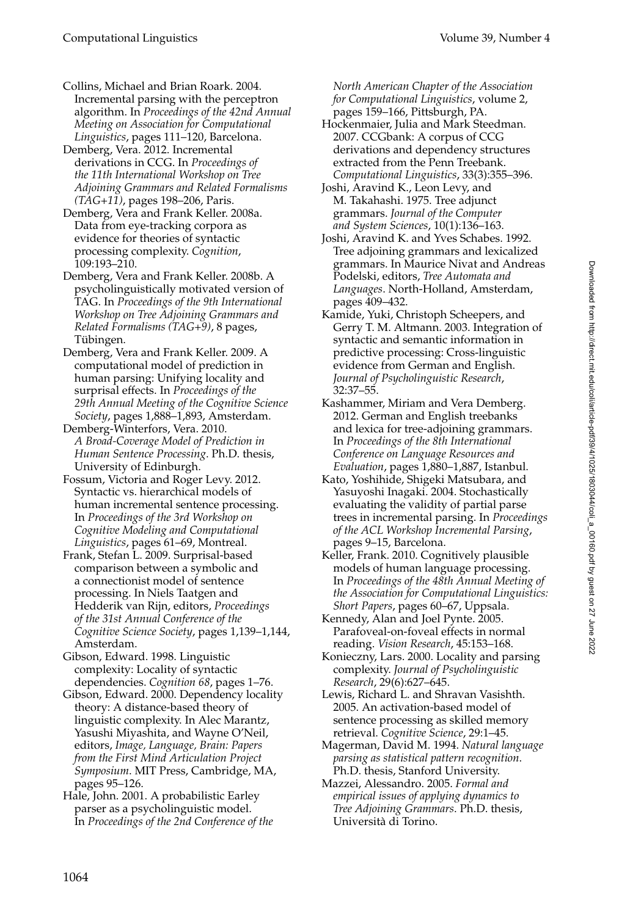Collins, Michael and Brian Roark. 2004. Incremental parsing with the perceptron algorithm. In *Proceedings of the 42nd Annual Meeting on Association for Computational Linguistics*, pages 111–120, Barcelona.

Demberg, Vera. 2012. Incremental derivations in CCG. In *Proceedings of the 11th International Workshop on Tree Adjoining Grammars and Related Formalisms (TAG+11)*, pages 198–206, Paris.

Demberg, Vera and Frank Keller. 2008a. Data from eye-tracking corpora as evidence for theories of syntactic processing complexity. *Cognition*, 109:193–210.

Demberg, Vera and Frank Keller. 2008b. A psycholinguistically motivated version of TAG. In *Proceedings of the 9th International Workshop on Tree Adjoining Grammars and Related Formalisms (TAG+9)*, 8 pages, Tübingen.

Demberg, Vera and Frank Keller. 2009. A computational model of prediction in human parsing: Unifying locality and surprisal effects. In *Proceedings of the 29th Annual Meeting of the Cognitive Science Society*, pages 1,888–1,893, Amsterdam.

Demberg-Winterfors, Vera. 2010. *A Broad-Coverage Model of Prediction in Human Sentence Processing*. Ph.D. thesis, University of Edinburgh.

Fossum, Victoria and Roger Levy. 2012. Syntactic vs. hierarchical models of human incremental sentence processing. In *Proceedings of the 3rd Workshop on Cognitive Modeling and Computational Linguistics*, pages 61–69, Montreal.

Frank, Stefan L. 2009. Surprisal-based comparison between a symbolic and a connectionist model of sentence processing. In Niels Taatgen and Hedderik van Rijn, editors, *Proceedings of the 31st Annual Conference of the Cognitive Science Society*, pages 1,139–1,144, Amsterdam.

Gibson, Edward. 1998. Linguistic complexity: Locality of syntactic dependencies. *Cognition 68*, pages 1–76.

Gibson, Edward. 2000. Dependency locality theory: A distance-based theory of linguistic complexity. In Alec Marantz, Yasushi Miyashita, and Wayne O'Neil, editors, *Image, Language, Brain: Papers from the First Mind Articulation Project Symposium*. MIT Press, Cambridge, MA, pages 95–126.

Hale, John. 2001. A probabilistic Earley parser as a psycholinguistic model. In *Proceedings of the 2nd Conference of the North American Chapter of the Association for Computational Linguistics*, volume 2, pages 159–166, Pittsburgh, PA.

Hockenmaier, Julia and Mark Steedman. 2007. CCGbank: A corpus of CCG derivations and dependency structures extracted from the Penn Treebank. *Computational Linguistics*, 33(3):355–396.

Joshi, Aravind K., Leon Levy, and M. Takahashi. 1975. Tree adjunct grammars. *Journal of the Computer and System Sciences*, 10(1):136–163.

Joshi, Aravind K. and Yves Schabes. 1992. Tree adjoining grammars and lexicalized grammars. In Maurice Nivat and Andreas Podelski, editors, *Tree Automata and Languages*. North-Holland, Amsterdam, pages 409–432.

Kamide, Yuki, Christoph Scheepers, and Gerry T. M. Altmann. 2003. Integration of syntactic and semantic information in predictive processing: Cross-linguistic evidence from German and English. *Journal of Psycholinguistic Research*, 32:37–55.

Kashammer, Miriam and Vera Demberg. 2012. German and English treebanks and lexica for tree-adjoining grammars. In *Proceedings of the 8th International Conference on Language Resources and Evaluation*, pages 1,880–1,887, Istanbul.

Kato, Yoshihide, Shigeki Matsubara, and Yasuyoshi Inagaki. 2004. Stochastically evaluating the validity of partial parse trees in incremental parsing. In *Proceedings of the ACL Workshop Incremental Parsing*, pages 9–15, Barcelona.

Keller, Frank. 2010. Cognitively plausible models of human language processing. In *Proceedings of the 48th Annual Meeting of the Association for Computational Linguistics: Short Papers*, pages 60–67, Uppsala.

Kennedy, Alan and Joel Pynte. 2005. Parafoveal-on-foveal effects in normal reading. *Vision Research*, 45:153–168.

Konieczny, Lars. 2000. Locality and parsing complexity. *Journal of Psycholinguistic Research*, 29(6):627–645.

Lewis, Richard L. and Shravan Vasishth. 2005. An activation-based model of sentence processing as skilled memory retrieval. *Cognitive Science*, 29:1–45.

Magerman, David M. 1994. *Natural language parsing as statistical pattern recognition*. Ph.D. thesis, Stanford University.

Mazzei, Alessandro. 2005. *Formal and empirical issues of applying dynamics to Tree Adjoining Grammars*. Ph.D. thesis, Università di Torino.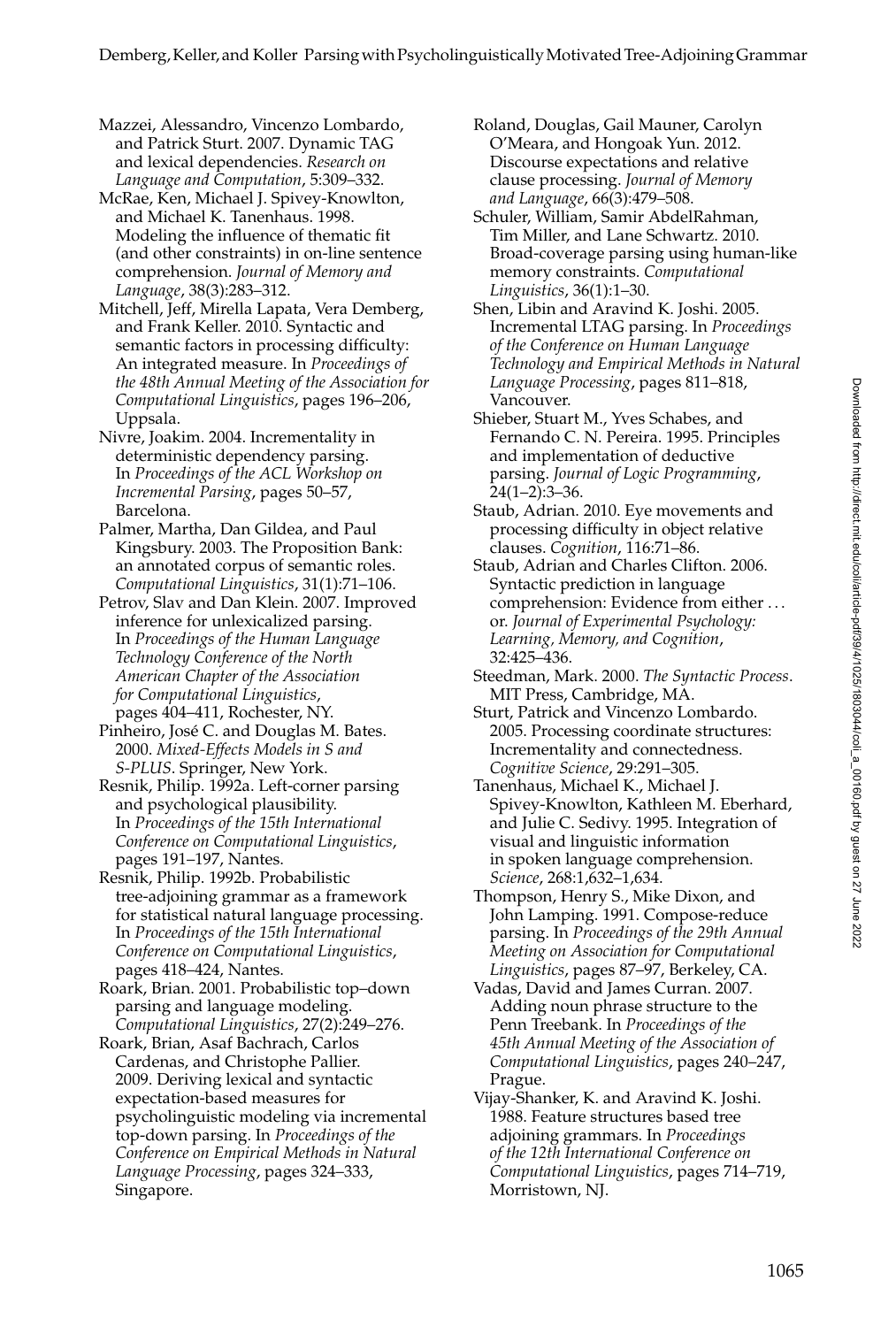Mazzei, Alessandro, Vincenzo Lombardo, and Patrick Sturt. 2007. Dynamic TAG and lexical dependencies. *Research on Language and Computation*, 5:309–332.

McRae, Ken, Michael J. Spivey-Knowlton, and Michael K. Tanenhaus. 1998. Modeling the influence of thematic fit (and other constraints) in on-line sentence comprehension. *Journal of Memory and Language*, 38(3):283–312.

Mitchell, Jeff, Mirella Lapata, Vera Demberg, and Frank Keller. 2010. Syntactic and semantic factors in processing difficulty: An integrated measure. In *Proceedings of the 48th Annual Meeting of the Association for Computational Linguistics*, pages 196–206, Uppsala.

Nivre, Joakim. 2004. Incrementality in deterministic dependency parsing. In *Proceedings of the ACL Workshop on Incremental Parsing*, pages 50–57, Barcelona.

Palmer, Martha, Dan Gildea, and Paul Kingsbury. 2003. The Proposition Bank: an annotated corpus of semantic roles. *Computational Linguistics*, 31(1):71–106.

Petrov, Slav and Dan Klein. 2007. Improved inference for unlexicalized parsing. In *Proceedings of the Human Language Technology Conference of the North American Chapter of the Association for Computational Linguistics*, pages 404–411, Rochester, NY.

Pinheiro, José C. and Douglas M. Bates. 2000. *Mixed-Effects Models in S and S-PLUS*. Springer, New York.

Resnik, Philip. 1992a. Left-corner parsing and psychological plausibility. In *Proceedings of the 15th International Conference on Computational Linguistics*, pages 191–197, Nantes.

Resnik, Philip. 1992b. Probabilistic tree-adjoining grammar as a framework for statistical natural language processing. In *Proceedings of the 15th International Conference on Computational Linguistics*, pages 418–424, Nantes.

Roark, Brian. 2001. Probabilistic top–down parsing and language modeling. *Computational Linguistics*, 27(2):249–276.

Roark, Brian, Asaf Bachrach, Carlos Cardenas, and Christophe Pallier. 2009. Deriving lexical and syntactic expectation-based measures for psycholinguistic modeling via incremental top-down parsing. In *Proceedings of the Conference on Empirical Methods in Natural Language Processing*, pages 324–333, Singapore.

Roland, Douglas, Gail Mauner, Carolyn O'Meara, and Hongoak Yun. 2012. Discourse expectations and relative clause processing. *Journal of Memory and Language*, 66(3):479–508.

Schuler, William, Samir AbdelRahman, Tim Miller, and Lane Schwartz. 2010. Broad-coverage parsing using human-like memory constraints. *Computational Linguistics*, 36(1):1–30.

Shen, Libin and Aravind K. Joshi. 2005. Incremental LTAG parsing. In *Proceedings of the Conference on Human Language Technology and Empirical Methods in Natural Language Processing*, pages 811–818, Vancouver.

Shieber, Stuart M., Yves Schabes, and Fernando C. N. Pereira. 1995. Principles and implementation of deductive parsing. *Journal of Logic Programming*, 24(1–2):3–36.

Staub, Adrian. 2010. Eye movements and processing difficulty in object relative clauses. *Cognition*, 116:71–86.

Staub, Adrian and Charles Clifton. 2006. Syntactic prediction in language comprehension: Evidence from either . . . or. *Journal of Experimental Psychology: Learning, Memory, and Cognition*, 32:425–436.

Steedman, Mark. 2000. *The Syntactic Process*. MIT Press, Cambridge, MA.

Sturt, Patrick and Vincenzo Lombardo. 2005. Processing coordinate structures: Incrementality and connectedness. *Cognitive Science*, 29:291–305.

Tanenhaus, Michael K., Michael J. Spivey-Knowlton, Kathleen M. Eberhard, and Julie C. Sedivy. 1995. Integration of visual and linguistic information in spoken language comprehension. *Science*, 268:1,632–1,634.

Thompson, Henry S., Mike Dixon, and John Lamping. 1991. Compose-reduce parsing. In *Proceedings of the 29th Annual Meeting on Association for Computational Linguistics*, pages 87–97, Berkeley, CA.

Vadas, David and James Curran. 2007. Adding noun phrase structure to the Penn Treebank. In *Proceedings of the 45th Annual Meeting of the Association of Computational Linguistics*, pages 240–247, Prague.

Vijay-Shanker, K. and Aravind K. Joshi. 1988. Feature structures based tree adjoining grammars. In *Proceedings of the 12th International Conference on Computational Linguistics*, pages 714–719, Morristown, NJ.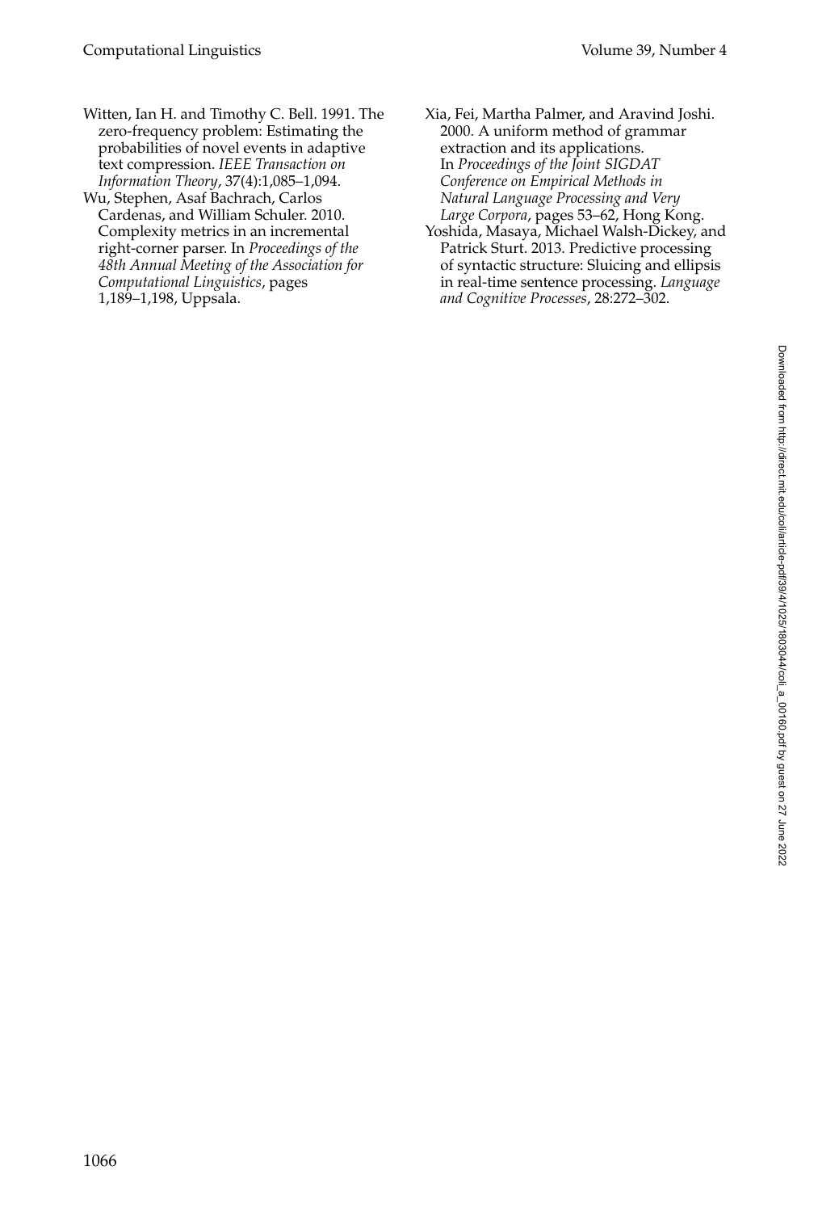Witten, Ian H. and Timothy C. Bell. 1991. The zero-frequency problem: Estimating the probabilities of novel events in adaptive text compression. *IEEE Transaction on Information Theory*, 37(4):1,085–1,094.

Wu, Stephen, Asaf Bachrach, Carlos Cardenas, and William Schuler. 2010. Complexity metrics in an incremental right-corner parser. In *Proceedings of the 48th Annual Meeting of the Association for Computational Linguistics*, pages 1,189–1,198, Uppsala.

Xia, Fei, Martha Palmer, and Aravind Joshi. 2000. A uniform method of grammar extraction and its applications. In *Proceedings of the Joint SIGDAT Conference on Empirical Methods in Natural Language Processing and Very Large Corpora*, pages 53–62, Hong Kong.

Yoshida, Masaya, Michael Walsh-Dickey, and Patrick Sturt. 2013. Predictive processing of syntactic structure: Sluicing and ellipsis in real-time sentence processing. *Language and Cognitive Processes*, 28:272–302.